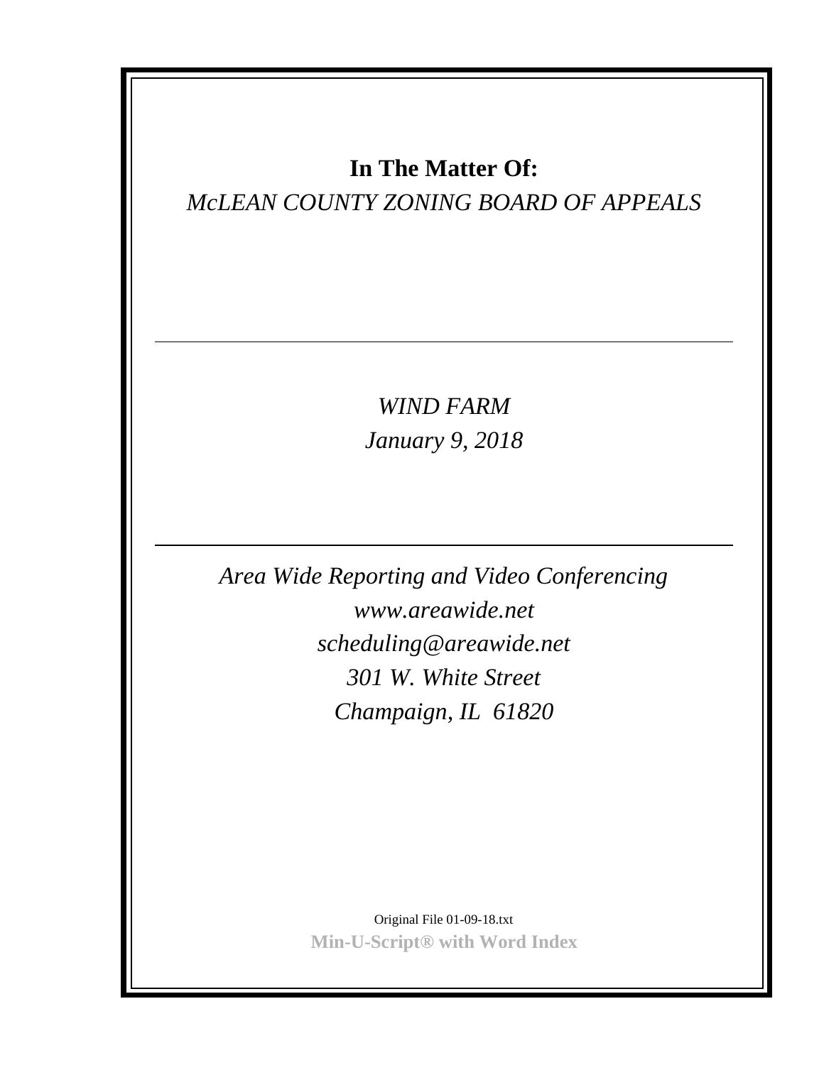**In The Matter Of:**

*McLEAN COUNTY ZONING BOARD OF APPEALS*

---

*WIND FARM*

*January 9, 2018*

---

*Area Wide Reporting and Video Conferencing*

*www.areawide.net*

*scheduling@areawide.net*

*301 W. White Street*

*Champaign, IL 61820*

Original File 01-09-18.txt

**Min-U-Script® with Word Index**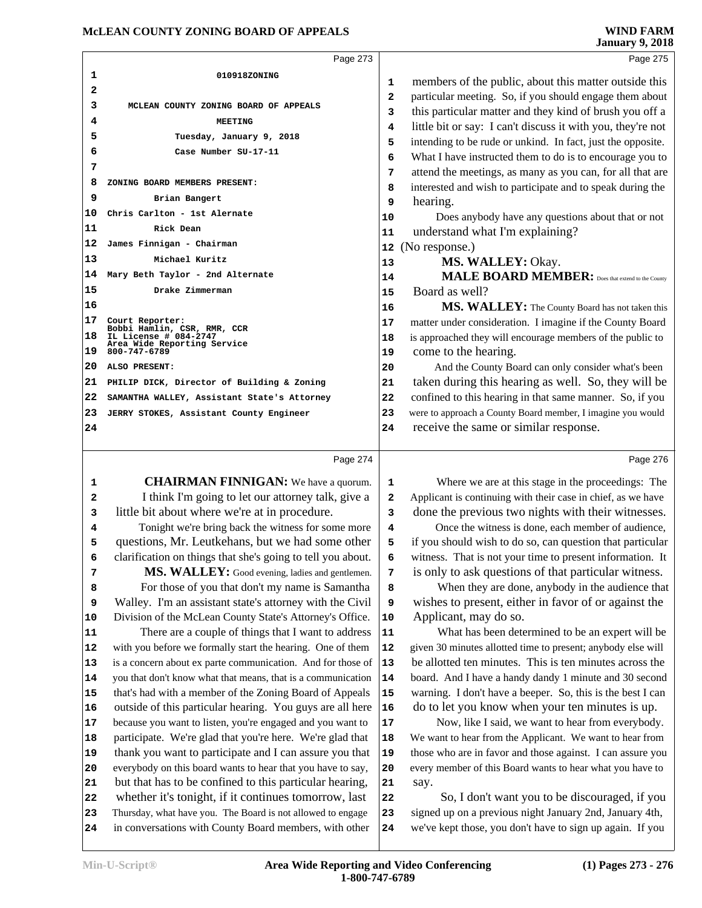Page 273

010918ZONING

MCLEAN COUNTY ZONING BOARD OF APPEALS

MEETING

Tuesday, January 9, 2018

Case Number SU-17-11

ZONING BOARD MEMBERS PRESENT:

Brian Bangert
Chris Carlton - 1st Alernate
Rick Dean
James Finnigan - Chairman
Michael Kuritz
Mary Beth Taylor - 2nd Alternate
Drake Zimmerman

Court Reporter:
Bobbi Hamlin, CSR, RMR, CCR
IL License # 084-2747
Area Wide Reporting Service
800-747-6789

ALSO PRESENT:

PHILIP DICK, Director of Building & Zoning
SAMANTHA WALLEY, Assistant State's Attorney
JERRY STOKES, Assistant County Engineer

Page 274

**CHAIRMAN FINNIGAN:** We have a quorum. I think I'm going to let our attorney talk, give a little bit about where we're at in procedure.

Tonight we're bring back the witness for some more questions, Mr. Leutkehans, but we had some other clarification on things that she's going to tell you about.

**MS. WALLEY:** Good evening, ladies and gentlemen.

For those of you that don't my name is Samantha Walley. I'm an assistant state's attorney with the Civil Division of the McLean County State's Attorney's Office.

There are a couple of things that I want to address with you before we formally start the hearing. One of them is a concern about ex parte communication. And for those of you that don't know what that means, that is a communication that's had with a member of the Zoning Board of Appeals outside of this particular hearing. You guys are all here because you want to listen, you're engaged and you want to participate. We're glad that you're here. We're glad that thank you want to participate and I can assure you that everybody on this board wants to hear that you have to say, but that has to be confined to this particular hearing, whether it's tonight, if it continues tomorrow, last Thursday, what have you. The Board is not allowed to engage in conversations with County Board members, with other

Page 275

members of the public, about this matter outside this particular meeting. So, if you should engage them about this particular matter and they kind of brush you off a little bit or say: I can't discuss it with you, they're not intending to be rude or unkind. In fact, just the opposite. What I have instructed them to do is to encourage you to attend the meetings, as many as you can, for all that are interested and wish to participate and to speak during the hearing.

Does anybody have any questions about that or not understand what I'm explaining?

(No response.)

**MS. WALLEY:** Okay.

**MALE BOARD MEMBER:** Does that extend to the County Board as well?

**MS. WALLEY:** The County Board has not taken this matter under consideration. I imagine if the County Board is approached they will encourage members of the public to come to the hearing.

And the County Board can only consider what's been taken during this hearing as well. So, they will be confined to this hearing in that same manner. So, if you were to approach a County Board member, I imagine you would receive the same or similar response.

Page 276

Where we are at this stage in the proceedings: The Applicant is continuing with their case in chief, as we have done the previous two nights with their witnesses.

Once the witness is done, each member of audience, if you should wish to do so, can question that particular witness. That is not your time to present information. It is only to ask questions of that particular witness.

When they are done, anybody in the audience that wishes to present, either in favor of or against the Applicant, may do so.

What has been determined to be an expert will be given 30 minutes allotted time to present; anybody else will be allotted ten minutes. This is ten minutes across the board. And I have a handy dandy 1 minute and 30 second warning. I don't have a beeper. So, this is the best I can do to let you know when your ten minutes is up.

Now, like I said, we want to hear from everybody. We want to hear from the Applicant. We want to hear from those who are in favor and those against. I can assure you every member of this Board wants to hear what you have to say.

So, I don't want you to be discouraged, if you signed up on a previous night January 2nd, January 4th, we've kept those, you don't have to sign up again. If you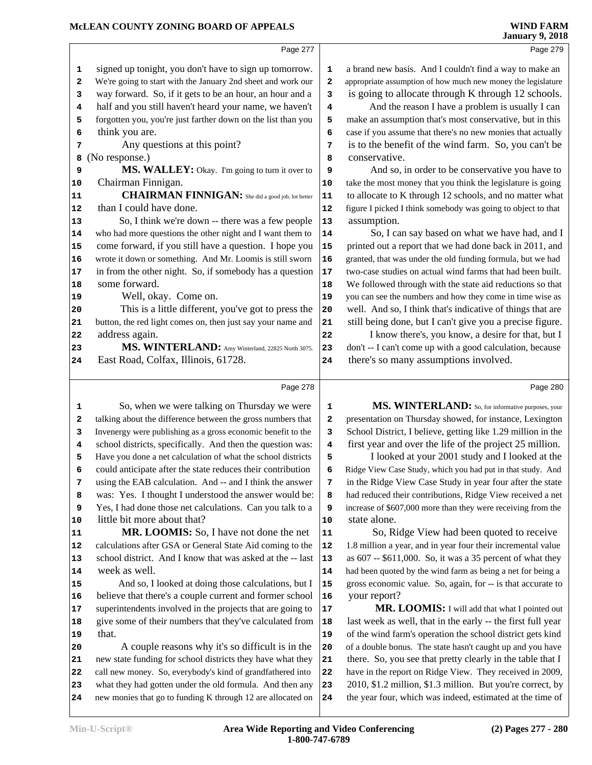Page 277

signed up tonight, you don't have to sign up tomorrow. We're going to start with the January 2nd sheet and work our way forward. So, if it gets to be an hour, an hour and a half and you still haven't heard your name, we haven't forgotten you, you're just farther down on the list than you think you are.

Any questions at this point?

(No response.)

**MS. WALLEY:** Okay. I'm going to turn it over to Chairman Finnigan.

**CHAIRMAN FINNIGAN:** She did a good job, lot better than I could have done.

So, I think we're down -- there was a few people who had more questions the other night and I want them to come forward, if you still have a question. I hope you wrote it down or something. And Mr. Loomis is still sworn in from the other night. So, if somebody has a question some forward.

Well, okay. Come on.

This is a little different, you've got to press the button, the red light comes on, then just say your name and address again.

**MS. WINTERLAND:** Amy Winterland, 22825 North 3075. East Road, Colfax, Illinois, 61728.

Page 278

So, when we were talking on Thursday we were talking about the difference between the gross numbers that Invenergy were publishing as a gross economic benefit to the school districts, specifically. And then the question was: Have you done a net calculation of what the school districts could anticipate after the state reduces their contribution using the EAB calculation. And -- and I think the answer was: Yes. I thought I understood the answer would be: Yes, I had done those net calculations. Can you talk to a little bit more about that?

**MR. LOOMIS:** So, I have not done the net calculations after GSA or General State Aid coming to the school district. And I know that was asked at the -- last week as well.

And so, I looked at doing those calculations, but I believe that there's a couple current and former school superintendents involved in the projects that are going to give some of their numbers that they've calculated from that.

A couple reasons why it's so difficult is in the new state funding for school districts they have what they call new money. So, everybody's kind of grandfathered into what they had gotten under the old formula. And then any new monies that go to funding K through 12 are allocated on

Page 279

a brand new basis. And I couldn't find a way to make an appropriate assumption of how much new money the legislature is going to allocate through K through 12 schools.

And the reason I have a problem is usually I can make an assumption that's most conservative, but in this case if you assume that there's no new monies that actually is to the benefit of the wind farm. So, you can't be conservative.

And so, in order to be conservative you have to take the most money that you think the legislature is going to allocate to K through 12 schools, and no matter what figure I picked I think somebody was going to object to that assumption.

So, I can say based on what we have had, and I printed out a report that we had done back in 2011, and granted, that was under the old funding formula, but we had two-case studies on actual wind farms that had been built. We followed through with the state aid reductions so that you can see the numbers and how they come in time wise as well. And so, I think that's indicative of things that are still being done, but I can't give you a precise figure.

I know there's, you know, a desire for that, but I don't -- I can't come up with a good calculation, because there's so many assumptions involved.

Page 280

**MS. WINTERLAND:** So, for informative purposes, your presentation on Thursday showed, for instance, Lexington School District, I believe, getting like 1.29 million in the first year and over the life of the project 25 million.

I looked at your 2001 study and I looked at the Ridge View Case Study, which you had put in that study. And in the Ridge View Case Study in year four after the state had reduced their contributions, Ridge View received a net increase of $607,000 more than they were receiving from the state alone.

So, Ridge View had been quoted to receive 1.8 million a year, and in year four their incremental value as 607 -- $611,000. So, it was a 35 percent of what they had been quoted by the wind farm as being a net for being a gross economic value. So, again, for -- is that accurate to your report?

**MR. LOOMIS:** I will add that what I pointed out last week as well, that in the early -- the first full year of the wind farm's operation the school district gets kind of a double bonus. The state hasn't caught up and you have there. So, you see that pretty clearly in the table that I have in the report on Ridge View. They received in 2009, 2010, $1.2 million, $1.3 million. But you're correct, by the year four, which was indeed, estimated at the time of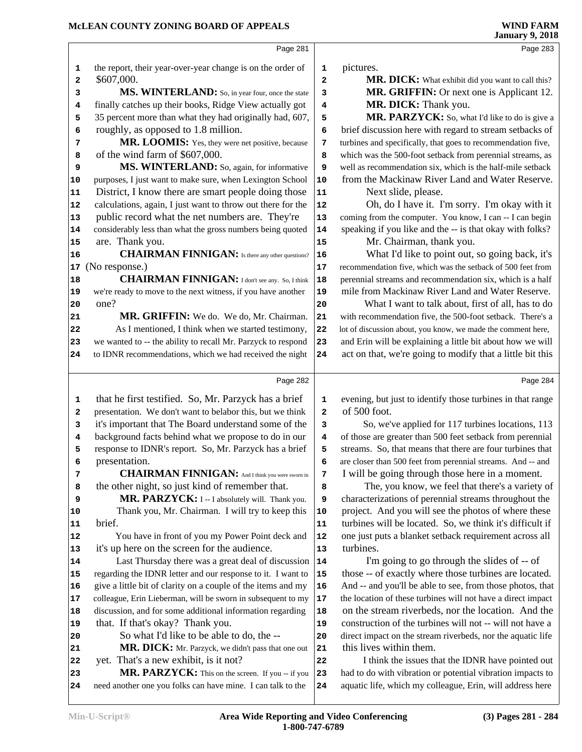Page 281

the report, their year-over-year change is on the order of $607,000.

**MS. WINTERLAND:** So, in year four, once the state finally catches up their books, Ridge View actually got 35 percent more than what they had originally had, 607, roughly, as opposed to 1.8 million.

**MR. LOOMIS:** Yes, they were net positive, because of the wind farm of $607,000.

**MS. WINTERLAND:** So, again, for informative purposes, I just want to make sure, when Lexington School District, I know there are smart people doing those calculations, again, I just want to throw out there for the public record what the net numbers are. They're considerably less than what the gross numbers being quoted are. Thank you.

**CHAIRMAN FINNIGAN:** Is there any other questions?

(No response.)

**CHAIRMAN FINNIGAN:** I don't see any. So, I think we're ready to move to the next witness, if you have another one?

**MR. GRIFFIN:** We do. We do, Mr. Chairman. As I mentioned, I think when we started testimony, we wanted to -- the ability to recall Mr. Parzyck to respond to IDNR recommendations, which we had received the night

Page 282

that he first testified. So, Mr. Parzyck has a brief presentation. We don't want to belabor this, but we think it's important that The Board understand some of the background facts behind what we propose to do in our response to IDNR's report. So, Mr. Parzyck has a brief presentation.

**CHAIRMAN FINNIGAN:** And I think you were sworn in the other night, so just kind of remember that.

**MR. PARZYCK:** I -- I absolutely will. Thank you.

Thank you, Mr. Chairman. I will try to keep this brief.

You have in front of you my Power Point deck and it's up here on the screen for the audience.

Last Thursday there was a great deal of discussion regarding the IDNR letter and our response to it. I want to give a little bit of clarity on a couple of the items and my colleague, Erin Lieberman, will be sworn in subsequent to my discussion, and for some additional information regarding that. If that's okay? Thank you.

So what I'd like to be able to do, the --

**MR. DICK:** Mr. Parzyck, we didn't pass that one out yet. That's a new exhibit, is it not?

**MR. PARZYCK:** This on the screen. If you -- if you need another one you folks can have mine. I can talk to the

Page 283

pictures.

**MR. DICK:** What exhibit did you want to call this?

**MR. GRIFFIN:** Or next one is Applicant 12.

**MR. DICK:** Thank you.

**MR. PARZYCK:** So, what I'd like to do is give a brief discussion here with regard to stream setbacks of turbines and specifically, that goes to recommendation five, which was the 500-foot setback from perennial streams, as well as recommendation six, which is the half-mile setback from the Mackinaw River Land and Water Reserve.

Next slide, please.

Oh, do I have it. I'm sorry. I'm okay with it coming from the computer. You know, I can -- I can begin speaking if you like and the -- is that okay with folks?

Mr. Chairman, thank you.

What I'd like to point out, so going back, it's recommendation five, which was the setback of 500 feet from perennial streams and recommendation six, which is a half mile from Mackinaw River Land and Water Reserve.

What I want to talk about, first of all, has to do with recommendation five, the 500-foot setback. There's a lot of discussion about, you know, we made the comment here, and Erin will be explaining a little bit about how we will act on that, we're going to modify that a little bit this

Page 284

evening, but just to identify those turbines in that range of 500 foot.

So, we've applied for 117 turbines locations, 113 of those are greater than 500 feet setback from perennial streams. So, that means that there are four turbines that are closer than 500 feet from perennial streams. And -- and I will be going through those here in a moment.

The, you know, we feel that there's a variety of characterizations of perennial streams throughout the project. And you will see the photos of where these turbines will be located. So, we think it's difficult if one just puts a blanket setback requirement across all turbines.

I'm going to go through the slides of -- of those -- of exactly where those turbines are located. And -- and you'll be able to see, from those photos, that the location of these turbines will not have a direct impact on the stream riverbeds, nor the location. And the construction of the turbines will not -- will not have a direct impact on the stream riverbeds, nor the aquatic life this lives within them.

I think the issues that the IDNR have pointed out had to do with vibration or potential vibration impacts to aquatic life, which my colleague, Erin, will address here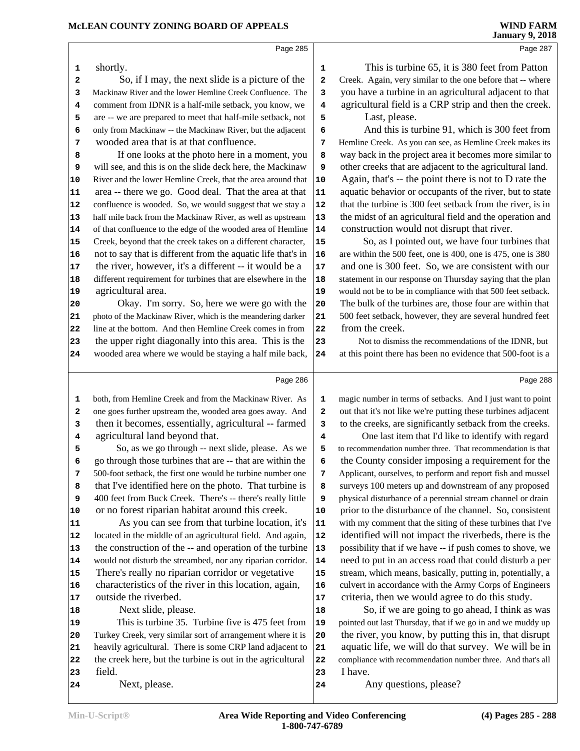Page 285

shortly.

So, if I may, the next slide is a picture of the Mackinaw River and the lower Hemline Creek Confluence. The comment from IDNR is a half-mile setback, you know, we are -- we are prepared to meet that half-mile setback, not only from Mackinaw -- the Mackinaw River, but the adjacent wooded area that is at that confluence.

If one looks at the photo here in a moment, you will see, and this is on the slide deck here, the Mackinaw River and the lower Hemline Creek, that the area around that area -- there we go. Good deal. That the area at that confluence is wooded. So, we would suggest that we stay a half mile back from the Mackinaw River, as well as upstream of that confluence to the edge of the wooded area of Hemline Creek, beyond that the creek takes on a different character, not to say that is different from the aquatic life that's in the river, however, it's a different -- it would be a different requirement for turbines that are elsewhere in the agricultural area.

Okay. I'm sorry. So, here we were go with the photo of the Mackinaw River, which is the meandering darker line at the bottom. And then Hemline Creek comes in from the upper right diagonally into this area. This is the wooded area where we would be staying a half mile back,

Page 286

both, from Hemline Creek and from the Mackinaw River. As one goes further upstream the wooded area goes away. And then it becomes, essentially, agricultural -- farmed agricultural land beyond that.

So, as we go through -- next slide, please. As we go through those turbines that are -- that are within the 500-foot setback, the first one would be turbine number one that I've identified here on the photo. That turbine is 400 feet from Buck Creek. There's -- there's really little or no forest riparian habitat around this creek.

As you can see from that turbine location, it's located in the middle of an agricultural field. And again, the construction of the -- and operation of the turbine would not disturb the streambed, nor any riparian corridor. There's really no riparian corridor or vegetative characteristics of the river in this location, again, outside the riverbed.

Next slide, please.

This is turbine 35. Turbine five is 475 feet from Turkey Creek, very similar sort of arrangement where it is heavily agricultural. There is some CRP land adjacent to the creek here, but the turbine is out in the agricultural field.

Next, please.

Page 287

This is turbine 65, it is 380 feet from Patton Creek. Again, very similar to the one before that -- where you have a turbine in an agricultural adjacent to that agricultural field is a CRP strip and then the creek.

Last, please.

And this is turbine 91, which is 300 feet from Hemline Creek. As you can see, as Hemline Creek makes its way back in the project area it becomes more similar to other creeks that are adjacent to the agricultural land. Again, that's -- the point there is not to D rate the aquatic behavior or occupants of the river, but to state that the turbine is 300 feet setback from the river, is in the midst of an agricultural field and the operation and construction would not disrupt that river.

So, as I pointed out, we have four turbines that are within the 500 feet, one is 400, one is 475, one is 380 and one is 300 feet. So, we are consistent with our statement in our response on Thursday saying that the plan would not be to be in compliance with that 500 feet setback. The bulk of the turbines are, those four are within that 500 feet setback, however, they are several hundred feet from the creek.

Not to dismiss the recommendations of the IDNR, but at this point there has been no evidence that 500-foot is a

Page 288

magic number in terms of setbacks. And I just want to point out that it's not like we're putting these turbines adjacent to the creeks, are significantly setback from the creeks.

One last item that I'd like to identify with regard to recommendation number three. That recommendation is that the County consider imposing a requirement for the Applicant, ourselves, to perform and report fish and mussel surveys 100 meters up and downstream of any proposed physical disturbance of a perennial stream channel or drain prior to the disturbance of the channel. So, consistent with my comment that the siting of these turbines that I've identified will not impact the riverbeds, there is the possibility that if we have -- if push comes to shove, we need to put in an access road that could disturb a per stream, which means, basically, putting in, potentially, a culvert in accordance with the Army Corps of Engineers criteria, then we would agree to do this study.

So, if we are going to go ahead, I think as was pointed out last Thursday, that if we go in and we muddy up the river, you know, by putting this in, that disrupt aquatic life, we will do that survey. We will be in compliance with recommendation number three. And that's all I have.

Any questions, please?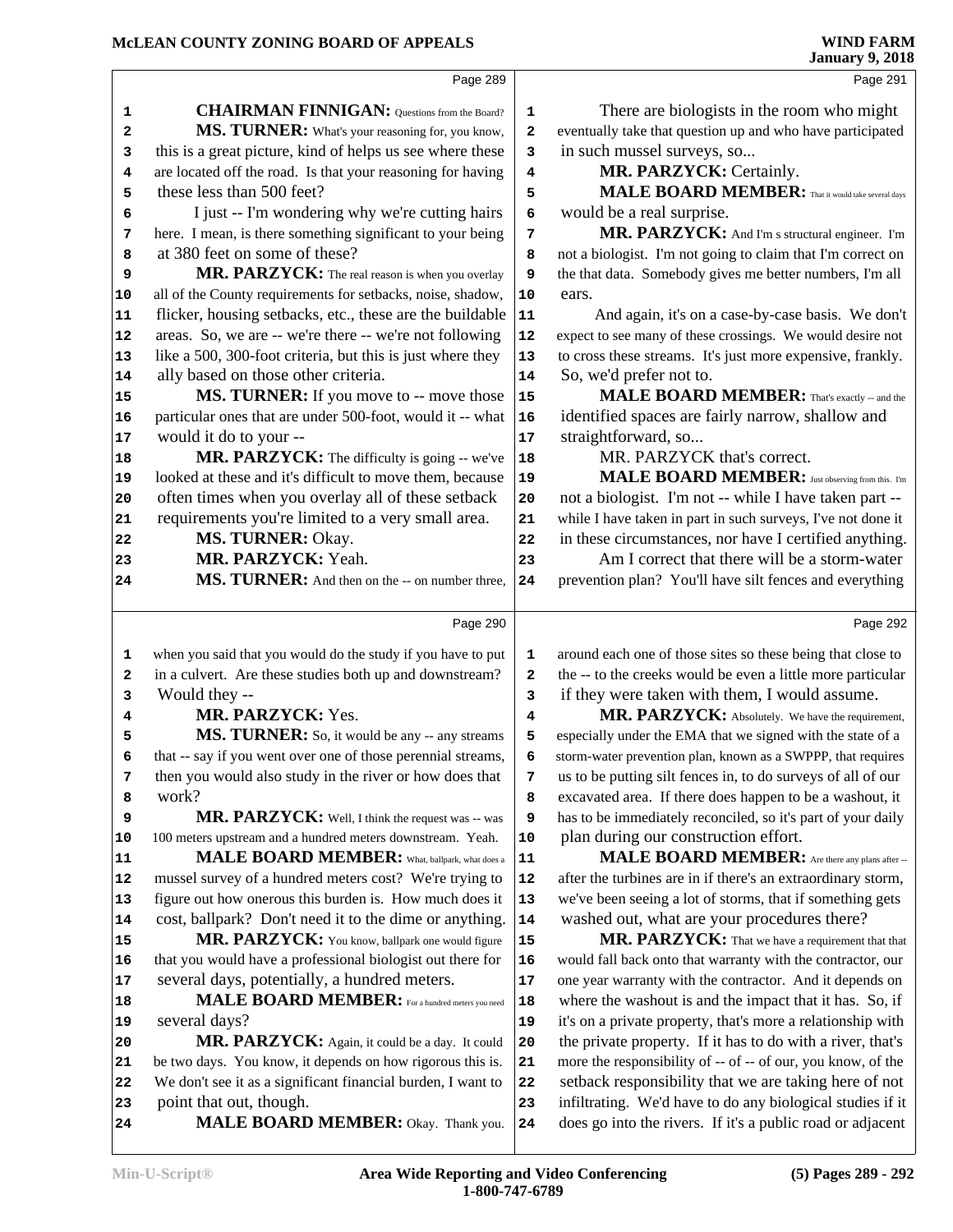**CHAIRMAN FINNIGAN:** Questions from the Board?

**MS. TURNER:** What's your reasoning for, you know, this is a great picture, kind of helps us see where these are located off the road. Is that your reasoning for having these less than 500 feet?

I just -- I'm wondering why we're cutting hairs here. I mean, is there something significant to your being at 380 feet on some of these?

**MR. PARZYCK:** The real reason is when you overlay all of the County requirements for setbacks, noise, shadow, flicker, housing setbacks, etc., these are the buildable areas. So, we are -- we're there -- we're not following like a 500, 300-foot criteria, but this is just where they ally based on those other criteria.

**MS. TURNER:** If you move to -- move those particular ones that are under 500-foot, would it -- what would it do to your --

**MR. PARZYCK:** The difficulty is going -- we've looked at these and it's difficult to move them, because often times when you overlay all of these setback requirements you're limited to a very small area.

**MS. TURNER:** Okay.

**MR. PARZYCK:** Yeah.

**MS. TURNER:** And then on the -- on number three, when you said that you would do the study if you have to put in a culvert. Are these studies both up and downstream? Would they --

**MR. PARZYCK:** Yes.

**MS. TURNER:** So, it would be any -- any streams that -- say if you went over one of those perennial streams, then you would also study in the river or how does that work?

**MR. PARZYCK:** Well, I think the request was -- was 100 meters upstream and a hundred meters downstream. Yeah.

**MALE BOARD MEMBER:** What, ballpark, what does a mussel survey of a hundred meters cost? We're trying to figure out how onerous this burden is. How much does it cost, ballpark? Don't need it to the dime or anything.

**MR. PARZYCK:** You know, ballpark one would figure that you would have a professional biologist out there for several days, potentially, a hundred meters.

**MALE BOARD MEMBER:** For a hundred meters you need several days?

**MR. PARZYCK:** Again, it could be a day. It could be two days. You know, it depends on how rigorous this is. We don't see it as a significant financial burden, I want to point that out, though.

**MALE BOARD MEMBER:** Okay. Thank you.

There are biologists in the room who might eventually take that question up and who have participated in such mussel surveys, so...

**MR. PARZYCK:** Certainly.

**MALE BOARD MEMBER:** That it would take several days would be a real surprise.

**MR. PARZYCK:** And I'm s structural engineer. I'm not a biologist. I'm not going to claim that I'm correct on the that data. Somebody gives me better numbers, I'm all ears.

And again, it's on a case-by-case basis. We don't expect to see many of these crossings. We would desire not to cross these streams. It's just more expensive, frankly. So, we'd prefer not to.

**MALE BOARD MEMBER:** That's exactly -- and the identified spaces are fairly narrow, shallow and straightforward, so...

MR. PARZYCK that's correct.

**MALE BOARD MEMBER:** Just observing from this. I'm not a biologist. I'm not -- while I have taken part -- while I have taken in part in such surveys, I've not done it in these circumstances, nor have I certified anything.

Am I correct that there will be a storm-water prevention plan? You'll have silt fences and everything around each one of those sites so these being that close to the -- to the creeks would be even a little more particular if they were taken with them, I would assume.

**MR. PARZYCK:** Absolutely. We have the requirement, especially under the EMA that we signed with the state of a storm-water prevention plan, known as a SWPPP, that requires us to be putting silt fences in, to do surveys of all of our excavated area. If there does happen to be a washout, it has to be immediately reconciled, so it's part of your daily plan during our construction effort.

**MALE BOARD MEMBER:** Are there any plans after -- after the turbines are in if there's an extraordinary storm, we've been seeing a lot of storms, that if something gets washed out, what are your procedures there?

**MR. PARZYCK:** That we have a requirement that that would fall back onto that warranty with the contractor, our one year warranty with the contractor. And it depends on where the washout is and the impact that it has. So, if it's on a private property, that's more a relationship with the private property. If it has to do with a river, that's more the responsibility of -- of -- of our, you know, of the setback responsibility that we are taking here of not infiltrating. We'd have to do any biological studies if it does go into the rivers. If it's a public road or adjacent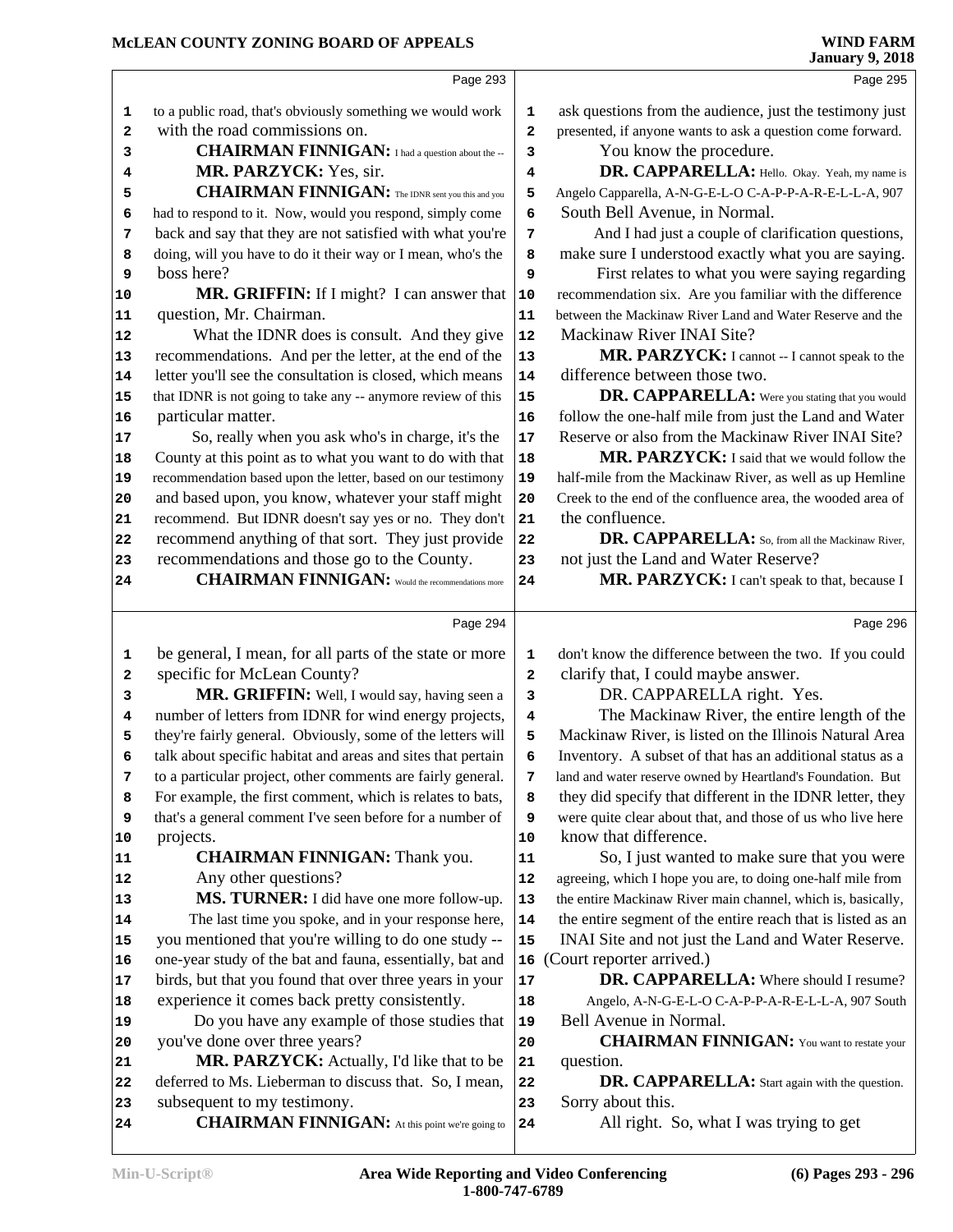**Page 293**

to a public road, that's obviously something we would work with the road commissions on.

**CHAIRMAN FINNIGAN:** I had a question about the --

**MR. PARZYCK:** Yes, sir.

**CHAIRMAN FINNIGAN:** The IDNR sent you this and you had to respond to it. Now, would you respond, simply come back and say that they are not satisfied with what you're doing, will you have to do it their way or I mean, who's the boss here?

**MR. GRIFFIN:** If I might? I can answer that question, Mr. Chairman.

What the IDNR does is consult. And they give recommendations. And per the letter, at the end of the letter you'll see the consultation is closed, which means that IDNR is not going to take any -- anymore review of this particular matter.

So, really when you ask who's in charge, it's the County at this point as to what you want to do with that recommendation based upon the letter, based on our testimony and based upon, you know, whatever your staff might recommend. But IDNR doesn't say yes or no. They don't recommend anything of that sort. They just provide recommendations and those go to the County.

**CHAIRMAN FINNIGAN:** Would the recommendations more

**Page 294**

be general, I mean, for all parts of the state or more specific for McLean County?

**MR. GRIFFIN:** Well, I would say, having seen a number of letters from IDNR for wind energy projects, they're fairly general. Obviously, some of the letters will talk about specific habitat and areas and sites that pertain to a particular project, other comments are fairly general. For example, the first comment, which is relates to bats, that's a general comment I've seen before for a number of projects.

**CHAIRMAN FINNIGAN:** Thank you.

Any other questions?

**MS. TURNER:** I did have one more follow-up.

The last time you spoke, and in your response here, you mentioned that you're willing to do one study -- one-year study of the bat and fauna, essentially, bat and birds, but that you found that over three years in your experience it comes back pretty consistently.

Do you have any example of those studies that you've done over three years?

**MR. PARZYCK:** Actually, I'd like that to be deferred to Ms. Lieberman to discuss that. So, I mean, subsequent to my testimony.

**CHAIRMAN FINNIGAN:** At this point we're going to

**Page 295**

ask questions from the audience, just the testimony just presented, if anyone wants to ask a question come forward.

You know the procedure.

**DR. CAPPARELLA:** Hello. Okay. Yeah, my name is Angelo Capparella, A-N-G-E-L-O C-A-P-P-A-R-E-L-L-A, 907 South Bell Avenue, in Normal.

And I had just a couple of clarification questions, make sure I understood exactly what you are saying.

First relates to what you were saying regarding recommendation six. Are you familiar with the difference between the Mackinaw River Land and Water Reserve and the Mackinaw River INAI Site?

**MR. PARZYCK:** I cannot -- I cannot speak to the difference between those two.

**DR. CAPPARELLA:** Were you stating that you would follow the one-half mile from just the Land and Water Reserve or also from the Mackinaw River INAI Site?

**MR. PARZYCK:** I said that we would follow the half-mile from the Mackinaw River, as well as up Hemline Creek to the end of the confluence area, the wooded area of the confluence.

**DR. CAPPARELLA:** So, from all the Mackinaw River, not just the Land and Water Reserve?

**MR. PARZYCK:** I can't speak to that, because I

**Page 296**

don't know the difference between the two. If you could clarify that, I could maybe answer.

DR. CAPPARELLA right. Yes.

The Mackinaw River, the entire length of the Mackinaw River, is listed on the Illinois Natural Area Inventory. A subset of that has an additional status as a land and water reserve owned by Heartland's Foundation. But they did specify that different in the IDNR letter, they were quite clear about that, and those of us who live here know that difference.

So, I just wanted to make sure that you were agreeing, which I hope you are, to doing one-half mile from the entire Mackinaw River main channel, which is, basically, the entire segment of the entire reach that is listed as an INAI Site and not just the Land and Water Reserve.

(Court reporter arrived.)

**DR. CAPPARELLA:** Where should I resume?

Angelo, A-N-G-E-L-O C-A-P-P-A-R-E-L-L-A, 907 South Bell Avenue in Normal.

**CHAIRMAN FINNIGAN:** You want to restate your question.

**DR. CAPPARELLA:** Start again with the question. Sorry about this.

All right. So, what I was trying to get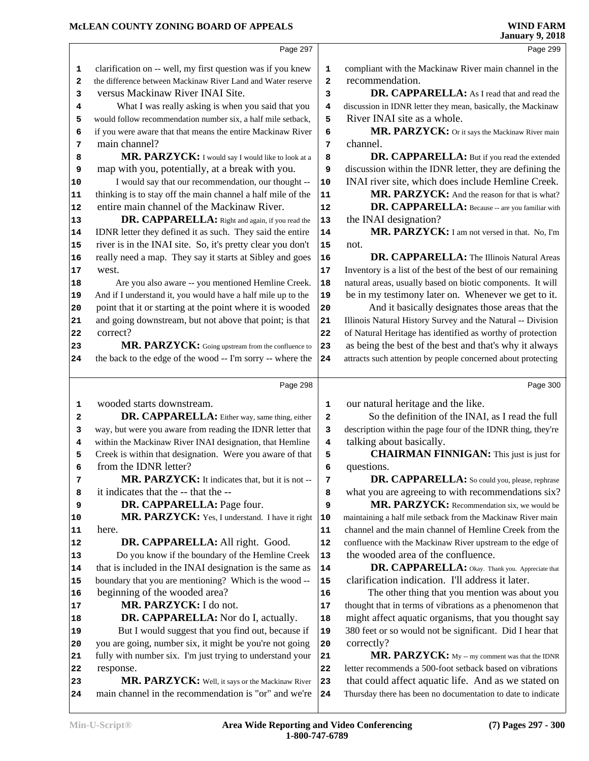clarification on -- well, my first question was if you knew the difference between Mackinaw River Land and Water reserve versus Mackinaw River INAI Site.

What I was really asking is when you said that you would follow recommendation number six, a half mile setback, if you were aware that that means the entire Mackinaw River main channel?

**MR. PARZYCK:** I would say I would like to look at a map with you, potentially, at a break with you.

I would say that our recommendation, our thought -- thinking is to stay off the main channel a half mile of the entire main channel of the Mackinaw River.

**DR. CAPPARELLA:** Right and again, if you read the IDNR letter they defined it as such. They said the entire river is in the INAI site. So, it's pretty clear you don't really need a map. They say it starts at Sibley and goes west.

Are you also aware -- you mentioned Hemline Creek. And if I understand it, you would have a half mile up to the point that it or starting at the point where it is wooded and going downstream, but not above that point; is that correct?

**MR. PARZYCK:** Going upstream from the confluence to the back to the edge of the wood -- I'm sorry -- where the wooded starts downstream.

**DR. CAPPARELLA:** Either way, same thing, either way, but were you aware from reading the IDNR letter that within the Mackinaw River INAI designation, that Hemline Creek is within that designation. Were you aware of that from the IDNR letter?

**MR. PARZYCK:** It indicates that, but it is not -- it indicates that the -- that the --

**DR. CAPPARELLA:** Page four.

**MR. PARZYCK:** Yes, I understand. I have it right here.

**DR. CAPPARELLA:** All right. Good.

Do you know if the boundary of the Hemline Creek that is included in the INAI designation is the same as boundary that you are mentioning? Which is the wood -- beginning of the wooded area?

**MR. PARZYCK:** I do not.

**DR. CAPPARELLA:** Nor do I, actually.

But I would suggest that you find out, because if you are going, number six, it might be you're not going fully with number six. I'm just trying to understand your response.

**MR. PARZYCK:** Well, it says or the Mackinaw River main channel in the recommendation is "or" and we're compliant with the Mackinaw River main channel in the recommendation.

**DR. CAPPARELLA:** As I read that and read the discussion in IDNR letter they mean, basically, the Mackinaw River INAI site as a whole.

**MR. PARZYCK:** Or it says the Mackinaw River main channel.

**DR. CAPPARELLA:** But if you read the extended discussion within the IDNR letter, they are defining the INAI river site, which does include Hemline Creek.

**MR. PARZYCK:** And the reason for that is what?

**DR. CAPPARELLA:** Because -- are you familiar with the INAI designation?

**MR. PARZYCK:** I am not versed in that. No, I'm not.

**DR. CAPPARELLA:** The Illinois Natural Areas Inventory is a list of the best of the best of our remaining natural areas, usually based on biotic components. It will be in my testimony later on. Whenever we get to it.

And it basically designates those areas that the Illinois Natural History Survey and the Natural -- Division of Natural Heritage has identified as worthy of protection as being the best of the best and that's why it always attracts such attention by people concerned about protecting our natural heritage and the like.

So the definition of the INAI, as I read the full description within the page four of the IDNR thing, they're talking about basically.

**CHAIRMAN FINNIGAN:** This just is just for questions.

**DR. CAPPARELLA:** So could you, please, rephrase what you are agreeing to with recommendations six?

**MR. PARZYCK:** Recommendation six, we would be maintaining a half mile setback from the Mackinaw River main channel and the main channel of Hemline Creek from the confluence with the Mackinaw River upstream to the edge of the wooded area of the confluence.

**DR. CAPPARELLA:** Okay. Thank you. Appreciate that clarification indication. I'll address it later.

The other thing that you mention was about you thought that in terms of vibrations as a phenomenon that might affect aquatic organisms, that you thought say 380 feet or so would not be significant. Did I hear that correctly?

**MR. PARZYCK:** My -- my comment was that the IDNR letter recommends a 500-foot setback based on vibrations that could affect aquatic life. And as we stated on Thursday there has been no documentation to date to indicate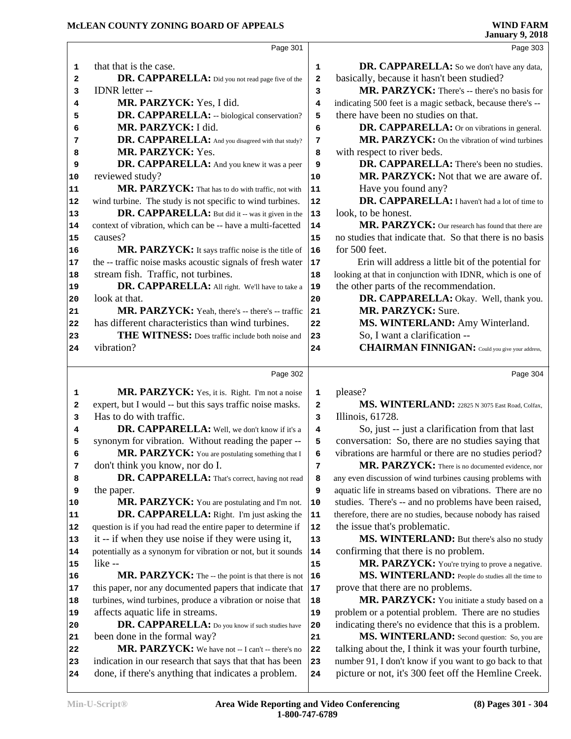**Page 301**

that that is the case.

**DR. CAPPARELLA:** Did you not read page five of the IDNR letter --

**MR. PARZYCK:** Yes, I did.

**DR. CAPPARELLA:** -- biological conservation?

**MR. PARZYCK:** I did.

**DR. CAPPARELLA:** And you disagreed with that study?

**MR. PARZYCK:** Yes.

**DR. CAPPARELLA:** And you knew it was a peer reviewed study?

**MR. PARZYCK:** That has to do with traffic, not with wind turbine. The study is not specific to wind turbines.

**DR. CAPPARELLA:** But did it -- was it given in the context of vibration, which can be -- have a multi-facetted causes?

**MR. PARZYCK:** It says traffic noise is the title of the -- traffic noise masks acoustic signals of fresh water stream fish. Traffic, not turbines.

**DR. CAPPARELLA:** All right. We'll have to take a look at that.

**MR. PARZYCK:** Yeah, there's -- there's -- traffic has different characteristics than wind turbines.

**THE WITNESS:** Does traffic include both noise and vibration?

**Page 302**

**MR. PARZYCK:** Yes, it is. Right. I'm not a noise expert, but I would -- but this says traffic noise masks. Has to do with traffic.

**DR. CAPPARELLA:** Well, we don't know if it's a synonym for vibration. Without reading the paper --

**MR. PARZYCK:** You are postulating something that I don't think you know, nor do I.

**DR. CAPPARELLA:** That's correct, having not read the paper.

**MR. PARZYCK:** You are postulating and I'm not.

**DR. CAPPARELLA:** Right. I'm just asking the question is if you had read the entire paper to determine if it -- if when they use noise if they were using it, potentially as a synonym for vibration or not, but it sounds like --

**MR. PARZYCK:** The -- the point is that there is not this paper, nor any documented papers that indicate that turbines, wind turbines, produce a vibration or noise that affects aquatic life in streams.

**DR. CAPPARELLA:** Do you know if such studies have been done in the formal way?

**MR. PARZYCK:** We have not -- I can't -- there's no indication in our research that says that that has been done, if there's anything that indicates a problem.

**Page 303**

**DR. CAPPARELLA:** So we don't have any data, basically, because it hasn't been studied?

**MR. PARZYCK:** There's -- there's no basis for indicating 500 feet is a magic setback, because there's -- there have been no studies on that.

**DR. CAPPARELLA:** Or on vibrations in general.

**MR. PARZYCK:** On the vibration of wind turbines with respect to river beds.

**DR. CAPPARELLA:** There's been no studies.

**MR. PARZYCK:** Not that we are aware of.

Have you found any?

**DR. CAPPARELLA:** I haven't had a lot of time to look, to be honest.

**MR. PARZYCK:** Our research has found that there are no studies that indicate that. So that there is no basis for 500 feet.

Erin will address a little bit of the potential for looking at that in conjunction with IDNR, which is one of the other parts of the recommendation.

**DR. CAPPARELLA:** Okay. Well, thank you.

**MR. PARZYCK:** Sure.

**MS. WINTERLAND:** Amy Winterland.

So, I want a clarification --

**CHAIRMAN FINNIGAN:** Could you give your address, please?

**Page 304**

**MS. WINTERLAND:** 22825 N 3075 East Road, Colfax, Illinois, 61728.

So, just -- just a clarification from that last conversation: So, there are no studies saying that vibrations are harmful or there are no studies period?

**MR. PARZYCK:** There is no documented evidence, nor any even discussion of wind turbines causing problems with aquatic life in streams based on vibrations. There are no studies. There's -- and no problems have been raised, therefore, there are no studies, because nobody has raised the issue that's problematic.

**MS. WINTERLAND:** But there's also no study confirming that there is no problem.

**MR. PARZYCK:** You're trying to prove a negative.

**MS. WINTERLAND:** People do studies all the time to prove that there are no problems.

**MR. PARZYCK:** You initiate a study based on a problem or a potential problem. There are no studies indicating there's no evidence that this is a problem.

**MS. WINTERLAND:** Second question: So, you are talking about the, I think it was your fourth turbine, number 91, I don't know if you want to go back to that picture or not, it's 300 feet off the Hemline Creek.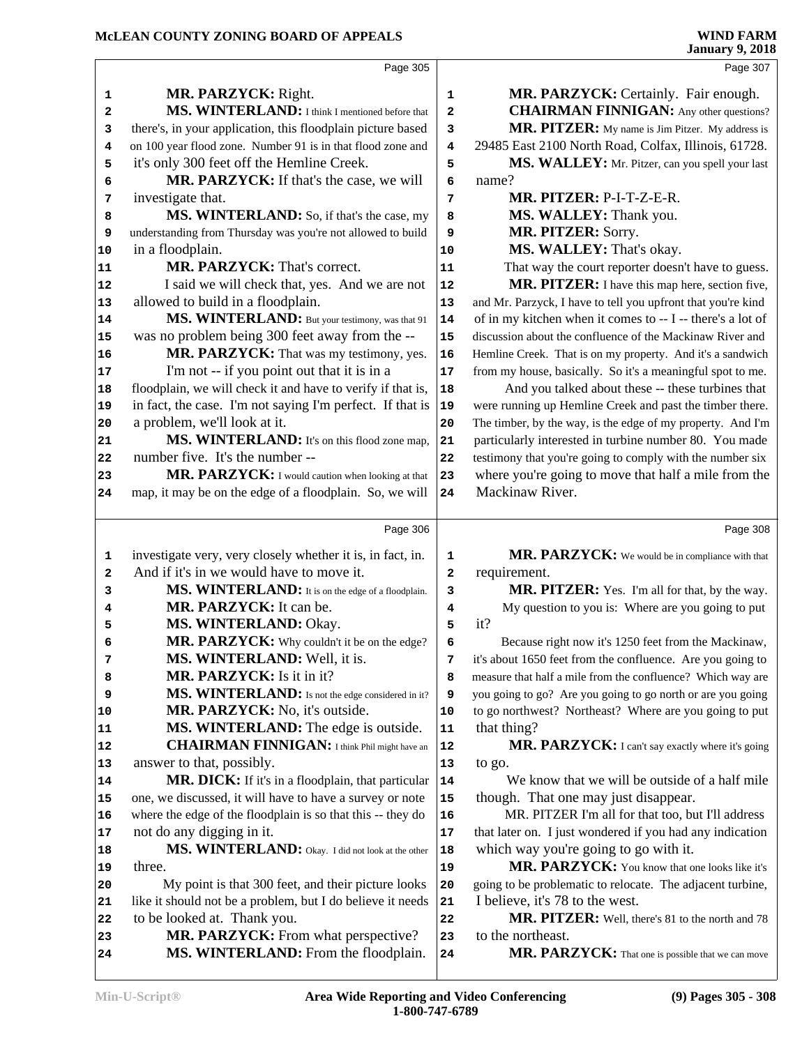Page 305

**MR. PARZYCK:** Right.

**MS. WINTERLAND:** I think I mentioned before that there's, in your application, this floodplain picture based on 100 year flood zone. Number 91 is in that flood zone and it's only 300 feet off the Hemline Creek.

**MR. PARZYCK:** If that's the case, we will investigate that.

**MS. WINTERLAND:** So, if that's the case, my understanding from Thursday was you're not allowed to build in a floodplain.

**MR. PARZYCK:** That's correct.

I said we will check that, yes. And we are not allowed to build in a floodplain.

**MS. WINTERLAND:** But your testimony, was that 91 was no problem being 300 feet away from the --

**MR. PARZYCK:** That was my testimony, yes.

I'm not -- if you point out that it is in a floodplain, we will check it and have to verify if that is, in fact, the case. I'm not saying I'm perfect. If that is a problem, we'll look at it.

**MS. WINTERLAND:** It's on this flood zone map, number five. It's the number --

**MR. PARZYCK:** I would caution when looking at that map, it may be on the edge of a floodplain. So, we will

Page 306

investigate very, very closely whether it is, in fact, in. And if it's in we would have to move it.

**MS. WINTERLAND:** It is on the edge of a floodplain.

**MR. PARZYCK:** It can be.

**MS. WINTERLAND:** Okay.

**MR. PARZYCK:** Why couldn't it be on the edge?

**MS. WINTERLAND:** Well, it is.

**MR. PARZYCK:** Is it in it?

**MS. WINTERLAND:** Is not the edge considered in it?

**MR. PARZYCK:** No, it's outside.

**MS. WINTERLAND:** The edge is outside.

**CHAIRMAN FINNIGAN:** I think Phil might have an answer to that, possibly.

**MR. DICK:** If it's in a floodplain, that particular one, we discussed, it will have to have a survey or note where the edge of the floodplain is so that this -- they do not do any digging in it.

**MS. WINTERLAND:** Okay. I did not look at the other three.

My point is that 300 feet, and their picture looks like it should not be a problem, but I do believe it needs to be looked at. Thank you.

**MR. PARZYCK:** From what perspective?

**MS. WINTERLAND:** From the floodplain.

Page 307

**MR. PARZYCK:** Certainly. Fair enough.

**CHAIRMAN FINNIGAN:** Any other questions?

**MR. PITZER:** My name is Jim Pitzer. My address is 29485 East 2100 North Road, Colfax, Illinois, 61728.

**MS. WALLEY:** Mr. Pitzer, can you spell your last name?

**MR. PITZER:** P-I-T-Z-E-R.

**MS. WALLEY:** Thank you.

**MR. PITZER:** Sorry.

**MS. WALLEY:** That's okay.

That way the court reporter doesn't have to guess.

**MR. PITZER:** I have this map here, section five, and Mr. Parzyck, I have to tell you upfront that you're kind of in my kitchen when it comes to -- I -- there's a lot of discussion about the confluence of the Mackinaw River and Hemline Creek. That is on my property. And it's a sandwich from my house, basically. So it's a meaningful spot to me.

And you talked about these -- these turbines that were running up Hemline Creek and past the timber there. The timber, by the way, is the edge of my property. And I'm particularly interested in turbine number 80. You made testimony that you're going to comply with the number six where you're going to move that half a mile from the Mackinaw River.

Page 308

**MR. PARZYCK:** We would be in compliance with that requirement.

**MR. PITZER:** Yes. I'm all for that, by the way.

My question to you is: Where are you going to put it?

Because right now it's 1250 feet from the Mackinaw, it's about 1650 feet from the confluence. Are you going to measure that half a mile from the confluence? Which way are you going to go? Are you going to go north or are you going to go northwest? Northeast? Where are you going to put that thing?

**MR. PARZYCK:** I can't say exactly where it's going to go.

We know that we will be outside of a half mile though. That one may just disappear.

MR. PITZER I'm all for that too, but I'll address that later on. I just wondered if you had any indication which way you're going to go with it.

**MR. PARZYCK:** You know that one looks like it's going to be problematic to relocate. The adjacent turbine, I believe, it's 78 to the west.

**MR. PITZER:** Well, there's 81 to the north and 78 to the northeast.

**MR. PARZYCK:** That one is possible that we can move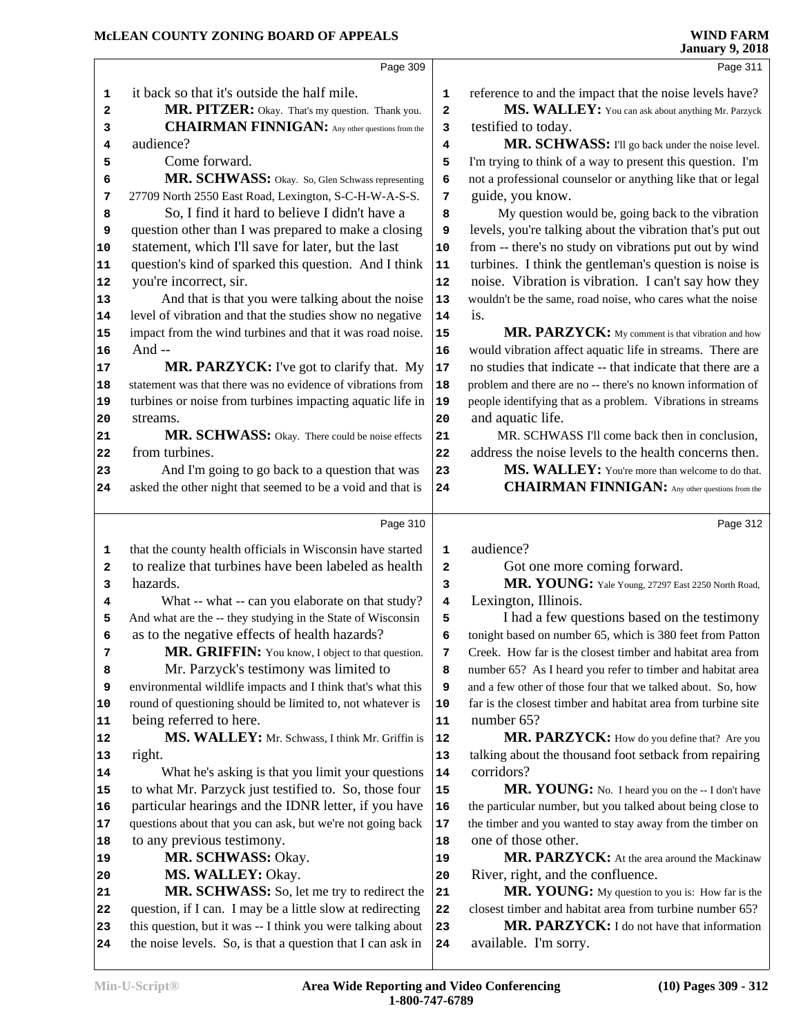Page 309

it back so that it's outside the half mile.

**MR. PITZER:** Okay. That's my question. Thank you.

**CHAIRMAN FINNIGAN:** Any other questions from the audience?

Come forward.

**MR. SCHWASS:** Okay. So, Glen Schwass representing 27709 North 2550 East Road, Lexington, S-C-H-W-A-S-S.

So, I find it hard to believe I didn't have a question other than I was prepared to make a closing statement, which I'll save for later, but the last question's kind of sparked this question. And I think you're incorrect, sir.

And that is that you were talking about the noise level of vibration and that the studies show no negative impact from the wind turbines and that it was road noise. And --

**MR. PARZYCK:** I've got to clarify that. My statement was that there was no evidence of vibrations from turbines or noise from turbines impacting aquatic life in streams.

**MR. SCHWASS:** Okay. There could be noise effects from turbines.

And I'm going to go back to a question that was asked the other night that seemed to be a void and that is

Page 310

that the county health officials in Wisconsin have started to realize that turbines have been labeled as health hazards.

What -- what -- can you elaborate on that study? And what are the -- they studying in the State of Wisconsin as to the negative effects of health hazards?

**MR. GRIFFIN:** You know, I object to that question. Mr. Parzyck's testimony was limited to environmental wildlife impacts and I think that's what this round of questioning should be limited to, not whatever is being referred to here.

**MS. WALLEY:** Mr. Schwass, I think Mr. Griffin is right.

What he's asking is that you limit your questions to what Mr. Parzyck just testified to. So, those four particular hearings and the IDNR letter, if you have questions about that you can ask, but we're not going back to any previous testimony.

**MR. SCHWASS:** Okay.

**MS. WALLEY:** Okay.

**MR. SCHWASS:** So, let me try to redirect the question, if I can. I may be a little slow at redirecting this question, but it was -- I think you were talking about the noise levels. So, is that a question that I can ask in

Page 311

reference to and the impact that the noise levels have?

**MS. WALLEY:** You can ask about anything Mr. Parzyck testified to today.

**MR. SCHWASS:** I'll go back under the noise level. I'm trying to think of a way to present this question. I'm not a professional counselor or anything like that or legal guide, you know.

My question would be, going back to the vibration levels, you're talking about the vibration that's put out from -- there's no study on vibrations put out by wind turbines. I think the gentleman's question is noise is noise. Vibration is vibration. I can't say how they wouldn't be the same, road noise, who cares what the noise is.

**MR. PARZYCK:** My comment is that vibration and how would vibration affect aquatic life in streams. There are no studies that indicate -- that indicate that there are a problem and there are no -- there's no known information of people identifying that as a problem. Vibrations in streams and aquatic life.

MR. SCHWASS I'll come back then in conclusion, address the noise levels to the health concerns then.

**MS. WALLEY:** You're more than welcome to do that.

**CHAIRMAN FINNIGAN:** Any other questions from the

Page 312

audience?

Got one more coming forward.

**MR. YOUNG:** Yale Young, 27297 East 2250 North Road, Lexington, Illinois.

I had a few questions based on the testimony tonight based on number 65, which is 380 feet from Patton Creek. How far is the closest timber and habitat area from number 65? As I heard you refer to timber and habitat area and a few other of those four that we talked about. So, how far is the closest timber and habitat area from turbine site number 65?

**MR. PARZYCK:** How do you define that? Are you talking about the thousand foot setback from repairing corridors?

**MR. YOUNG:** No. I heard you on the -- I don't have the particular number, but you talked about being close to the timber and you wanted to stay away from the timber on one of those other.

**MR. PARZYCK:** At the area around the Mackinaw River, right, and the confluence.

**MR. YOUNG:** My question to you is: How far is the closest timber and habitat area from turbine number 65?

**MR. PARZYCK:** I do not have that information available. I'm sorry.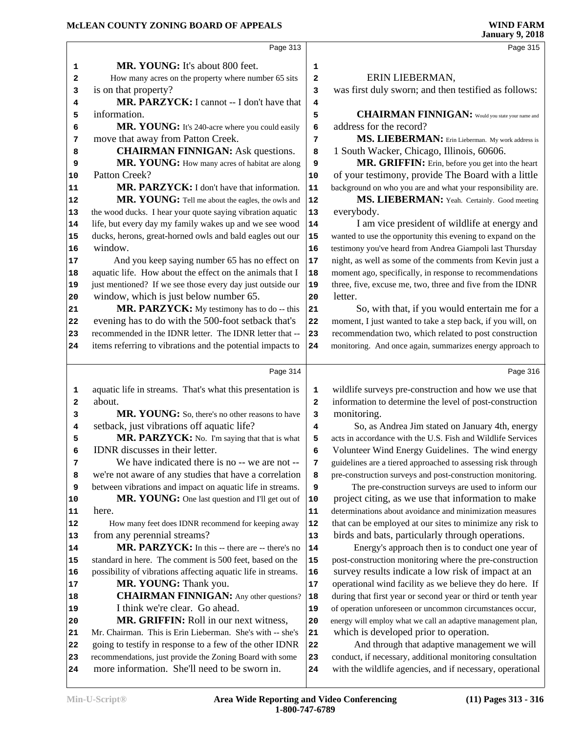**MR. YOUNG:** It's about 800 feet.

How many acres on the property where number 65 sits is on that property?

**MR. PARZYCK:** I cannot -- I don't have that information.

**MR. YOUNG:** It's 240-acre where you could easily move that away from Patton Creek.

**CHAIRMAN FINNIGAN:** Ask questions.

**MR. YOUNG:** How many acres of habitat are along Patton Creek?

**MR. PARZYCK:** I don't have that information.

**MR. YOUNG:** Tell me about the eagles, the owls and the wood ducks. I hear your quote saying vibration aquatic life, but every day my family wakes up and we see wood ducks, herons, great-horned owls and bald eagles out our window.

And you keep saying number 65 has no effect on aquatic life. How about the effect on the animals that I just mentioned? If we see those every day just outside our window, which is just below number 65.

**MR. PARZYCK:** My testimony has to do -- this evening has to do with the 500-foot setback that's recommended in the IDNR letter. The IDNR letter that -- items referring to vibrations and the potential impacts to aquatic life in streams. That's what this presentation is about.

**MR. YOUNG:** So, there's no other reasons to have setback, just vibrations off aquatic life?

**MR. PARZYCK:** No. I'm saying that that is what IDNR discusses in their letter.

We have indicated there is no -- we are not -- we're not aware of any studies that have a correlation between vibrations and impact on aquatic life in streams.

**MR. YOUNG:** One last question and I'll get out of here.

How many feet does IDNR recommend for keeping away from any perennial streams?

**MR. PARZYCK:** In this -- there are -- there's no standard in here. The comment is 500 feet, based on the possibility of vibrations affecting aquatic life in streams.

**MR. YOUNG:** Thank you.

**CHAIRMAN FINNIGAN:** Any other questions? I think we're clear. Go ahead.

**MR. GRIFFIN:** Roll in our next witness, Mr. Chairman. This is Erin Lieberman. She's with -- she's going to testify in response to a few of the other IDNR recommendations, just provide the Zoning Board with some more information. She'll need to be sworn in.

ERIN LIEBERMAN,

was first duly sworn; and then testified as follows:

**CHAIRMAN FINNIGAN:** Would you state your name and address for the record?

**MS. LIEBERMAN:** Erin Lieberman. My work address is 1 South Wacker, Chicago, Illinois, 60606.

**MR. GRIFFIN:** Erin, before you get into the heart of your testimony, provide The Board with a little background on who you are and what your responsibility are.

**MS. LIEBERMAN:** Yeah. Certainly. Good meeting everybody.

I am vice president of wildlife at energy and wanted to use the opportunity this evening to expand on the testimony you've heard from Andrea Giampoli last Thursday night, as well as some of the comments from Kevin just a moment ago, specifically, in response to recommendations three, five, excuse me, two, three and five from the IDNR letter.

So, with that, if you would entertain me for a moment, I just wanted to take a step back, if you will, on recommendation two, which related to post construction monitoring. And once again, summarizes energy approach to wildlife surveys pre-construction and how we use that information to determine the level of post-construction monitoring.

So, as Andrea Jim stated on January 4th, energy acts in accordance with the U.S. Fish and Wildlife Services Volunteer Wind Energy Guidelines. The wind energy guidelines are a tiered approached to assessing risk through pre-construction surveys and post-construction monitoring.

The pre-construction surveys are used to inform our project citing, as we use that information to make determinations about avoidance and minimization measures that can be employed at our sites to minimize any risk to birds and bats, particularly through operations.

Energy's approach then is to conduct one year of post-construction monitoring where the pre-construction survey results indicate a low risk of impact at an operational wind facility as we believe they do here. If during that first year or second year or third or tenth year of operation unforeseen or uncommon circumstances occur, energy will employ what we call an adaptive management plan, which is developed prior to operation.

And through that adaptive management we will conduct, if necessary, additional monitoring consultation with the wildlife agencies, and if necessary, operational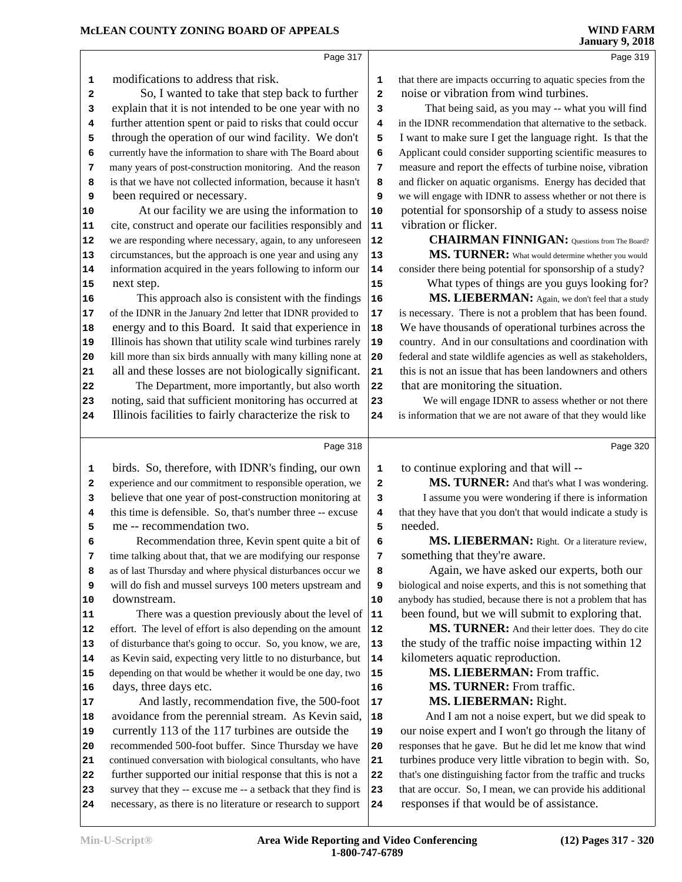modifications to address that risk.

So, I wanted to take that step back to further explain that it is not intended to be one year with no further attention spent or paid to risks that could occur through the operation of our wind facility. We don't currently have the information to share with The Board about many years of post-construction monitoring. And the reason is that we have not collected information, because it hasn't been required or necessary.

At our facility we are using the information to cite, construct and operate our facilities responsibly and we are responding where necessary, again, to any unforeseen circumstances, but the approach is one year and using any information acquired in the years following to inform our next step.

This approach also is consistent with the findings of the IDNR in the January 2nd letter that IDNR provided to energy and to this Board. It said that experience in Illinois has shown that utility scale wind turbines rarely kill more than six birds annually with many killing none at all and these losses are not biologically significant.

The Department, more importantly, but also worth noting, said that sufficient monitoring has occurred at Illinois facilities to fairly characterize the risk to birds. So, therefore, with IDNR's finding, our own experience and our commitment to responsible operation, we believe that one year of post-construction monitoring at this time is defensible. So, that's number three -- excuse me -- recommendation two.

Recommendation three, Kevin spent quite a bit of time talking about that, that we are modifying our response as of last Thursday and where physical disturbances occur we will do fish and mussel surveys 100 meters upstream and downstream.

There was a question previously about the level of effort. The level of effort is also depending on the amount of disturbance that's going to occur. So, you know, we are, as Kevin said, expecting very little to no disturbance, but depending on that would be whether it would be one day, two days, three days etc.

And lastly, recommendation five, the 500-foot avoidance from the perennial stream. As Kevin said, currently 113 of the 117 turbines are outside the recommended 500-foot buffer. Since Thursday we have continued conversation with biological consultants, who have further supported our initial response that this is not a survey that they -- excuse me -- a setback that they find is necessary, as there is no literature or research to support that there are impacts occurring to aquatic species from the noise or vibration from wind turbines.

That being said, as you may -- what you will find in the IDNR recommendation that alternative to the setback. I want to make sure I get the language right. Is that the Applicant could consider supporting scientific measures to measure and report the effects of turbine noise, vibration and flicker on aquatic organisms. Energy has decided that we will engage with IDNR to assess whether or not there is potential for sponsorship of a study to assess noise vibration or flicker.

**CHAIRMAN FINNIGAN:** Questions from The Board?

**MS. TURNER:** What would determine whether you would consider there being potential for sponsorship of a study?

What types of things are you guys looking for?

**MS. LIEBERMAN:** Again, we don't feel that a study is necessary. There is not a problem that has been found. We have thousands of operational turbines across the country. And in our consultations and coordination with federal and state wildlife agencies as well as stakeholders, this is not an issue that has been landowners and others that are monitoring the situation.

We will engage IDNR to assess whether or not there is information that we are not aware of that they would like to continue exploring and that will --

**MS. TURNER:** And that's what I was wondering.

I assume you were wondering if there is information that they have that you don't that would indicate a study is needed.

**MS. LIEBERMAN:** Right. Or a literature review, something that they're aware.

Again, we have asked our experts, both our biological and noise experts, and this is not something that anybody has studied, because there is not a problem that has been found, but we will submit to exploring that.

**MS. TURNER:** And their letter does. They do cite the study of the traffic noise impacting within 12 kilometers aquatic reproduction.

**MS. LIEBERMAN:** From traffic.

**MS. TURNER:** From traffic.

**MS. LIEBERMAN:** Right.

And I am not a noise expert, but we did speak to our noise expert and I won't go through the litany of responses that he gave. But he did let me know that wind turbines produce very little vibration to begin with. So, that's one distinguishing factor from the traffic and trucks that are occur. So, I mean, we can provide his additional responses if that would be of assistance.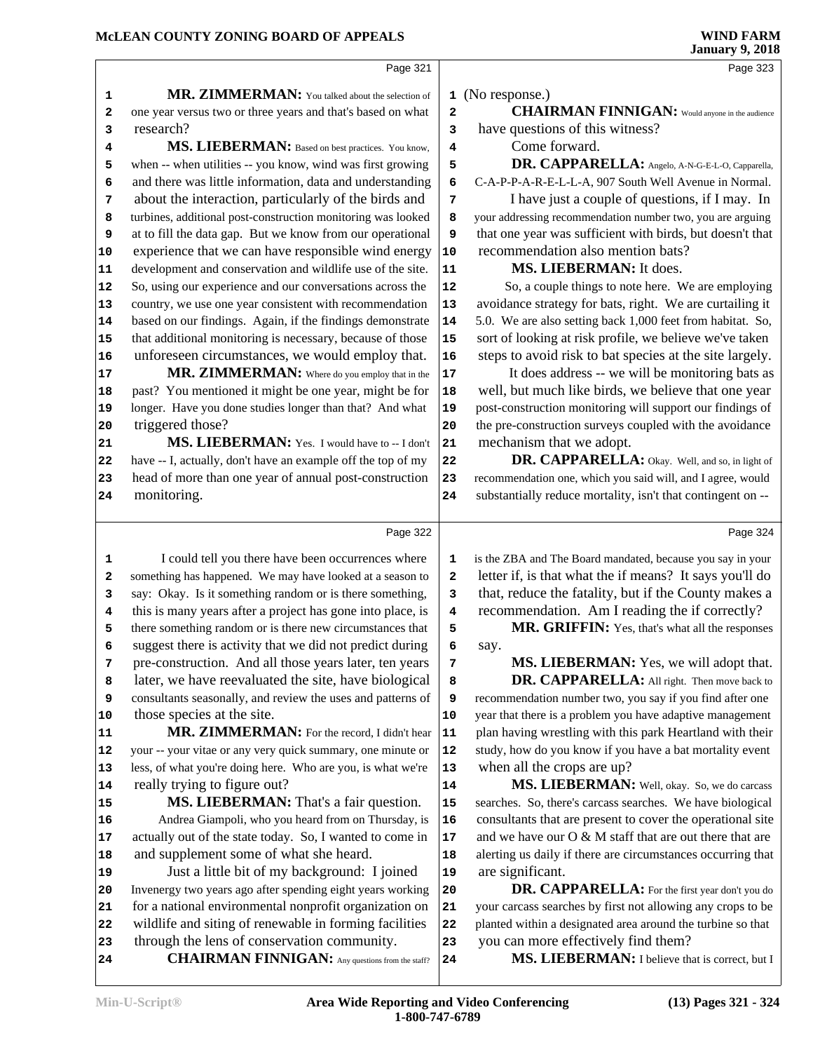**Page 321**

**MR. ZIMMERMAN:** You talked about the selection of one year versus two or three years and that's based on what research?

**MS. LIEBERMAN:** Based on best practices. You know, when -- when utilities -- you know, wind was first growing and there was little information, data and understanding about the interaction, particularly of the birds and turbines, additional post-construction monitoring was looked at to fill the data gap. But we know from our operational experience that we can have responsible wind energy development and conservation and wildlife use of the site. So, using our experience and our conversations across the country, we use one year consistent with recommendation based on our findings. Again, if the findings demonstrate that additional monitoring is necessary, because of those unforeseen circumstances, we would employ that.

**MR. ZIMMERMAN:** Where do you employ that in the past? You mentioned it might be one year, might be for longer. Have you done studies longer than that? And what triggered those?

**MS. LIEBERMAN:** Yes. I would have to -- I don't have -- I, actually, don't have an example off the top of my head of more than one year of annual post-construction monitoring.

**Page 322**

I could tell you there have been occurrences where something has happened. We may have looked at a season to say: Okay. Is it something random or is there something, this is many years after a project has gone into place, is there something random or is there new circumstances that suggest there is activity that we did not predict during pre-construction. And all those years later, ten years later, we have reevaluated the site, have biological consultants seasonally, and review the uses and patterns of those species at the site.

**MR. ZIMMERMAN:** For the record, I didn't hear your -- your vitae or any very quick summary, one minute or less, of what you're doing here. Who are you, is what we're really trying to figure out?

**MS. LIEBERMAN:** That's a fair question.

Andrea Giampoli, who you heard from on Thursday, is actually out of the state today. So, I wanted to come in and supplement some of what she heard.

Just a little bit of my background: I joined Invenergy two years ago after spending eight years working for a national environmental nonprofit organization on wildlife and siting of renewable in forming facilities through the lens of conservation community.

**CHAIRMAN FINNIGAN:** Any questions from the staff?

**Page 323**

(No response.)

**CHAIRMAN FINNIGAN:** Would anyone in the audience have questions of this witness?

Come forward.

**DR. CAPPARELLA:** Angelo, A-N-G-E-L-O, Capparella, C-A-P-P-A-R-E-L-L-A, 907 South Well Avenue in Normal.

I have just a couple of questions, if I may. In your addressing recommendation number two, you are arguing that one year was sufficient with birds, but doesn't that recommendation also mention bats?

**MS. LIEBERMAN:** It does.

So, a couple things to note here. We are employing avoidance strategy for bats, right. We are curtailing it 5.0. We are also setting back 1,000 feet from habitat. So, sort of looking at risk profile, we believe we've taken steps to avoid risk to bat species at the site largely.

It does address -- we will be monitoring bats as well, but much like birds, we believe that one year post-construction monitoring will support our findings of the pre-construction surveys coupled with the avoidance mechanism that we adopt.

**DR. CAPPARELLA:** Okay. Well, and so, in light of recommendation one, which you said will, and I agree, would substantially reduce mortality, isn't that contingent on --

**Page 324**

is the ZBA and The Board mandated, because you say in your letter if, is that what the if means? It says you'll do that, reduce the fatality, but if the County makes a recommendation. Am I reading the if correctly?

**MR. GRIFFIN:** Yes, that's what all the responses say.

**MS. LIEBERMAN:** Yes, we will adopt that.

**DR. CAPPARELLA:** All right. Then move back to recommendation number two, you say if you find after one year that there is a problem you have adaptive management plan having wrestling with this park Heartland with their study, how do you know if you have a bat mortality event when all the crops are up?

**MS. LIEBERMAN:** Well, okay. So, we do carcass searches. So, there's carcass searches. We have biological consultants that are present to cover the operational site and we have our O & M staff that are out there that are alerting us daily if there are circumstances occurring that are significant.

**DR. CAPPARELLA:** For the first year don't you do your carcass searches by first not allowing any crops to be planted within a designated area around the turbine so that you can more effectively find them?

**MS. LIEBERMAN:** I believe that is correct, but I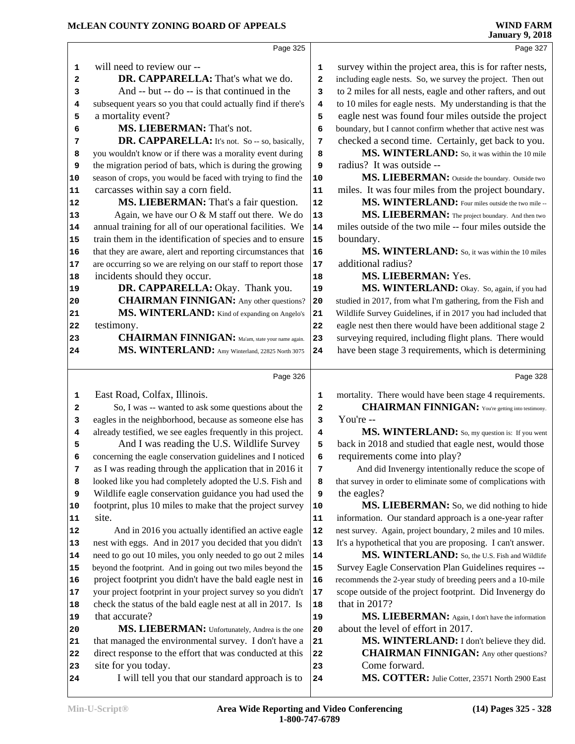Page 325

1 will need to review our --
2 **DR. CAPPARELLA:** That's what we do.
3 And -- but -- do -- is that continued in the
4 subsequent years so you that could actually find if there's
5 a mortality event?
6 **MS. LIEBERMAN:** That's not.
7 **DR. CAPPARELLA:** It's not. So -- so, basically,
8 you wouldn't know or if there was a morality event during
9 the migration period of bats, which is during the growing
10 season of crops, you would be faced with trying to find the
11 carcasses within say a corn field.
12 **MS. LIEBERMAN:** That's a fair question.
13 Again, we have our O & M staff out there. We do
14 annual training for all of our operational facilities. We
15 train them in the identification of species and to ensure
16 that they are aware, alert and reporting circumstances that
17 are occurring so we are relying on our staff to report those
18 incidents should they occur.
19 **DR. CAPPARELLA:** Okay. Thank you.
20 **CHAIRMAN FINNIGAN:** Any other questions?
21 **MS. WINTERLAND:** Kind of expanding on Angelo's
22 testimony.
23 **CHAIRMAN FINNIGAN:** Ma'am, state your name again.
24 **MS. WINTERLAND:** Amy Winterland, 22825 North 3075

Page 326

1 East Road, Colfax, Illinois.
2 So, I was -- wanted to ask some questions about the
3 eagles in the neighborhood, because as someone else has
4 already testified, we see eagles frequently in this project.
5 And I was reading the U.S. Wildlife Survey
6 concerning the eagle conservation guidelines and I noticed
7 as I was reading through the application that in 2016 it
8 looked like you had completely adopted the U.S. Fish and
9 Wildlife eagle conservation guidance you had used the
10 footprint, plus 10 miles to make that the project survey
11 site.
12 And in 2016 you actually identified an active eagle
13 nest with eggs. And in 2017 you decided that you didn't
14 need to go out 10 miles, you only needed to go out 2 miles
15 beyond the footprint. And in going out two miles beyond the
16 project footprint you didn't have the bald eagle nest in
17 your project footprint in your project survey so you didn't
18 check the status of the bald eagle nest at all in 2017. Is
19 that accurate?
20 **MS. LIEBERMAN:** Unfortunately, Andrea is the one
21 that managed the environmental survey. I don't have a
22 direct response to the effort that was conducted at this
23 site for you today.
24 I will tell you that our standard approach is to

Page 327

1 survey within the project area, this is for rafter nests,
2 including eagle nests. So, we survey the project. Then out
3 to 2 miles for all nests, eagle and other rafters, and out
4 to 10 miles for eagle nests. My understanding is that the
5 eagle nest was found four miles outside the project
6 boundary, but I cannot confirm whether that active nest was
7 checked a second time. Certainly, get back to you.
8 **MS. WINTERLAND:** So, it was within the 10 mile
9 radius? It was outside --
10 **MS. LIEBERMAN:** Outside the boundary. Outside two
11 miles. It was four miles from the project boundary.
12 **MS. WINTERLAND:** Four miles outside the two mile --
13 **MS. LIEBERMAN:** The project boundary. And then two
14 miles outside of the two mile -- four miles outside the
15 boundary.
16 **MS. WINTERLAND:** So, it was within the 10 miles
17 additional radius?
18 **MS. LIEBERMAN:** Yes.
19 **MS. WINTERLAND:** Okay. So, again, if you had
20 studied in 2017, from what I'm gathering, from the Fish and
21 Wildlife Survey Guidelines, if in 2017 you had included that
22 eagle nest then there would have been additional stage 2
23 surveying required, including flight plans. There would
24 have been stage 3 requirements, which is determining

Page 328

1 mortality. There would have been stage 4 requirements.
2 **CHAIRMAN FINNIGAN:** You're getting into testimony.
3 You're --
4 **MS. WINTERLAND:** So, my question is: If you went
5 back in 2018 and studied that eagle nest, would those
6 requirements come into play?
7 And did Invenergy intentionally reduce the scope of
8 that survey in order to eliminate some of complications with
9 the eagles?
10 **MS. LIEBERMAN:** So, we did nothing to hide
11 information. Our standard approach is a one-year rafter
12 nest survey. Again, project boundary, 2 miles and 10 miles.
13 It's a hypothetical that you are proposing. I can't answer.
14 **MS. WINTERLAND:** So, the U.S. Fish and Wildlife
15 Survey Eagle Conservation Plan Guidelines requires --
16 recommends the 2-year study of breeding peers and a 10-mile
17 scope outside of the project footprint. Did Invenergy do
18 that in 2017?
19 **MS. LIEBERMAN:** Again, I don't have the information
20 about the level of effort in 2017.
21 **MS. WINTERLAND:** I don't believe they did.
22 **CHAIRMAN FINNIGAN:** Any other questions?
23 Come forward.
24 **MS. COTTER:** Julie Cotter, 23571 North 2900 East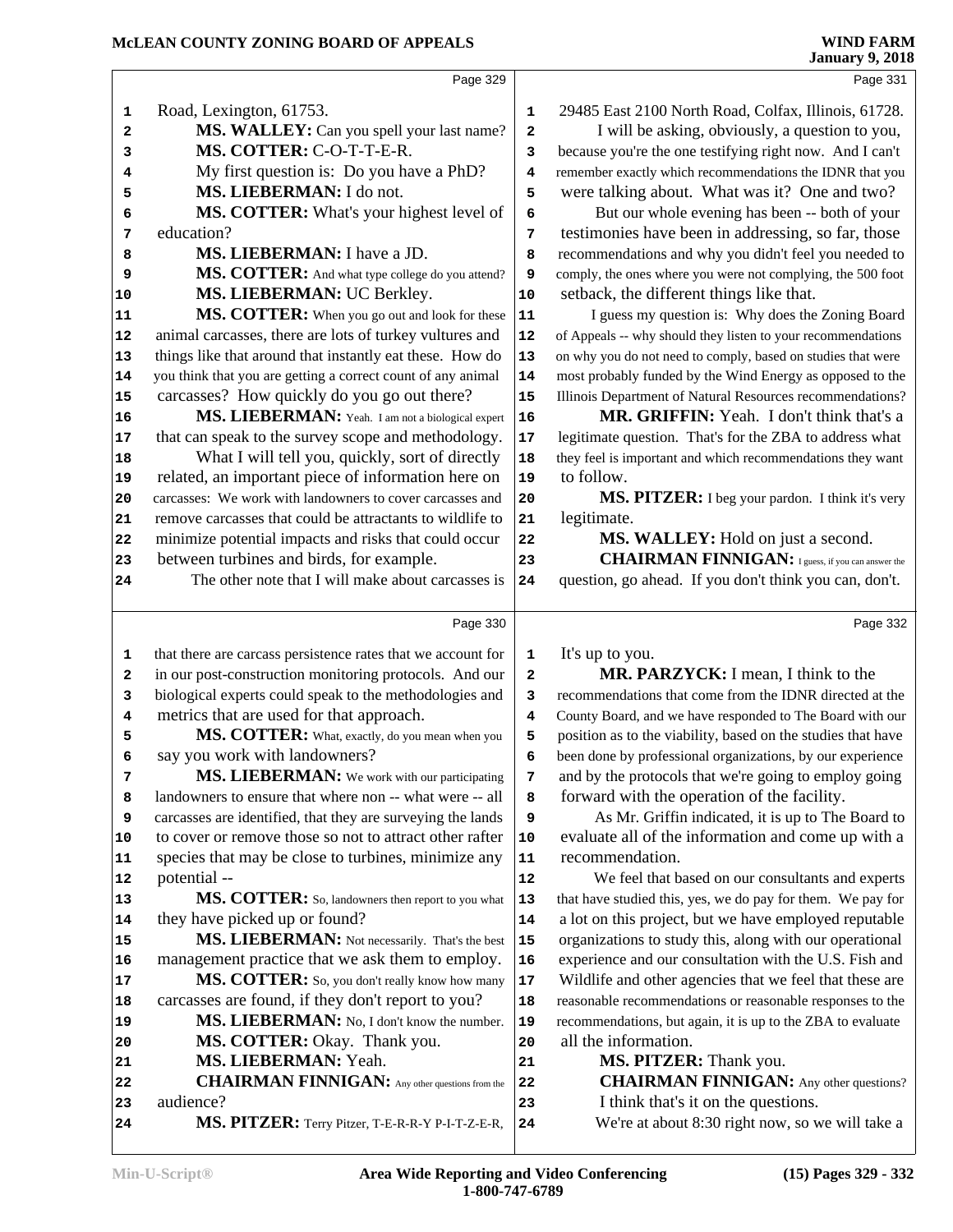Road, Lexington, 61753.

**MS. WALLEY:** Can you spell your last name?

**MS. COTTER:** C-O-T-T-E-R.

My first question is: Do you have a PhD?

**MS. LIEBERMAN:** I do not.

**MS. COTTER:** What's your highest level of education?

**MS. LIEBERMAN:** I have a JD.

**MS. COTTER:** And what type college do you attend?

**MS. LIEBERMAN:** UC Berkley.

**MS. COTTER:** When you go out and look for these animal carcasses, there are lots of turkey vultures and things like that around that instantly eat these. How do you think that you are getting a correct count of any animal carcasses? How quickly do you go out there?

**MS. LIEBERMAN:** Yeah. I am not a biological expert that can speak to the survey scope and methodology.

What I will tell you, quickly, sort of directly related, an important piece of information here on carcasses: We work with landowners to cover carcasses and remove carcasses that could be attractants to wildlife to minimize potential impacts and risks that could occur between turbines and birds, for example.

The other note that I will make about carcasses is that there are carcass persistence rates that we account for in our post-construction monitoring protocols. And our biological experts could speak to the methodologies and metrics that are used for that approach.

**MS. COTTER:** What, exactly, do you mean when you say you work with landowners?

**MS. LIEBERMAN:** We work with our participating landowners to ensure that where non -- what were -- all carcasses are identified, that they are surveying the lands to cover or remove those so not to attract other rafter species that may be close to turbines, minimize any potential --

**MS. COTTER:** So, landowners then report to you what they have picked up or found?

**MS. LIEBERMAN:** Not necessarily. That's the best management practice that we ask them to employ.

**MS. COTTER:** So, you don't really know how many carcasses are found, if they don't report to you?

**MS. LIEBERMAN:** No, I don't know the number.

**MS. COTTER:** Okay. Thank you.

**MS. LIEBERMAN:** Yeah.

**CHAIRMAN FINNIGAN:** Any other questions from the audience?

**MS. PITZER:** Terry Pitzer, T-E-R-R-Y P-I-T-Z-E-R, 29485 East 2100 North Road, Colfax, Illinois, 61728.

I will be asking, obviously, a question to you, because you're the one testifying right now. And I can't remember exactly which recommendations the IDNR that you were talking about. What was it? One and two?

But our whole evening has been -- both of your testimonies have been in addressing, so far, those recommendations and why you didn't feel you needed to comply, the ones where you were not complying, the 500 foot setback, the different things like that.

I guess my question is: Why does the Zoning Board of Appeals -- why should they listen to your recommendations on why you do not need to comply, based on studies that were most probably funded by the Wind Energy as opposed to the Illinois Department of Natural Resources recommendations?

**MR. GRIFFIN:** Yeah. I don't think that's a legitimate question. That's for the ZBA to address what they feel is important and which recommendations they want to follow.

**MS. PITZER:** I beg your pardon. I think it's very legitimate.

**MS. WALLEY:** Hold on just a second.

**CHAIRMAN FINNIGAN:** I guess, if you can answer the question, go ahead. If you don't think you can, don't. It's up to you.

**MR. PARZYCK:** I mean, I think to the recommendations that come from the IDNR directed at the County Board, and we have responded to The Board with our position as to the viability, based on the studies that have been done by professional organizations, by our experience and by the protocols that we're going to employ going forward with the operation of the facility.

As Mr. Griffin indicated, it is up to The Board to evaluate all of the information and come up with a recommendation.

We feel that based on our consultants and experts that have studied this, yes, we do pay for them. We pay for a lot on this project, but we have employed reputable organizations to study this, along with our operational experience and our consultation with the U.S. Fish and Wildlife and other agencies that we feel that these are reasonable recommendations or reasonable responses to the recommendations, but again, it is up to the ZBA to evaluate all the information.

**MS. PITZER:** Thank you.

**CHAIRMAN FINNIGAN:** Any other questions?

I think that's it on the questions.

We're at about 8:30 right now, so we will take a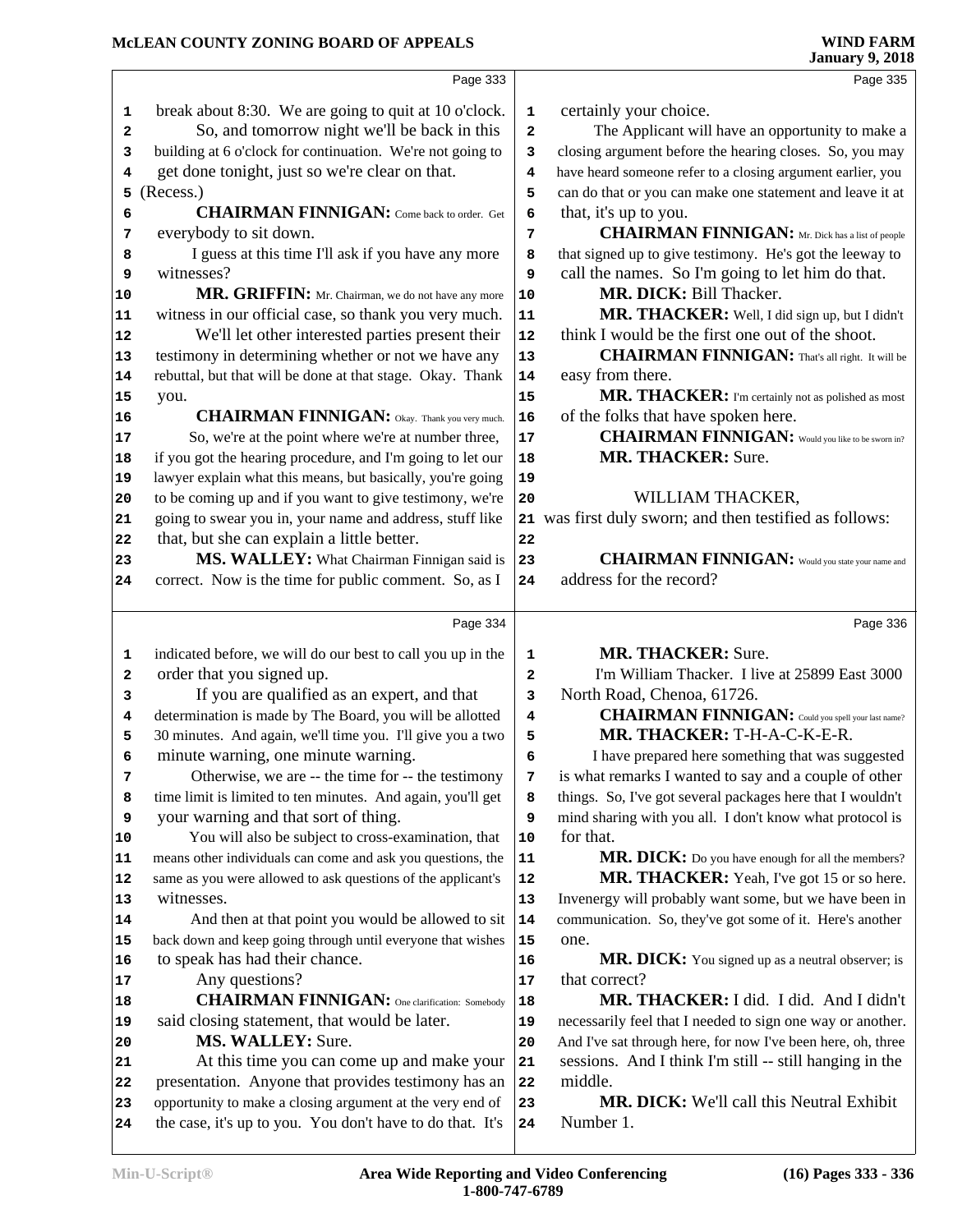Page 333

break about 8:30. We are going to quit at 10 o'clock.
So, and tomorrow night we'll be back in this building at 6 o'clock for continuation. We're not going to get done tonight, just so we're clear on that.
(Recess.)

**CHAIRMAN FINNIGAN:** Come back to order. Get everybody to sit down.
I guess at this time I'll ask if you have any more witnesses?

**MR. GRIFFIN:** Mr. Chairman, we do not have any more witness in our official case, so thank you very much.
We'll let other interested parties present their testimony in determining whether or not we have any rebuttal, but that will be done at that stage. Okay. Thank you.

**CHAIRMAN FINNIGAN:** Okay. Thank you very much.
So, we're at the point where we're at number three, if you got the hearing procedure, and I'm going to let our lawyer explain what this means, but basically, you're going to be coming up and if you want to give testimony, we're going to swear you in, your name and address, stuff like that, but she can explain a little better.

**MS. WALLEY:** What Chairman Finnigan said is correct. Now is the time for public comment. So, as I

Page 334

indicated before, we will do our best to call you up in the order that you signed up.
If you are qualified as an expert, and that determination is made by The Board, you will be allotted 30 minutes. And again, we'll time you. I'll give you a two minute warning, one minute warning.
Otherwise, we are -- the time for -- the testimony time limit is limited to ten minutes. And again, you'll get your warning and that sort of thing.
You will also be subject to cross-examination, that means other individuals can come and ask you questions, the same as you were allowed to ask questions of the applicant's witnesses.
And then at that point you would be allowed to sit back down and keep going through until everyone that wishes to speak has had their chance.
Any questions?

**CHAIRMAN FINNIGAN:** One clarification: Somebody said closing statement, that would be later.

**MS. WALLEY:** Sure.
At this time you can come up and make your presentation. Anyone that provides testimony has an opportunity to make a closing argument at the very end of the case, it's up to you. You don't have to do that. It's

Page 335

certainly your choice.
The Applicant will have an opportunity to make a closing argument before the hearing closes. So, you may have heard someone refer to a closing argument earlier, you can do that or you can make one statement and leave it at that, it's up to you.

**CHAIRMAN FINNIGAN:** Mr. Dick has a list of people that signed up to give testimony. He's got the leeway to call the names. So I'm going to let him do that.

**MR. DICK:** Bill Thacker.

**MR. THACKER:** Well, I did sign up, but I didn't think I would be the first one out of the shoot.

**CHAIRMAN FINNIGAN:** That's all right. It will be easy from there.

**MR. THACKER:** I'm certainly not as polished as most of the folks that have spoken here.

**CHAIRMAN FINNIGAN:** Would you like to be sworn in?

**MR. THACKER:** Sure.

WILLIAM THACKER,
was first duly sworn; and then testified as follows:

**CHAIRMAN FINNIGAN:** Would you state your name and address for the record?

Page 336

**MR. THACKER:** Sure.
I'm William Thacker. I live at 25899 East 3000 North Road, Chenoa, 61726.

**CHAIRMAN FINNIGAN:** Could you spell your last name?

**MR. THACKER:** T-H-A-C-K-E-R.
I have prepared here something that was suggested is what remarks I wanted to say and a couple of other things. So, I've got several packages here that I wouldn't mind sharing with you all. I don't know what protocol is for that.

**MR. DICK:** Do you have enough for all the members?

**MR. THACKER:** Yeah, I've got 15 or so here. Invenergy will probably want some, but we have been in communication. So, they've got some of it. Here's another one.

**MR. DICK:** You signed up as a neutral observer; is that correct?

**MR. THACKER:** I did. I did. And I didn't necessarily feel that I needed to sign one way or another. And I've sat through here, for now I've been here, oh, three sessions. And I think I'm still -- still hanging in the middle.

**MR. DICK:** We'll call this Neutral Exhibit Number 1.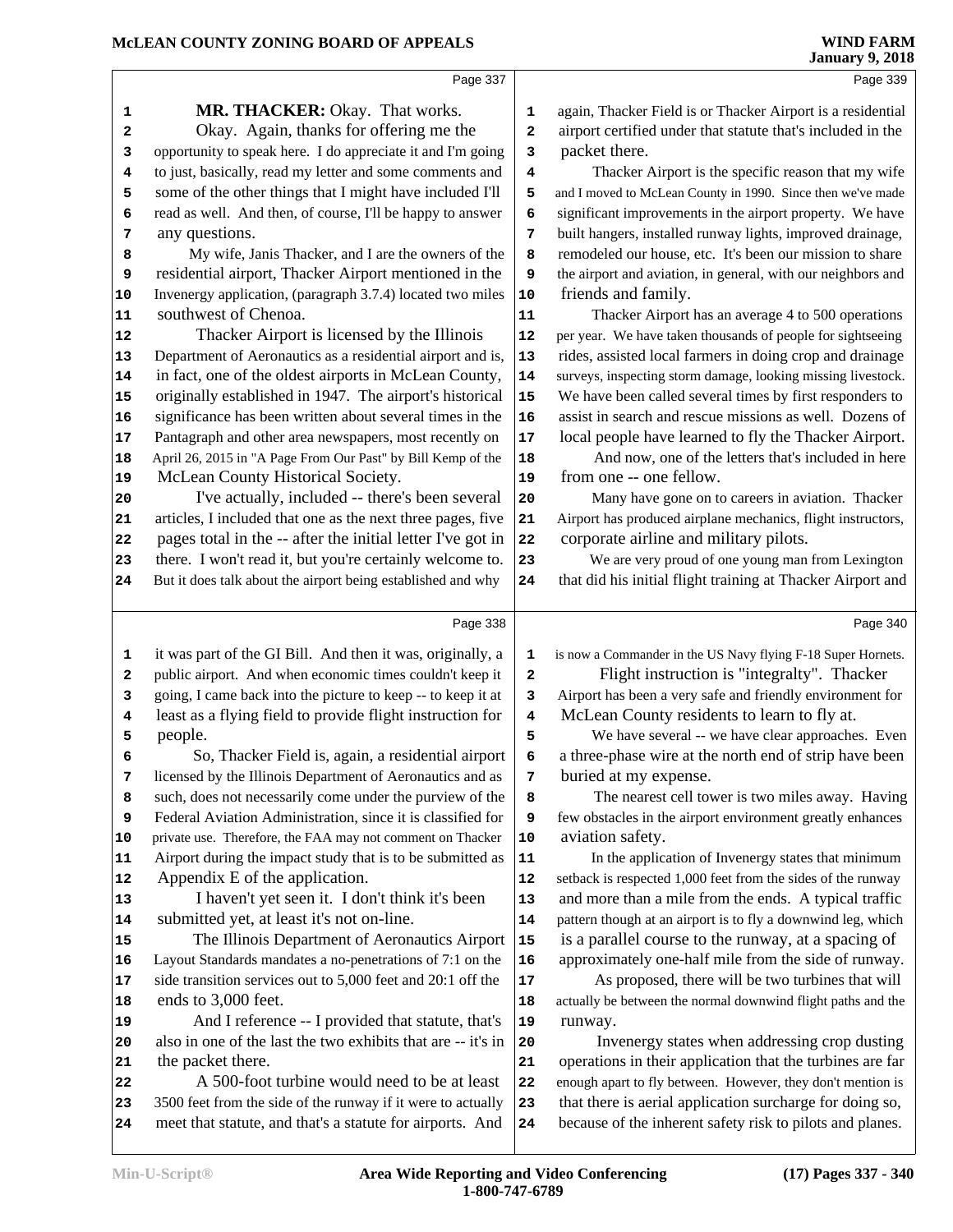**MR. THACKER:** Okay. That works.

Okay. Again, thanks for offering me the opportunity to speak here. I do appreciate it and I'm going to just, basically, read my letter and some comments and some of the other things that I might have included I'll read as well. And then, of course, I'll be happy to answer any questions.

My wife, Janis Thacker, and I are the owners of the residential airport, Thacker Airport mentioned in the Invenergy application, (paragraph 3.7.4) located two miles southwest of Chenoa.

Thacker Airport is licensed by the Illinois Department of Aeronautics as a residential airport and is, in fact, one of the oldest airports in McLean County, originally established in 1947. The airport's historical significance has been written about several times in the Pantagraph and other area newspapers, most recently on April 26, 2015 in "A Page From Our Past" by Bill Kemp of the McLean County Historical Society.

I've actually, included -- there's been several articles, I included that one as the next three pages, five pages total in the -- after the initial letter I've got in there. I won't read it, but you're certainly welcome to. But it does talk about the airport being established and why it was part of the GI Bill. And then it was, originally, a public airport. And when economic times couldn't keep it going, I came back into the picture to keep -- to keep it at least as a flying field to provide flight instruction for people.

So, Thacker Field is, again, a residential airport licensed by the Illinois Department of Aeronautics and as such, does not necessarily come under the purview of the Federal Aviation Administration, since it is classified for private use. Therefore, the FAA may not comment on Thacker Airport during the impact study that is to be submitted as Appendix E of the application.

I haven't yet seen it. I don't think it's been submitted yet, at least it's not on-line.

The Illinois Department of Aeronautics Airport Layout Standards mandates a no-penetrations of 7:1 on the side transition services out to 5,000 feet and 20:1 off the ends to 3,000 feet.

And I reference -- I provided that statute, that's also in one of the last the two exhibits that are -- it's in the packet there.

A 500-foot turbine would need to be at least 3500 feet from the side of the runway if it were to actually meet that statute, and that's a statute for airports. And again, Thacker Field is or Thacker Airport is a residential airport certified under that statute that's included in the packet there.

Thacker Airport is the specific reason that my wife and I moved to McLean County in 1990. Since then we've made significant improvements in the airport property. We have built hangers, installed runway lights, improved drainage, remodeled our house, etc. It's been our mission to share the airport and aviation, in general, with our neighbors and friends and family.

Thacker Airport has an average 4 to 500 operations per year. We have taken thousands of people for sightseeing rides, assisted local farmers in doing crop and drainage surveys, inspecting storm damage, looking missing livestock. We have been called several times by first responders to assist in search and rescue missions as well. Dozens of local people have learned to fly the Thacker Airport.

And now, one of the letters that's included in here from one -- one fellow.

Many have gone on to careers in aviation. Thacker Airport has produced airplane mechanics, flight instructors, corporate airline and military pilots.

We are very proud of one young man from Lexington that did his initial flight training at Thacker Airport and is now a Commander in the US Navy flying F-18 Super Hornets.

Flight instruction is "integralty". Thacker Airport has been a very safe and friendly environment for McLean County residents to learn to fly at.

We have several -- we have clear approaches. Even a three-phase wire at the north end of strip have been buried at my expense.

The nearest cell tower is two miles away. Having few obstacles in the airport environment greatly enhances aviation safety.

In the application of Invenergy states that minimum setback is respected 1,000 feet from the sides of the runway and more than a mile from the ends. A typical traffic pattern though at an airport is to fly a downwind leg, which is a parallel course to the runway, at a spacing of approximately one-half mile from the side of runway.

As proposed, there will be two turbines that will actually be between the normal downwind flight paths and the runway.

Invenergy states when addressing crop dusting operations in their application that the turbines are far enough apart to fly between. However, they don't mention is that there is aerial application surcharge for doing so, because of the inherent safety risk to pilots and planes.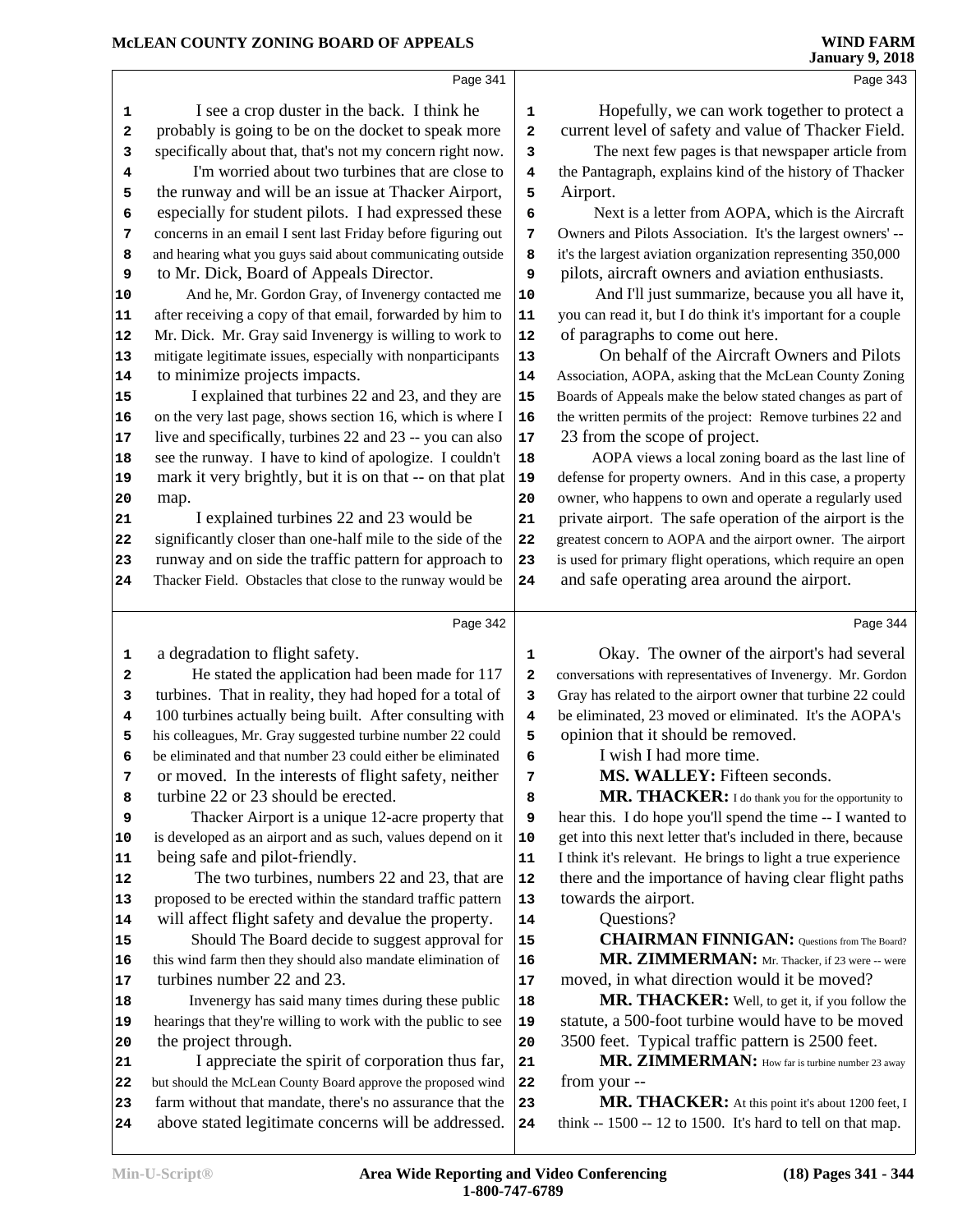I see a crop duster in the back. I think he probably is going to be on the docket to speak more specifically about that, that's not my concern right now.

I'm worried about two turbines that are close to the runway and will be an issue at Thacker Airport, especially for student pilots. I had expressed these concerns in an email I sent last Friday before figuring out and hearing what you guys said about communicating outside to Mr. Dick, Board of Appeals Director.

And he, Mr. Gordon Gray, of Invenergy contacted me after receiving a copy of that email, forwarded by him to Mr. Dick. Mr. Gray said Invenergy is willing to work to mitigate legitimate issues, especially with nonparticipants to minimize projects impacts.

I explained that turbines 22 and 23, and they are on the very last page, shows section 16, which is where I live and specifically, turbines 22 and 23 -- you can also see the runway. I have to kind of apologize. I couldn't mark it very brightly, but it is on that -- on that plat map.

I explained turbines 22 and 23 would be significantly closer than one-half mile to the side of the runway and on side the traffic pattern for approach to Thacker Field. Obstacles that close to the runway would be a degradation to flight safety.

He stated the application had been made for 117 turbines. That in reality, they had hoped for a total of 100 turbines actually being built. After consulting with his colleagues, Mr. Gray suggested turbine number 22 could be eliminated and that number 23 could either be eliminated or moved. In the interests of flight safety, neither turbine 22 or 23 should be erected.

Thacker Airport is a unique 12-acre property that is developed as an airport and as such, values depend on it being safe and pilot-friendly.

The two turbines, numbers 22 and 23, that are proposed to be erected within the standard traffic pattern will affect flight safety and devalue the property.

Should The Board decide to suggest approval for this wind farm then they should also mandate elimination of turbines number 22 and 23.

Invenergy has said many times during these public hearings that they're willing to work with the public to see the project through.

I appreciate the spirit of corporation thus far, but should the McLean County Board approve the proposed wind farm without that mandate, there's no assurance that the above stated legitimate concerns will be addressed.

Hopefully, we can work together to protect a current level of safety and value of Thacker Field.

The next few pages is that newspaper article from the Pantagraph, explains kind of the history of Thacker Airport.

Next is a letter from AOPA, which is the Aircraft Owners and Pilots Association. It's the largest owners' -- it's the largest aviation organization representing 350,000 pilots, aircraft owners and aviation enthusiasts.

And I'll just summarize, because you all have it, you can read it, but I do think it's important for a couple of paragraphs to come out here.

On behalf of the Aircraft Owners and Pilots Association, AOPA, asking that the McLean County Zoning Boards of Appeals make the below stated changes as part of the written permits of the project: Remove turbines 22 and 23 from the scope of project.

AOPA views a local zoning board as the last line of defense for property owners. And in this case, a property owner, who happens to own and operate a regularly used private airport. The safe operation of the airport is the greatest concern to AOPA and the airport owner. The airport is used for primary flight operations, which require an open and safe operating area around the airport.

Okay. The owner of the airport's had several conversations with representatives of Invenergy. Mr. Gordon Gray has related to the airport owner that turbine 22 could be eliminated, 23 moved or eliminated. It's the AOPA's opinion that it should be removed.

I wish I had more time.

**MS. WALLEY:** Fifteen seconds.

**MR. THACKER:** I do thank you for the opportunity to hear this. I do hope you'll spend the time -- I wanted to get into this next letter that's included in there, because I think it's relevant. He brings to light a true experience there and the importance of having clear flight paths towards the airport.

Questions?

**CHAIRMAN FINNIGAN:** Questions from The Board?

**MR. ZIMMERMAN:** Mr. Thacker, if 23 were -- were moved, in what direction would it be moved?

**MR. THACKER:** Well, to get it, if you follow the statute, a 500-foot turbine would have to be moved 3500 feet. Typical traffic pattern is 2500 feet.

**MR. ZIMMERMAN:** How far is turbine number 23 away from your --

**MR. THACKER:** At this point it's about 1200 feet, I think -- 1500 -- 12 to 1500. It's hard to tell on that map.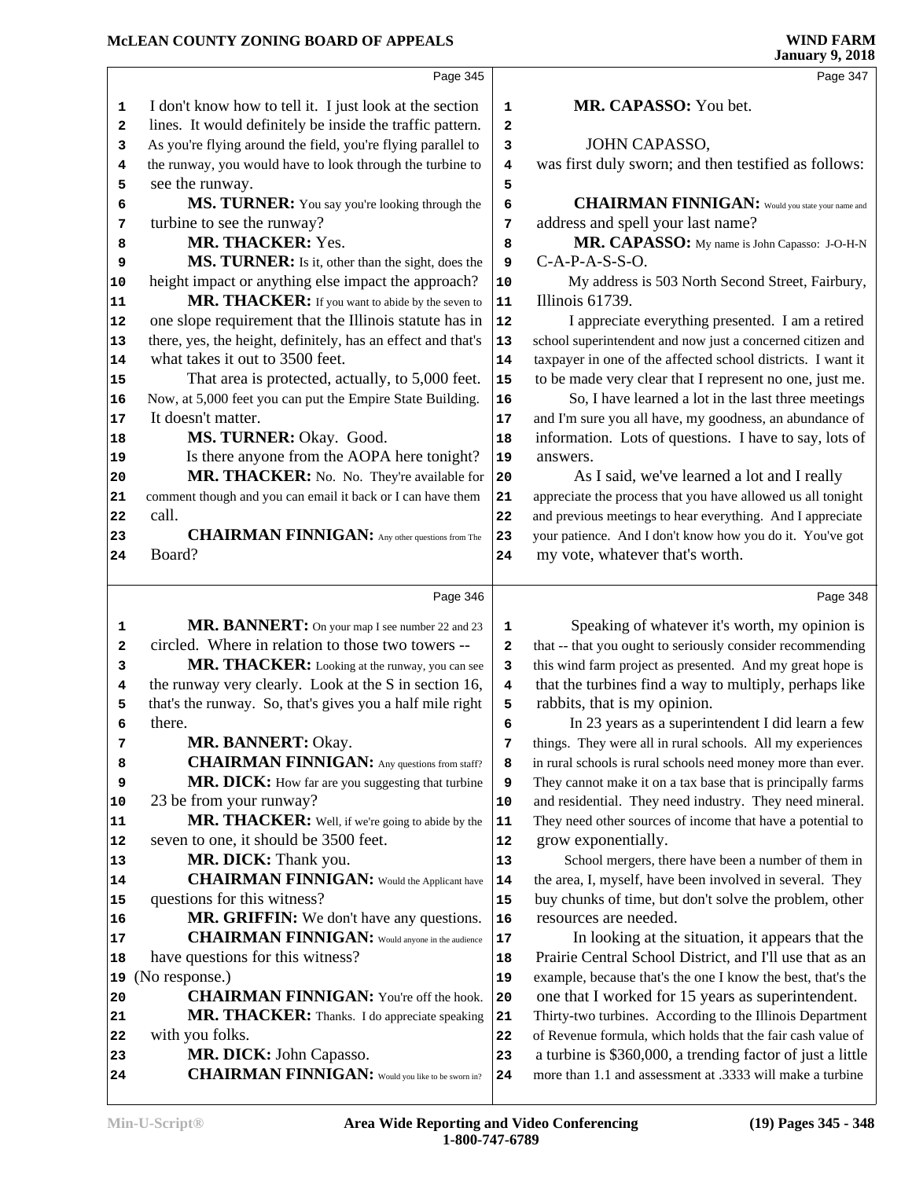Page 345

I don't know how to tell it. I just look at the section lines. It would definitely be inside the traffic pattern. As you're flying around the field, you're flying parallel to the runway, you would have to look through the turbine to see the runway.

**MS. TURNER:** You say you're looking through the turbine to see the runway?

**MR. THACKER:** Yes.

**MS. TURNER:** Is it, other than the sight, does the height impact or anything else impact the approach?

**MR. THACKER:** If you want to abide by the seven to one slope requirement that the Illinois statute has in there, yes, the height, definitely, has an effect and that's what takes it out to 3500 feet.

That area is protected, actually, to 5,000 feet. Now, at 5,000 feet you can put the Empire State Building. It doesn't matter.

**MS. TURNER:** Okay. Good.

Is there anyone from the AOPA here tonight?

**MR. THACKER:** No. No. They're available for comment though and you can email it back or I can have them call.

**CHAIRMAN FINNIGAN:** Any other questions from The Board?

Page 346

**MR. BANNERT:** On your map I see number 22 and 23 circled. Where in relation to those two towers --

**MR. THACKER:** Looking at the runway, you can see the runway very clearly. Look at the S in section 16, that's the runway. So, that's gives you a half mile right there.

**MR. BANNERT:** Okay.

**CHAIRMAN FINNIGAN:** Any questions from staff?

**MR. DICK:** How far are you suggesting that turbine 23 be from your runway?

**MR. THACKER:** Well, if we're going to abide by the seven to one, it should be 3500 feet.

**MR. DICK:** Thank you.

**CHAIRMAN FINNIGAN:** Would the Applicant have questions for this witness?

**MR. GRIFFIN:** We don't have any questions.

**CHAIRMAN FINNIGAN:** Would anyone in the audience have questions for this witness?

(No response.)

**CHAIRMAN FINNIGAN:** You're off the hook.

**MR. THACKER:** Thanks. I do appreciate speaking with you folks.

**MR. DICK:** John Capasso.

**CHAIRMAN FINNIGAN:** Would you like to be sworn in?

Page 347

**MR. CAPASSO:** You bet.

JOHN CAPASSO,

was first duly sworn; and then testified as follows:

**CHAIRMAN FINNIGAN:** Would you state your name and address and spell your last name?

**MR. CAPASSO:** My name is John Capasso: J-O-H-N C-A-P-A-S-S-O.

My address is 503 North Second Street, Fairbury, Illinois 61739.

I appreciate everything presented. I am a retired school superintendent and now just a concerned citizen and taxpayer in one of the affected school districts. I want it to be made very clear that I represent no one, just me.

So, I have learned a lot in the last three meetings and I'm sure you all have, my goodness, an abundance of information. Lots of questions. I have to say, lots of answers.

As I said, we've learned a lot and I really appreciate the process that you have allowed us all tonight and previous meetings to hear everything. And I appreciate your patience. And I don't know how you do it. You've got my vote, whatever that's worth.

Page 348

Speaking of whatever it's worth, my opinion is that -- that you ought to seriously consider recommending this wind farm project as presented. And my great hope is that the turbines find a way to multiply, perhaps like rabbits, that is my opinion.

In 23 years as a superintendent I did learn a few things. They were all in rural schools. All my experiences in rural schools is rural schools need money more than ever. They cannot make it on a tax base that is principally farms and residential. They need industry. They need mineral. They need other sources of income that have a potential to grow exponentially.

School mergers, there have been a number of them in the area, I, myself, have been involved in several. They buy chunks of time, but don't solve the problem, other resources are needed.

In looking at the situation, it appears that the Prairie Central School District, and I'll use that as an example, because that's the one I know the best, that's the one that I worked for 15 years as superintendent. Thirty-two turbines. According to the Illinois Department of Revenue formula, which holds that the fair cash value of a turbine is $360,000, a trending factor of just a little more than 1.1 and assessment at .3333 will make a turbine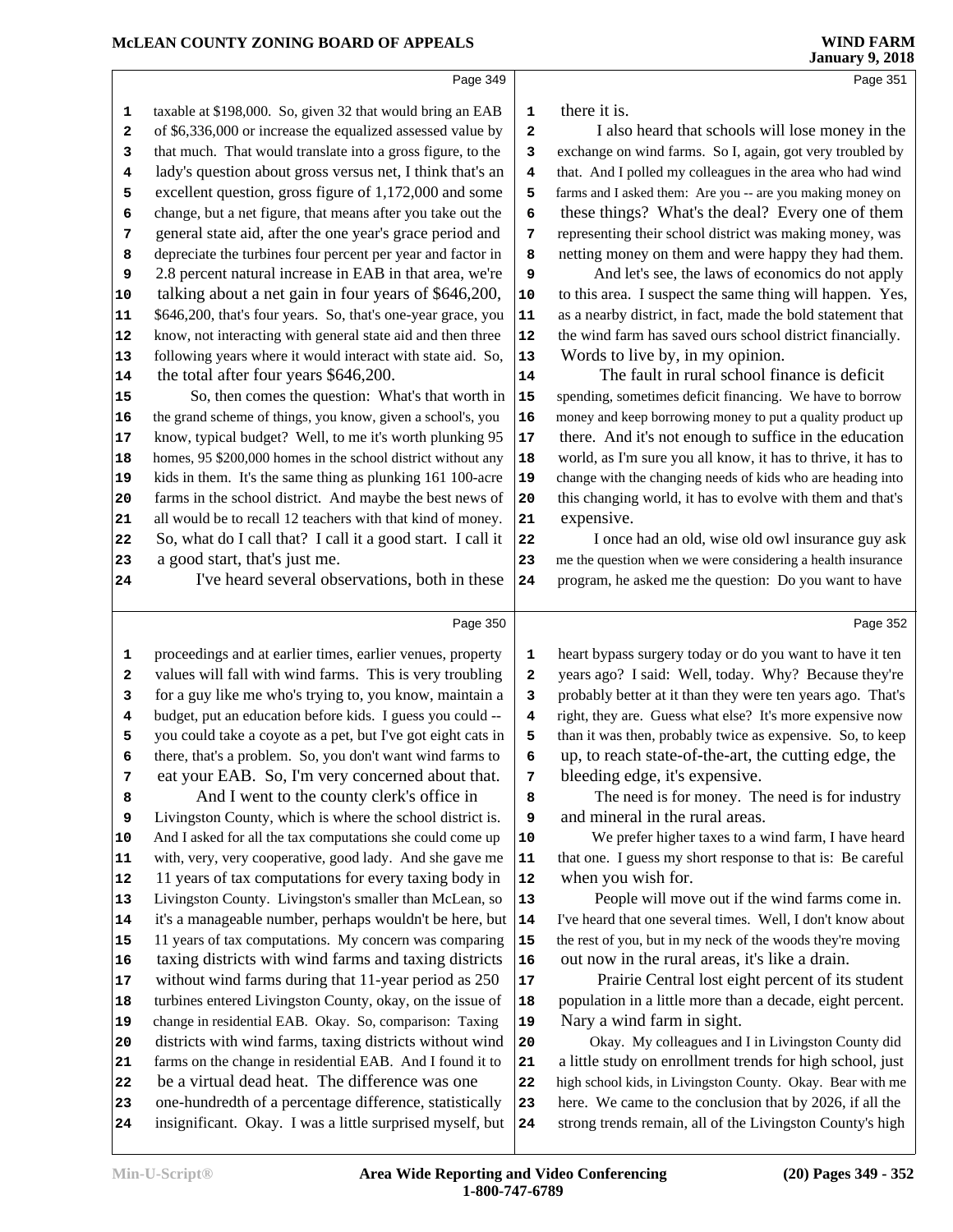Page 349

taxable at $198,000. So, given 32 that would bring an EAB of $6,336,000 or increase the equalized assessed value by that much. That would translate into a gross figure, to the lady's question about gross versus net, I think that's an excellent question, gross figure of 1,172,000 and some change, but a net figure, that means after you take out the general state aid, after the one year's grace period and depreciate the turbines four percent per year and factor in 2.8 percent natural increase in EAB in that area, we're talking about a net gain in four years of $646,200, $646,200, that's four years. So, that's one-year grace, you know, not interacting with general state aid and then three following years where it would interact with state aid. So, the total after four years $646,200.

So, then comes the question: What's that worth in the grand scheme of things, you know, given a school's, you know, typical budget? Well, to me it's worth plunking 95 homes, 95 $200,000 homes in the school district without any kids in them. It's the same thing as plunking 161 100-acre farms in the school district. And maybe the best news of all would be to recall 12 teachers with that kind of money. So, what do I call that? I call it a good start. I call it a good start, that's just me.

I've heard several observations, both in these

Page 350

proceedings and at earlier times, earlier venues, property values will fall with wind farms. This is very troubling for a guy like me who's trying to, you know, maintain a budget, put an education before kids. I guess you could -- you could take a coyote as a pet, but I've got eight cats in there, that's a problem. So, you don't want wind farms to eat your EAB. So, I'm very concerned about that.

And I went to the county clerk's office in Livingston County, which is where the school district is. And I asked for all the tax computations she could come up with, very, very cooperative, good lady. And she gave me 11 years of tax computations for every taxing body in Livingston County. Livingston's smaller than McLean, so it's a manageable number, perhaps wouldn't be here, but 11 years of tax computations. My concern was comparing taxing districts with wind farms and taxing districts without wind farms during that 11-year period as 250 turbines entered Livingston County, okay, on the issue of change in residential EAB. Okay. So, comparison: Taxing districts with wind farms, taxing districts without wind farms on the change in residential EAB. And I found it to be a virtual dead heat. The difference was one one-hundredth of a percentage difference, statistically insignificant. Okay. I was a little surprised myself, but

Page 351

there it is.

I also heard that schools will lose money in the exchange on wind farms. So I, again, got very troubled by that. And I polled my colleagues in the area who had wind farms and I asked them: Are you -- are you making money on these things? What's the deal? Every one of them representing their school district was making money, was netting money on them and were happy they had them.

And let's see, the laws of economics do not apply to this area. I suspect the same thing will happen. Yes, as a nearby district, in fact, made the bold statement that the wind farm has saved ours school district financially. Words to live by, in my opinion.

The fault in rural school finance is deficit spending, sometimes deficit financing. We have to borrow money and keep borrowing money to put a quality product up there. And it's not enough to suffice in the education world, as I'm sure you all know, it has to thrive, it has to change with the changing needs of kids who are heading into this changing world, it has to evolve with them and that's expensive.

I once had an old, wise old owl insurance guy ask me the question when we were considering a health insurance program, he asked me the question: Do you want to have

Page 352

heart bypass surgery today or do you want to have it ten years ago? I said: Well, today. Why? Because they're probably better at it than they were ten years ago. That's right, they are. Guess what else? It's more expensive now than it was then, probably twice as expensive. So, to keep up, to reach state-of-the-art, the cutting edge, the bleeding edge, it's expensive.

The need is for money. The need is for industry and mineral in the rural areas.

We prefer higher taxes to a wind farm, I have heard that one. I guess my short response to that is: Be careful when you wish for.

People will move out if the wind farms come in. I've heard that one several times. Well, I don't know about the rest of you, but in my neck of the woods they're moving out now in the rural areas, it's like a drain.

Prairie Central lost eight percent of its student population in a little more than a decade, eight percent. Nary a wind farm in sight.

Okay. My colleagues and I in Livingston County did a little study on enrollment trends for high school, just high school kids, in Livingston County. Okay. Bear with me here. We came to the conclusion that by 2026, if all the strong trends remain, all of the Livingston County's high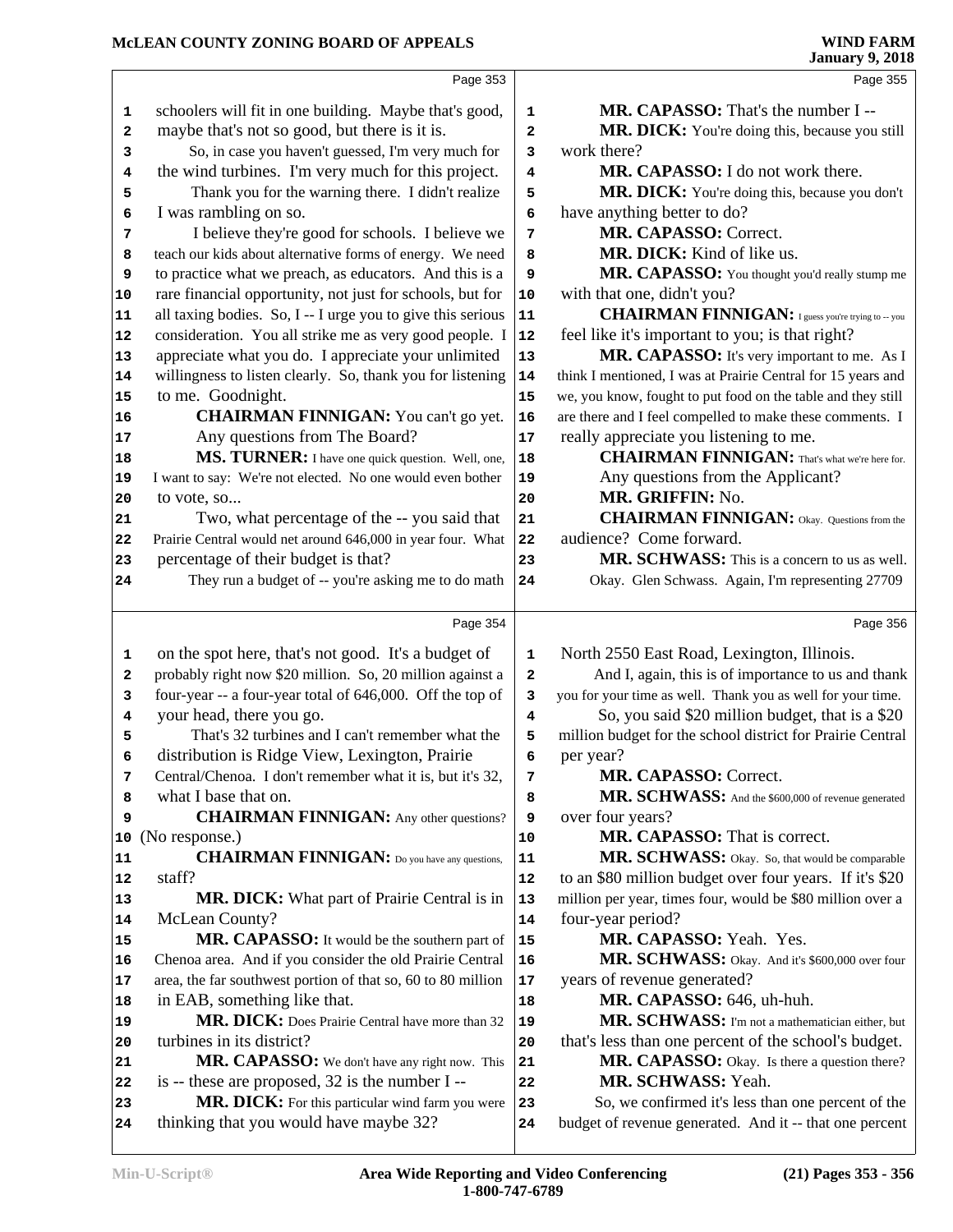schoolers will fit in one building. Maybe that's good, maybe that's not so good, but there is it is.

So, in case you haven't guessed, I'm very much for the wind turbines. I'm very much for this project.

Thank you for the warning there. I didn't realize I was rambling on so.

I believe they're good for schools. I believe we teach our kids about alternative forms of energy. We need to practice what we preach, as educators. And this is a rare financial opportunity, not just for schools, but for all taxing bodies. So, I -- I urge you to give this serious consideration. You all strike me as very good people. I appreciate what you do. I appreciate your unlimited willingness to listen clearly. So, thank you for listening to me. Goodnight.

**CHAIRMAN FINNIGAN:** You can't go yet.

Any questions from The Board?

**MS. TURNER:** I have one quick question. Well, one, I want to say: We're not elected. No one would even bother to vote, so...

Two, what percentage of the -- you said that Prairie Central would net around 646,000 in year four. What percentage of their budget is that?

They run a budget of -- you're asking me to do math on the spot here, that's not good. It's a budget of probably right now $20 million. So, 20 million against a four-year -- a four-year total of 646,000. Off the top of your head, there you go.

That's 32 turbines and I can't remember what the distribution is Ridge View, Lexington, Prairie Central/Chenoa. I don't remember what it is, but it's 32, what I base that on.

**CHAIRMAN FINNIGAN:** Any other questions?

(No response.)

**CHAIRMAN FINNIGAN:** Do you have any questions, staff?

**MR. DICK:** What part of Prairie Central is in McLean County?

**MR. CAPASSO:** It would be the southern part of Chenoa area. And if you consider the old Prairie Central area, the far southwest portion of that so, 60 to 80 million in EAB, something like that.

**MR. DICK:** Does Prairie Central have more than 32 turbines in its district?

**MR. CAPASSO:** We don't have any right now. This is -- these are proposed, 32 is the number I --

**MR. DICK:** For this particular wind farm you were thinking that you would have maybe 32?

**MR. CAPASSO:** That's the number I --

**MR. DICK:** You're doing this, because you still work there?

**MR. CAPASSO:** I do not work there.

**MR. DICK:** You're doing this, because you don't have anything better to do?

**MR. CAPASSO:** Correct.

**MR. DICK:** Kind of like us.

**MR. CAPASSO:** You thought you'd really stump me with that one, didn't you?

**CHAIRMAN FINNIGAN:** I guess you're trying to -- you feel like it's important to you; is that right?

**MR. CAPASSO:** It's very important to me. As I think I mentioned, I was at Prairie Central for 15 years and we, you know, fought to put food on the table and they still are there and I feel compelled to make these comments. I really appreciate you listening to me.

**CHAIRMAN FINNIGAN:** That's what we're here for.

Any questions from the Applicant?

**MR. GRIFFIN:** No.

**CHAIRMAN FINNIGAN:** Okay. Questions from the audience? Come forward.

**MR. SCHWASS:** This is a concern to us as well. Okay. Glen Schwass. Again, I'm representing 27709 North 2550 East Road, Lexington, Illinois.

And I, again, this is of importance to us and thank you for your time as well. Thank you as well for your time.

So, you said $20 million budget, that is a $20 million budget for the school district for Prairie Central per year?

**MR. CAPASSO:** Correct.

**MR. SCHWASS:** And the $600,000 of revenue generated over four years?

**MR. CAPASSO:** That is correct.

**MR. SCHWASS:** Okay. So, that would be comparable to an $80 million budget over four years. If it's $20 million per year, times four, would be $80 million over a four-year period?

**MR. CAPASSO:** Yeah. Yes.

**MR. SCHWASS:** Okay. And it's $600,000 over four years of revenue generated?

**MR. CAPASSO:** 646, uh-huh.

**MR. SCHWASS:** I'm not a mathematician either, but that's less than one percent of the school's budget.

**MR. CAPASSO:** Okay. Is there a question there?

**MR. SCHWASS:** Yeah.

So, we confirmed it's less than one percent of the budget of revenue generated. And it -- that one percent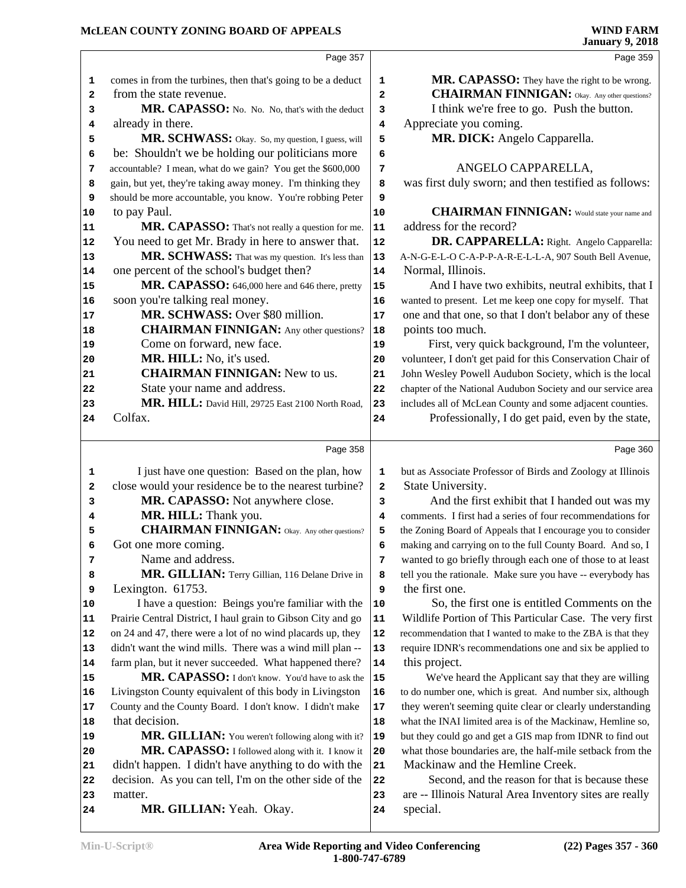comes in from the turbines, then that's going to be a deduct from the state revenue.

**MR. CAPASSO:** No. No. No, that's with the deduct already in there.

**MR. SCHWASS:** Okay. So, my question, I guess, will be: Shouldn't we be holding our politicians more accountable? I mean, what do we gain? You get the $600,000 gain, but yet, they're taking away money. I'm thinking they should be more accountable, you know. You're robbing Peter to pay Paul.

**MR. CAPASSO:** That's not really a question for me. You need to get Mr. Brady in here to answer that.

**MR. SCHWASS:** That was my question. It's less than one percent of the school's budget then?

**MR. CAPASSO:** 646,000 here and 646 there, pretty soon you're talking real money.

**MR. SCHWASS:** Over $80 million.

**CHAIRMAN FINNIGAN:** Any other questions? Come on forward, new face.

**MR. HILL:** No, it's used.

**CHAIRMAN FINNIGAN:** New to us. State your name and address.

**MR. HILL:** David Hill, 29725 East 2100 North Road, Colfax.

I just have one question: Based on the plan, how close would your residence be to the nearest turbine?

**MR. CAPASSO:** Not anywhere close.

**MR. HILL:** Thank you.

**CHAIRMAN FINNIGAN:** Okay. Any other questions? Got one more coming.

Name and address.

**MR. GILLIAN:** Terry Gillian, 116 Delane Drive in Lexington. 61753.

I have a question: Beings you're familiar with the Prairie Central District, I haul grain to Gibson City and go on 24 and 47, there were a lot of no wind placards up, they didn't want the wind mills. There was a wind mill plan -- farm plan, but it never succeeded. What happened there?

**MR. CAPASSO:** I don't know. You'd have to ask the Livingston County equivalent of this body in Livingston County and the County Board. I don't know. I didn't make that decision.

**MR. GILLIAN:** You weren't following along with it?

**MR. CAPASSO:** I followed along with it. I know it didn't happen. I didn't have anything to do with the decision. As you can tell, I'm on the other side of the matter.

**MR. GILLIAN:** Yeah. Okay.

**MR. CAPASSO:** They have the right to be wrong.

**CHAIRMAN FINNIGAN:** Okay. Any other questions? I think we're free to go. Push the button. Appreciate you coming.

**MR. DICK:** Angelo Capparella.

ANGELO CAPPARELLA,
was first duly sworn; and then testified as follows:

**CHAIRMAN FINNIGAN:** Would state your name and address for the record?

**DR. CAPPARELLA:** Right. Angelo Capparella: A-N-G-E-L-O C-A-P-P-A-R-E-L-L-A, 907 South Bell Avenue, Normal, Illinois.

And I have two exhibits, neutral exhibits, that I wanted to present. Let me keep one copy for myself. That one and that one, so that I don't belabor any of these points too much.

First, very quick background, I'm the volunteer, volunteer, I don't get paid for this Conservation Chair of John Wesley Powell Audubon Society, which is the local chapter of the National Audubon Society and our service area includes all of McLean County and some adjacent counties.

Professionally, I do get paid, even by the state, but as Associate Professor of Birds and Zoology at Illinois State University.

And the first exhibit that I handed out was my comments. I first had a series of four recommendations for the Zoning Board of Appeals that I encourage you to consider making and carrying on to the full County Board. And so, I wanted to go briefly through each one of those to at least tell you the rationale. Make sure you have -- everybody has the first one.

So, the first one is entitled Comments on the Wildlife Portion of This Particular Case. The very first recommendation that I wanted to make to the ZBA is that they require IDNR's recommendations one and six be applied to this project.

We've heard the Applicant say that they are willing to do number one, which is great. And number six, although they weren't seeming quite clear or clearly understanding what the INAI limited area is of the Mackinaw, Hemline so, but they could go and get a GIS map from IDNR to find out what those boundaries are, the half-mile setback from the Mackinaw and the Hemline Creek.

Second, and the reason for that is because these are -- Illinois Natural Area Inventory sites are really special.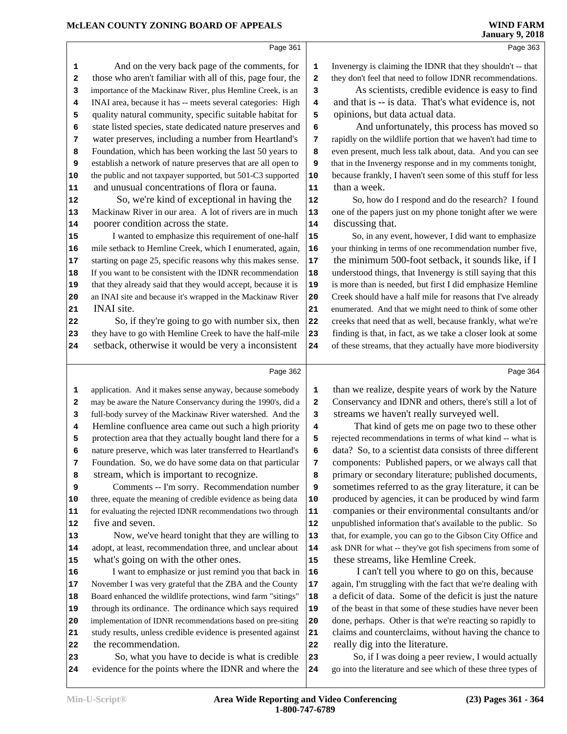Page 361

And on the very back page of the comments, for those who aren't familiar with all of this, page four, the importance of the Mackinaw River, plus Hemline Creek, is an INAI area, because it has -- meets several categories: High quality natural community, specific suitable habitat for state listed species, state dedicated nature preserves and water preserves, including a number from Heartland's Foundation, which has been working the last 50 years to establish a network of nature preserves that are all open to the public and not taxpayer supported, but 501-C3 supported and unusual concentrations of flora or fauna.

So, we're kind of exceptional in having the Mackinaw River in our area. A lot of rivers are in much poorer condition across the state.

I wanted to emphasize this requirement of one-half mile setback to Hemline Creek, which I enumerated, again, starting on page 25, specific reasons why this makes sense. If you want to be consistent with the IDNR recommendation that they already said that they would accept, because it is an INAI site and because it's wrapped in the Mackinaw River INAI site.

So, if they're going to go with number six, then they have to go with Hemline Creek to have the half-mile setback, otherwise it would be very a inconsistent

Page 362

application. And it makes sense anyway, because somebody may be aware the Nature Conservancy during the 1990's, did a full-body survey of the Mackinaw River watershed. And the Hemline confluence area came out such a high priority protection area that they actually bought land there for a nature preserve, which was later transferred to Heartland's Foundation. So, we do have some data on that particular stream, which is important to recognize.

Comments -- I'm sorry. Recommendation number three, equate the meaning of credible evidence as being data for evaluating the rejected IDNR recommendations two through five and seven.

Now, we've heard tonight that they are willing to adopt, at least, recommendation three, and unclear about what's going on with the other ones.

I want to emphasize or just remind you that back in November I was very grateful that the ZBA and the County Board enhanced the wildlife protections, wind farm "sitings" through its ordinance. The ordinance which says required implementation of IDNR recommendations based on pre-siting study results, unless credible evidence is presented against the recommendation.

So, what you have to decide is what is credible evidence for the points where the IDNR and where the

Page 363

Invenergy is claiming the IDNR that they shouldn't -- that they don't feel that need to follow IDNR recommendations.

As scientists, credible evidence is easy to find and that is -- is data. That's what evidence is, not opinions, but data actual data.

And unfortunately, this process has moved so rapidly on the wildlife portion that we haven't had time to even present, much less talk about, data. And you can see that in the Invenergy response and in my comments tonight, because frankly, I haven't seen some of this stuff for less than a week.

So, how do I respond and do the research? I found one of the papers just on my phone tonight after we were discussing that.

So, in any event, however, I did want to emphasize your thinking in terms of one recommendation number five, the minimum 500-foot setback, it sounds like, if I understood things, that Invenergy is still saying that this is more than is needed, but first I did emphasize Hemline Creek should have a half mile for reasons that I've already enumerated. And that we might need to think of some other creeks that need that as well, because frankly, what we're finding is that, in fact, as we take a closer look at some of these streams, that they actually have more biodiversity

Page 364

than we realize, despite years of work by the Nature Conservancy and IDNR and others, there's still a lot of streams we haven't really surveyed well.

That kind of gets me on page two to these other rejected recommendations in terms of what kind -- what is data? So, to a scientist data consists of three different components: Published papers, or we always call that primary or secondary literature; published documents, sometimes referred to as the gray literature, it can be produced by agencies, it can be produced by wind farm companies or their environmental consultants and/or unpublished information that's available to the public. So that, for example, you can go to the Gibson City Office and ask DNR for what -- they've got fish specimens from some of these streams, like Hemline Creek.

I can't tell you where to go on this, because again, I'm struggling with the fact that we're dealing with a deficit of data. Some of the deficit is just the nature of the beast in that some of these studies have never been done, perhaps. Other is that we're reacting so rapidly to claims and counterclaims, without having the chance to really dig into the literature.

So, if I was doing a peer review, I would actually go into the literature and see which of these three types of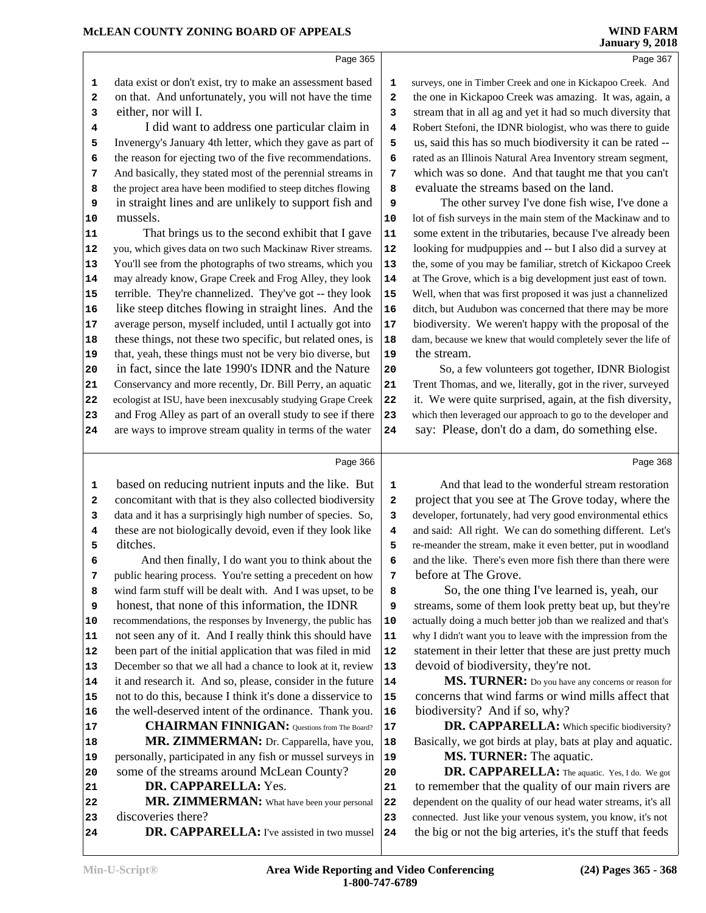data exist or don't exist, try to make an assessment based on that. And unfortunately, you will not have the time either, nor will I.

I did want to address one particular claim in Invenergy's January 4th letter, which they gave as part of the reason for ejecting two of the five recommendations. And basically, they stated most of the perennial streams in the project area have been modified to steep ditches flowing in straight lines and are unlikely to support fish and mussels.

That brings us to the second exhibit that I gave you, which gives data on two such Mackinaw River streams. You'll see from the photographs of two streams, which you may already know, Grape Creek and Frog Alley, they look terrible. They're channelized. They've got -- they look like steep ditches flowing in straight lines. And the average person, myself included, until I actually got into these things, not these two specific, but related ones, is that, yeah, these things must not be very bio diverse, but in fact, since the late 1990's IDNR and the Nature Conservancy and more recently, Dr. Bill Perry, an aquatic ecologist at ISU, have been inexcusably studying Grape Creek and Frog Alley as part of an overall study to see if there are ways to improve stream quality in terms of the water based on reducing nutrient inputs and the like. But concomitant with that is they also collected biodiversity data and it has a surprisingly high number of species. So, these are not biologically devoid, even if they look like ditches.

And then finally, I do want you to think about the public hearing process. You're setting a precedent on how wind farm stuff will be dealt with. And I was upset, to be honest, that none of this information, the IDNR recommendations, the responses by Invenergy, the public has not seen any of it. And I really think this should have been part of the initial application that was filed in mid December so that we all had a chance to look at it, review it and research it. And so, please, consider in the future not to do this, because I think it's done a disservice to the well-deserved intent of the ordinance. Thank you.

**CHAIRMAN FINNIGAN:** Questions from The Board?

**MR. ZIMMERMAN:** Dr. Capparella, have you, personally, participated in any fish or mussel surveys in some of the streams around McLean County?

**DR. CAPPARELLA:** Yes.

**MR. ZIMMERMAN:** What have been your personal discoveries there?

**DR. CAPPARELLA:** I've assisted in two mussel surveys, one in Timber Creek and one in Kickapoo Creek. And the one in Kickapoo Creek was amazing. It was, again, a stream that in all ag and yet it had so much diversity that Robert Stefoni, the IDNR biologist, who was there to guide us, said this has so much biodiversity it can be rated -- rated as an Illinois Natural Area Inventory stream segment, which was so done. And that taught me that you can't evaluate the streams based on the land.

The other survey I've done fish wise, I've done a lot of fish surveys in the main stem of the Mackinaw and to some extent in the tributaries, because I've already been looking for mudpuppies and -- but I also did a survey at the, some of you may be familiar, stretch of Kickapoo Creek at The Grove, which is a big development just east of town. Well, when that was first proposed it was just a channelized ditch, but Audubon was concerned that there may be more biodiversity. We weren't happy with the proposal of the dam, because we knew that would completely sever the life of the stream.

So, a few volunteers got together, IDNR Biologist Trent Thomas, and we, literally, got in the river, surveyed it. We were quite surprised, again, at the fish diversity, which then leveraged our approach to go to the developer and say: Please, don't do a dam, do something else.

And that lead to the wonderful stream restoration project that you see at The Grove today, where the developer, fortunately, had very good environmental ethics and said: All right. We can do something different. Let's re-meander the stream, make it even better, put in woodland and the like. There's even more fish there than there were before at The Grove.

So, the one thing I've learned is, yeah, our streams, some of them look pretty beat up, but they're actually doing a much better job than we realized and that's why I didn't want you to leave with the impression from the statement in their letter that these are just pretty much devoid of biodiversity, they're not.

**MS. TURNER:** Do you have any concerns or reason for concerns that wind farms or wind mills affect that biodiversity? And if so, why?

**DR. CAPPARELLA:** Which specific biodiversity? Basically, we got birds at play, bats at play and aquatic.

**MS. TURNER:** The aquatic.

**DR. CAPPARELLA:** The aquatic. Yes, I do. We got to remember that the quality of our main rivers are dependent on the quality of our head water streams, it's all connected. Just like your venous system, you know, it's not the big or not the big arteries, it's the stuff that feeds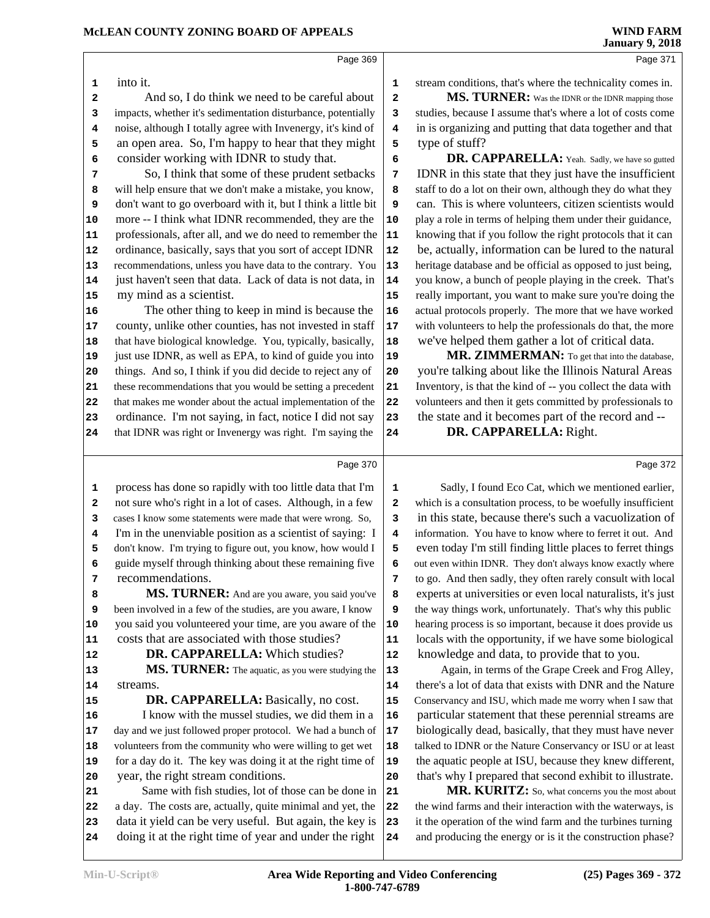into it.

And so, I do think we need to be careful about impacts, whether it's sedimentation disturbance, potentially noise, although I totally agree with Invenergy, it's kind of an open area. So, I'm happy to hear that they might consider working with IDNR to study that.

So, I think that some of these prudent setbacks will help ensure that we don't make a mistake, you know, don't want to go overboard with it, but I think a little bit more -- I think what IDNR recommended, they are the professionals, after all, and we do need to remember the ordinance, basically, says that you sort of accept IDNR recommendations, unless you have data to the contrary. You just haven't seen that data. Lack of data is not data, in my mind as a scientist.

The other thing to keep in mind is because the county, unlike other counties, has not invested in staff that have biological knowledge. You, typically, basically, just use IDNR, as well as EPA, to kind of guide you into things. And so, I think if you did decide to reject any of these recommendations that you would be setting a precedent that makes me wonder about the actual implementation of the ordinance. I'm not saying, in fact, notice I did not say that IDNR was right or Invenergy was right. I'm saying the process has done so rapidly with too little data that I'm not sure who's right in a lot of cases. Although, in a few cases I know some statements were made that were wrong. So, I'm in the unenviable position as a scientist of saying: I don't know. I'm trying to figure out, you know, how would I guide myself through thinking about these remaining five recommendations.

**MS. TURNER:** And are you aware, you said you've been involved in a few of the studies, are you aware, I know you said you volunteered your time, are you aware of the costs that are associated with those studies?

**DR. CAPPARELLA:** Which studies?

**MS. TURNER:** The aquatic, as you were studying the streams.

**DR. CAPPARELLA:** Basically, no cost.

I know with the mussel studies, we did them in a day and we just followed proper protocol. We had a bunch of volunteers from the community who were willing to get wet for a day do it. The key was doing it at the right time of year, the right stream conditions.

Same with fish studies, lot of those can be done in a day. The costs are, actually, quite minimal and yet, the data it yield can be very useful. But again, the key is doing it at the right time of year and under the right stream conditions, that's where the technicality comes in.

**MS. TURNER:** Was the IDNR or the IDNR mapping those studies, because I assume that's where a lot of costs come in is organizing and putting that data together and that type of stuff?

**DR. CAPPARELLA:** Yeah. Sadly, we have so gutted IDNR in this state that they just have the insufficient staff to do a lot on their own, although they do what they can. This is where volunteers, citizen scientists would play a role in terms of helping them under their guidance, knowing that if you follow the right protocols that it can be, actually, information can be lured to the natural heritage database and be official as opposed to just being, you know, a bunch of people playing in the creek. That's really important, you want to make sure you're doing the actual protocols properly. The more that we have worked with volunteers to help the professionals do that, the more we've helped them gather a lot of critical data.

**MR. ZIMMERMAN:** To get that into the database, you're talking about like the Illinois Natural Areas Inventory, is that the kind of -- you collect the data with volunteers and then it gets committed by professionals to the state and it becomes part of the record and --

**DR. CAPPARELLA:** Right.

Sadly, I found Eco Cat, which we mentioned earlier, which is a consultation process, to be woefully insufficient in this state, because there's such a vacuolization of information. You have to know where to ferret it out. And even today I'm still finding little places to ferret things out even within IDNR. They don't always know exactly where to go. And then sadly, they often rarely consult with local experts at universities or even local naturalists, it's just the way things work, unfortunately. That's why this public hearing process is so important, because it does provide us locals with the opportunity, if we have some biological knowledge and data, to provide that to you.

Again, in terms of the Grape Creek and Frog Alley, there's a lot of data that exists with DNR and the Nature Conservancy and ISU, which made me worry when I saw that particular statement that these perennial streams are biologically dead, basically, that they must have never talked to IDNR or the Nature Conservancy or ISU or at least the aquatic people at ISU, because they knew different, that's why I prepared that second exhibit to illustrate.

**MR. KURITZ:** So, what concerns you the most about the wind farms and their interaction with the waterways, is it the operation of the wind farm and the turbines turning and producing the energy or is it the construction phase?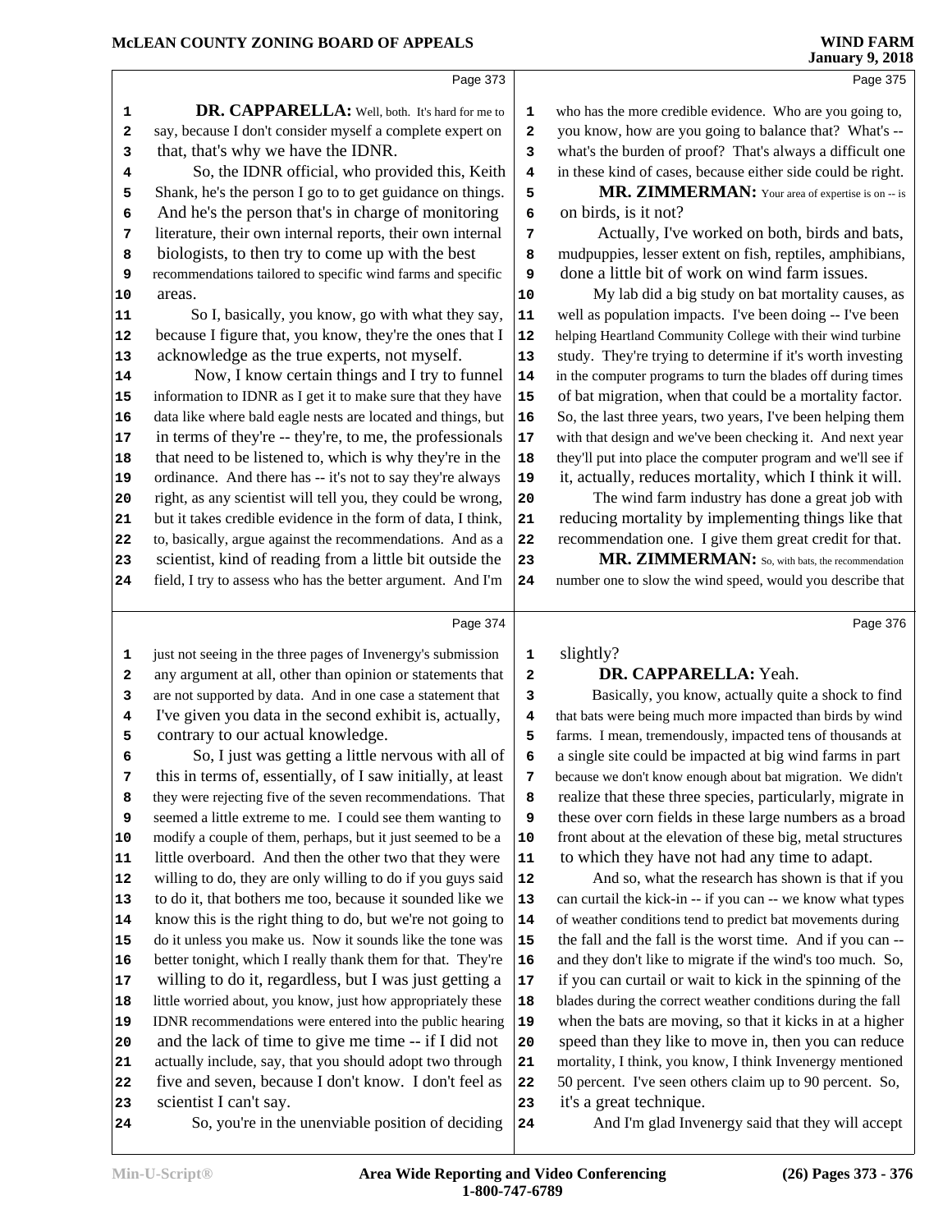**DR. CAPPARELLA:** Well, both. It's hard for me to say, because I don't consider myself a complete expert on that, that's why we have the IDNR.

So, the IDNR official, who provided this, Keith Shank, he's the person I go to to get guidance on things. And he's the person that's in charge of monitoring literature, their own internal reports, their own internal biologists, to then try to come up with the best recommendations tailored to specific wind farms and specific areas.

So I, basically, you know, go with what they say, because I figure that, you know, they're the ones that I acknowledge as the true experts, not myself.

Now, I know certain things and I try to funnel information to IDNR as I get it to make sure that they have data like where bald eagle nests are located and things, but in terms of they're -- they're, to me, the professionals that need to be listened to, which is why they're in the ordinance. And there has -- it's not to say they're always right, as any scientist will tell you, they could be wrong, but it takes credible evidence in the form of data, I think, to, basically, argue against the recommendations. And as a scientist, kind of reading from a little bit outside the field, I try to assess who has the better argument. And I'm just not seeing in the three pages of Invenergy's submission any argument at all, other than opinion or statements that are not supported by data. And in one case a statement that I've given you data in the second exhibit is, actually, contrary to our actual knowledge.

So, I just was getting a little nervous with all of this in terms of, essentially, of I saw initially, at least they were rejecting five of the seven recommendations. That seemed a little extreme to me. I could see them wanting to modify a couple of them, perhaps, but it just seemed to be a little overboard. And then the other two that they were willing to do, they are only willing to do if you guys said to do it, that bothers me too, because it sounded like we know this is the right thing to do, but we're not going to do it unless you make us. Now it sounds like the tone was better tonight, which I really thank them for that. They're willing to do it, regardless, but I was just getting a little worried about, you know, just how appropriately these IDNR recommendations were entered into the public hearing and the lack of time to give me time -- if I did not actually include, say, that you should adopt two through five and seven, because I don't know. I don't feel as scientist I can't say.

So, you're in the unenviable position of deciding who has the more credible evidence. Who are you going to, you know, how are you going to balance that? What's -- what's the burden of proof? That's always a difficult one in these kind of cases, because either side could be right.

**MR. ZIMMERMAN:** Your area of expertise is on -- is on birds, is it not?

Actually, I've worked on both, birds and bats, mudpuppies, lesser extent on fish, reptiles, amphibians, done a little bit of work on wind farm issues.

My lab did a big study on bat mortality causes, as well as population impacts. I've been doing -- I've been helping Heartland Community College with their wind turbine study. They're trying to determine if it's worth investing in the computer programs to turn the blades off during times of bat migration, when that could be a mortality factor. So, the last three years, two years, I've been helping them with that design and we've been checking it. And next year they'll put into place the computer program and we'll see if it, actually, reduces mortality, which I think it will.

The wind farm industry has done a great job with reducing mortality by implementing things like that recommendation one. I give them great credit for that.

**MR. ZIMMERMAN:** So, with bats, the recommendation number one to slow the wind speed, would you describe that slightly?

**DR. CAPPARELLA:** Yeah.

Basically, you know, actually quite a shock to find that bats were being much more impacted than birds by wind farms. I mean, tremendously, impacted tens of thousands at a single site could be impacted at big wind farms in part because we don't know enough about bat migration. We didn't realize that these three species, particularly, migrate in these over corn fields in these large numbers as a broad front about at the elevation of these big, metal structures to which they have not had any time to adapt.

And so, what the research has shown is that if you can curtail the kick-in -- if you can -- we know what types of weather conditions tend to predict bat movements during the fall and the fall is the worst time. And if you can -- and they don't like to migrate if the wind's too much. So, if you can curtail or wait to kick in the spinning of the blades during the correct weather conditions during the fall when the bats are moving, so that it kicks in at a higher speed than they like to move in, then you can reduce mortality, I think, you know, I think Invenergy mentioned 50 percent. I've seen others claim up to 90 percent. So, it's a great technique.

And I'm glad Invenergy said that they will accept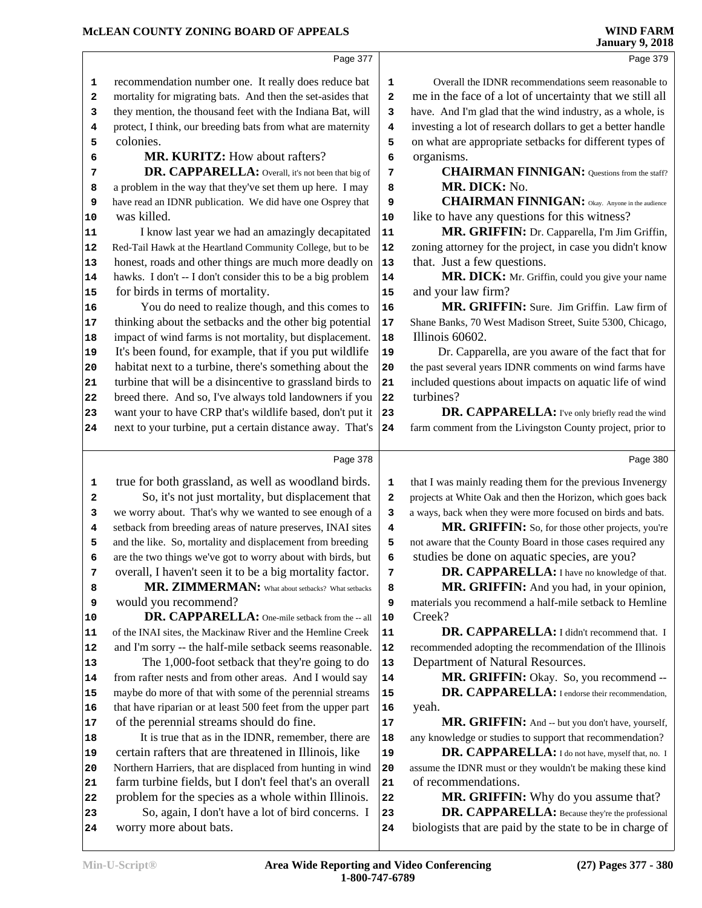Page 377

recommendation number one. It really does reduce bat mortality for migrating bats. And then the set-asides that they mention, the thousand feet with the Indiana Bat, will protect, I think, our breeding bats from what are maternity colonies.

**MR. KURITZ:** How about rafters?

**DR. CAPPARELLA:** Overall, it's not been that big of a problem in the way that they've set them up here. I may have read an IDNR publication. We did have one Osprey that was killed.

I know last year we had an amazingly decapitated Red-Tail Hawk at the Heartland Community College, but to be honest, roads and other things are much more deadly on hawks. I don't -- I don't consider this to be a big problem for birds in terms of mortality.

You do need to realize though, and this comes to thinking about the setbacks and the other big potential impact of wind farms is not mortality, but displacement. It's been found, for example, that if you put wildlife habitat next to a turbine, there's something about the turbine that will be a disincentive to grassland birds to breed there. And so, I've always told landowners if you want your to have CRP that's wildlife based, don't put it next to your turbine, put a certain distance away. That's

Page 378

true for both grassland, as well as woodland birds.

So, it's not just mortality, but displacement that we worry about. That's why we wanted to see enough of a setback from breeding areas of nature preserves, INAI sites and the like. So, mortality and displacement from breeding are the two things we've got to worry about with birds, but overall, I haven't seen it to be a big mortality factor.

**MR. ZIMMERMAN:** What about setbacks? What setbacks would you recommend?

**DR. CAPPARELLA:** One-mile setback from the -- all of the INAI sites, the Mackinaw River and the Hemline Creek and I'm sorry -- the half-mile setback seems reasonable.

The 1,000-foot setback that they're going to do from rafter nests and from other areas. And I would say maybe do more of that with some of the perennial streams that have riparian or at least 500 feet from the upper part of the perennial streams should do fine.

It is true that as in the IDNR, remember, there are certain rafters that are threatened in Illinois, like Northern Harriers, that are displaced from hunting in wind farm turbine fields, but I don't feel that's an overall problem for the species as a whole within Illinois.

So, again, I don't have a lot of bird concerns. I worry more about bats.

Page 379

Overall the IDNR recommendations seem reasonable to me in the face of a lot of uncertainty that we still all have. And I'm glad that the wind industry, as a whole, is investing a lot of research dollars to get a better handle on what are appropriate setbacks for different types of organisms.

**CHAIRMAN FINNIGAN:** Questions from the staff?

**MR. DICK:** No.

**CHAIRMAN FINNIGAN:** Okay. Anyone in the audience like to have any questions for this witness?

**MR. GRIFFIN:** Dr. Capparella, I'm Jim Griffin, zoning attorney for the project, in case you didn't know that. Just a few questions.

**MR. DICK:** Mr. Griffin, could you give your name and your law firm?

**MR. GRIFFIN:** Sure. Jim Griffin. Law firm of Shane Banks, 70 West Madison Street, Suite 5300, Chicago, Illinois 60602.

Dr. Capparella, are you aware of the fact that for the past several years IDNR comments on wind farms have included questions about impacts on aquatic life of wind turbines?

**DR. CAPPARELLA:** I've only briefly read the wind farm comment from the Livingston County project, prior to

Page 380

that I was mainly reading them for the previous Invenergy projects at White Oak and then the Horizon, which goes back a ways, back when they were more focused on birds and bats.

**MR. GRIFFIN:** So, for those other projects, you're not aware that the County Board in those cases required any studies be done on aquatic species, are you?

**DR. CAPPARELLA:** I have no knowledge of that.

**MR. GRIFFIN:** And you had, in your opinion, materials you recommend a half-mile setback to Hemline Creek?

**DR. CAPPARELLA:** I didn't recommend that. I recommended adopting the recommendation of the Illinois Department of Natural Resources.

**MR. GRIFFIN:** Okay. So, you recommend --

**DR. CAPPARELLA:** I endorse their recommendation, yeah.

**MR. GRIFFIN:** And -- but you don't have, yourself, any knowledge or studies to support that recommendation?

**DR. CAPPARELLA:** I do not have, myself that, no. I assume the IDNR must or they wouldn't be making these kind of recommendations.

**MR. GRIFFIN:** Why do you assume that?

**DR. CAPPARELLA:** Because they're the professional biologists that are paid by the state to be in charge of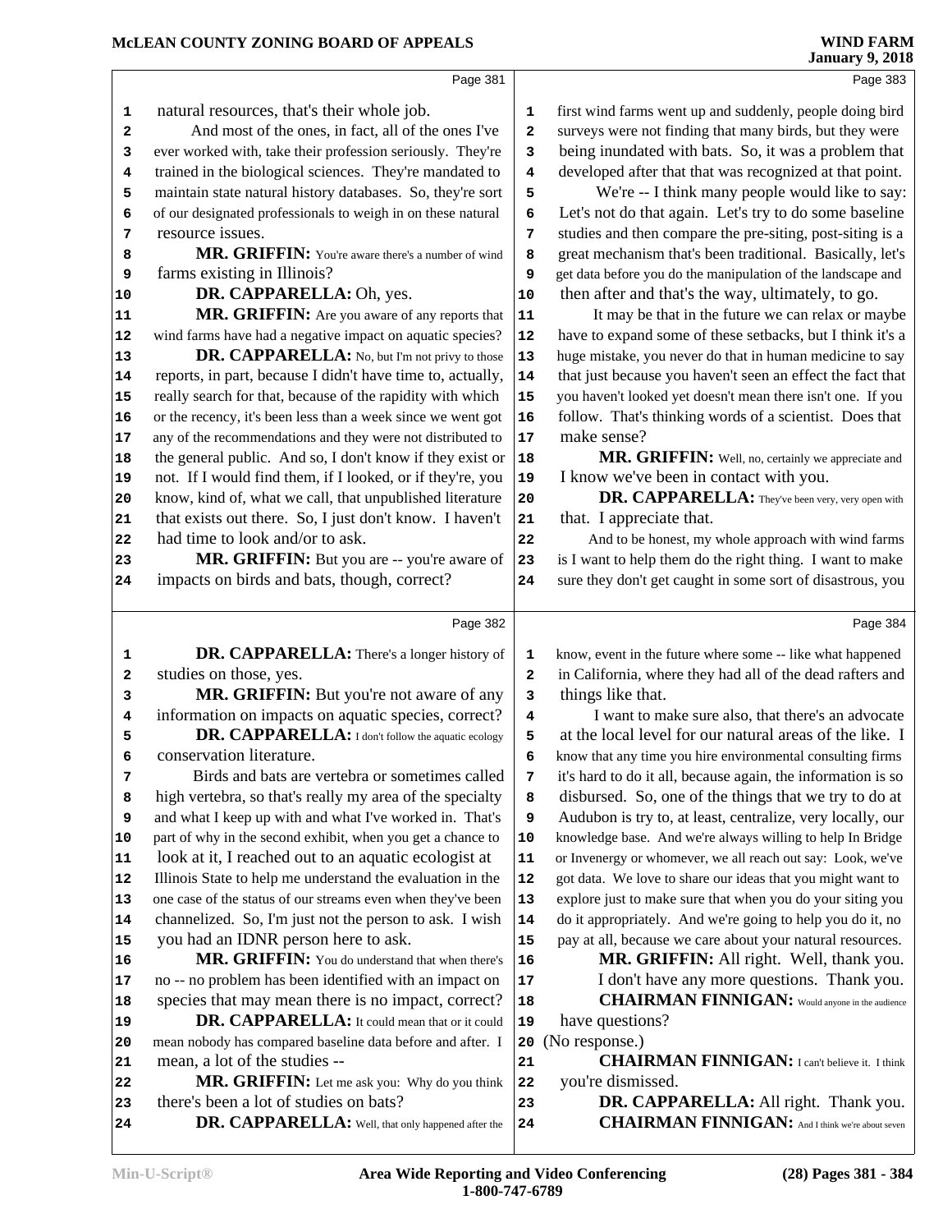Page 381

1 natural resources, that's their whole job.
2 And most of the ones, in fact, all of the ones I've
3 ever worked with, take their profession seriously. They're
4 trained in the biological sciences. They're mandated to
5 maintain state natural history databases. So, they're sort
6 of our designated professionals to weigh in on these natural
7 resource issues.
8 **MR. GRIFFIN:** You're aware there's a number of wind
9 farms existing in Illinois?
10 **DR. CAPPARELLA:** Oh, yes.
11 **MR. GRIFFIN:** Are you aware of any reports that
12 wind farms have had a negative impact on aquatic species?
13 **DR. CAPPARELLA:** No, but I'm not privy to those
14 reports, in part, because I didn't have time to, actually,
15 really search for that, because of the rapidity with which
16 or the recency, it's been less than a week since we went got
17 any of the recommendations and they were not distributed to
18 the general public. And so, I don't know if they exist or
19 not. If I would find them, if I looked, or if they're, you
20 know, kind of, what we call, that unpublished literature
21 that exists out there. So, I just don't know. I haven't
22 had time to look and/or to ask.
23 **MR. GRIFFIN:** But you are -- you're aware of
24 impacts on birds and bats, though, correct?

Page 382

1 **DR. CAPPARELLA:** There's a longer history of
2 studies on those, yes.
3 **MR. GRIFFIN:** But you're not aware of any
4 information on impacts on aquatic species, correct?
5 **DR. CAPPARELLA:** I don't follow the aquatic ecology
6 conservation literature.
7 Birds and bats are vertebra or sometimes called
8 high vertebra, so that's really my area of the specialty
9 and what I keep up with and what I've worked in. That's
10 part of why in the second exhibit, when you get a chance to
11 look at it, I reached out to an aquatic ecologist at
12 Illinois State to help me understand the evaluation in the
13 one case of the status of our streams even when they've been
14 channelized. So, I'm just not the person to ask. I wish
15 you had an IDNR person here to ask.
16 **MR. GRIFFIN:** You do understand that when there's
17 no -- no problem has been identified with an impact on
18 species that may mean there is no impact, correct?
19 **DR. CAPPARELLA:** It could mean that or it could
20 mean nobody has compared baseline data before and after. I
21 mean, a lot of the studies --
22 **MR. GRIFFIN:** Let me ask you: Why do you think
23 there's been a lot of studies on bats?
24 **DR. CAPPARELLA:** Well, that only happened after the

Page 383

1 first wind farms went up and suddenly, people doing bird
2 surveys were not finding that many birds, but they were
3 being inundated with bats. So, it was a problem that
4 developed after that that was recognized at that point.
5 We're -- I think many people would like to say:
6 Let's not do that again. Let's try to do some baseline
7 studies and then compare the pre-siting, post-siting is a
8 great mechanism that's been traditional. Basically, let's
9 get data before you do the manipulation of the landscape and
10 then after and that's the way, ultimately, to go.
11 It may be that in the future we can relax or maybe
12 have to expand some of these setbacks, but I think it's a
13 huge mistake, you never do that in human medicine to say
14 that just because you haven't seen an effect the fact that
15 you haven't looked yet doesn't mean there isn't one. If you
16 follow. That's thinking words of a scientist. Does that
17 make sense?
18 **MR. GRIFFIN:** Well, no, certainly we appreciate and
19 I know we've been in contact with you.
20 **DR. CAPPARELLA:** They've been very, very open with
21 that. I appreciate that.
22 And to be honest, my whole approach with wind farms
23 is I want to help them do the right thing. I want to make
24 sure they don't get caught in some sort of disastrous, you

Page 384

1 know, event in the future where some -- like what happened
2 in California, where they had all of the dead rafters and
3 things like that.
4 I want to make sure also, that there's an advocate
5 at the local level for our natural areas of the like. I
6 know that any time you hire environmental consulting firms
7 it's hard to do it all, because again, the information is so
8 disbursed. So, one of the things that we try to do at
9 Audubon is try to, at least, centralize, very locally, our
10 knowledge base. And we're always willing to help In Bridge
11 or Invenergy or whomever, we all reach out say: Look, we've
12 got data. We love to share our ideas that you might want to
13 explore just to make sure that when you do your siting you
14 do it appropriately. And we're going to help you do it, no
15 pay at all, because we care about your natural resources.
16 **MR. GRIFFIN:** All right. Well, thank you.
17 I don't have any more questions. Thank you.
18 **CHAIRMAN FINNIGAN:** Would anyone in the audience
19 have questions?
20 (No response.)
21 **CHAIRMAN FINNIGAN:** I can't believe it. I think
22 you're dismissed.
23 **DR. CAPPARELLA:** All right. Thank you.
24 **CHAIRMAN FINNIGAN:** And I think we're about seven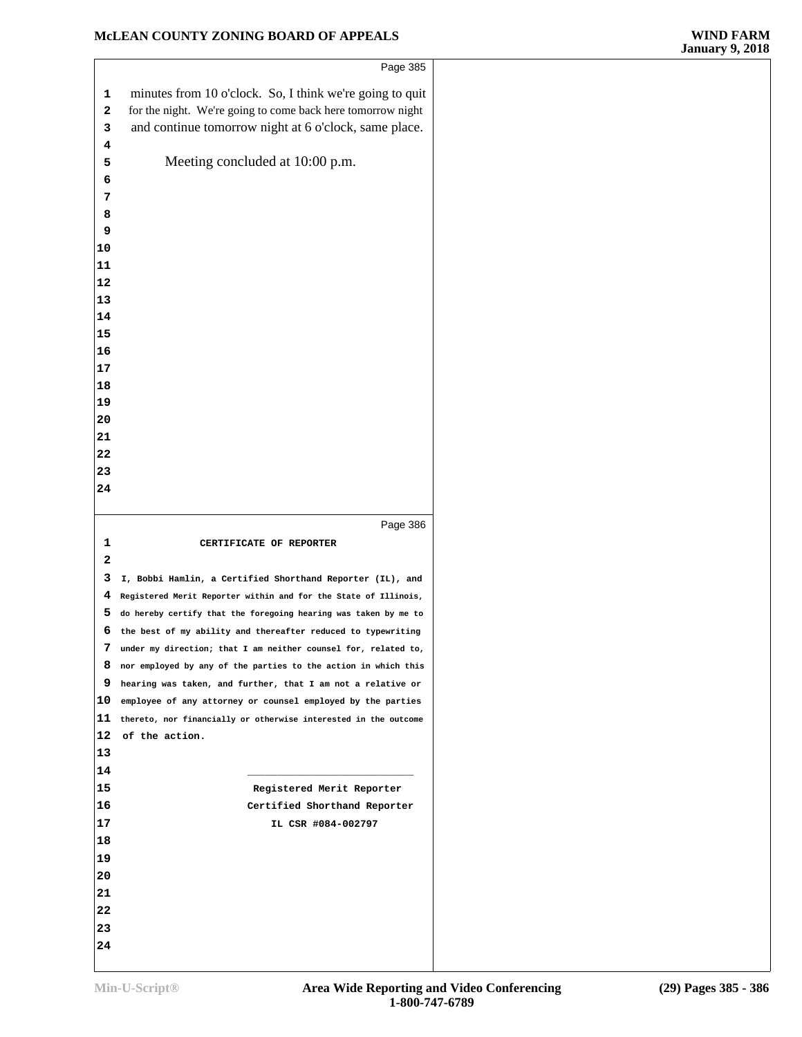minutes from 10 o'clock. So, I think we're going to quit for the night. We're going to come back here tomorrow night and continue tomorrow night at 6 o'clock, same place.

Meeting concluded at 10:00 p.m.

**CERTIFICATE OF REPORTER**

I, Bobbi Hamlin, a Certified Shorthand Reporter (IL), and Registered Merit Reporter within and for the State of Illinois, do hereby certify that the foregoing hearing was taken by me to the best of my ability and thereafter reduced to typewriting under my direction; that I am neither counsel for, related to, nor employed by any of the parties to the action in which this hearing was taken, and further, that I am not a relative or employee of any attorney or counsel employed by the parties thereto, nor financially or otherwise interested in the outcome of the action.

\_\_\_\_\_\_\_\_\_\_\_\_\_\_\_\_\_\_\_\_\_\_\_\_\_\_\_\_

Registered Merit Reporter
Certified Shorthand Reporter
IL CSR #084-002797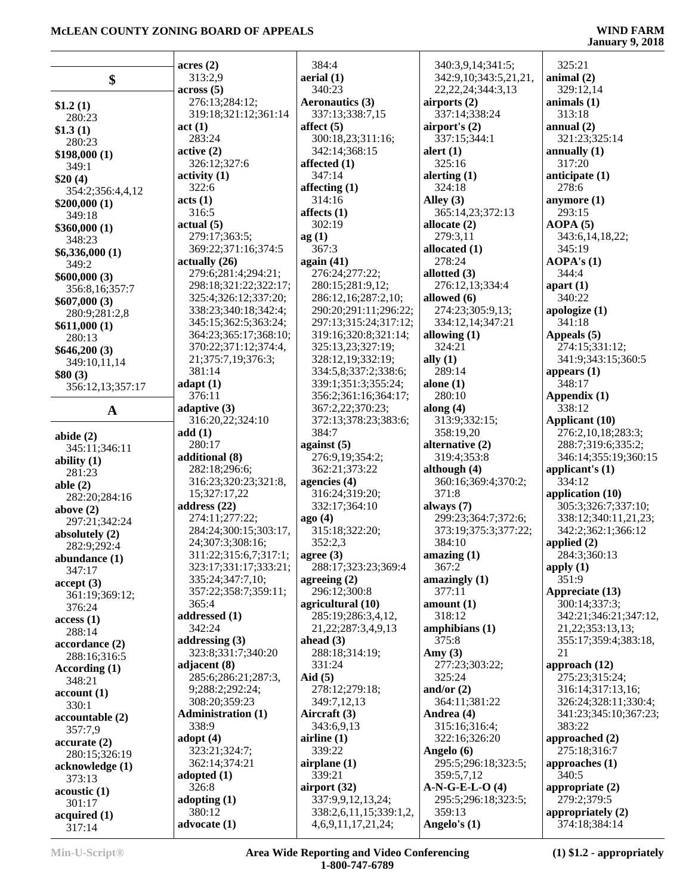## $

**$1.2 (1)**
280:23
**$1.3 (1)**
280:23
**$198,000 (1)**
349:1
**$20 (4)**
354:2;356:4,4,12
**$200,000 (1)**
349:18
**$360,000 (1)**
348:23
**$6,336,000 (1)**
349:2
**$600,000 (3)**
356:8,16;357:7
**$607,000 (3)**
280:9;281:2,8
**$611,000 (1)**
280:13
**$646,200 (3)**
349:10,11,14
**$80 (3)**
356:12,13;357:17

## A

**abide (2)**
345:11;346:11
**ability (1)**
281:23
**able (2)**
282:20;284:16
**above (2)**
297:21;342:24
**absolutely (2)**
282:9;292:4
**abundance (1)**
347:17
**accept (3)**
361:19;369:12;
376:24
**access (1)**
288:14
**accordance (2)**
288:16;316:5
**According (1)**
348:21
**account (1)**
330:1
**accountable (2)**
357:7,9
**accurate (2)**
280:15;326:19
**acknowledge (1)**
373:13
**acoustic (1)**
301:17
**acquired (1)**
317:14
**acres (2)**
313:2,9
**across (5)**
276:13;284:12;
319:18;321:12;361:14
**act (1)**
283:24
**active (2)**
326:12;327:6
**activity (1)**
322:6
**acts (1)**
316:5
**actual (5)**
279:17;363:5;
369:22;371:16;374:5
**actually (26)**
279:6;281:4;294:21;
298:18;321:22;322:17;
325:4;326:12;337:20;
338:23;340:18;342:4;
345:15;362:5;363:24;
364:23;365:17;368:10;
370:22;371:12;374:4,
21;375:7,19;376:3;
381:14
**adapt (1)**
376:11
**adaptive (3)**
316:20,22;324:10
**add (1)**
280:17
**additional (8)**
282:18;296:6;
316:23;320:23;321:8,
15;327:17,22
**address (22)**
274:11;277:22;
284:24;300:15;303:17,
24;307:3;308:16;
311:22;315:6,7;317:1;
323:17;331:17;333:21;
335:24;347:7,10;
357:22;358:7;359:11;
365:4
**addressed (1)**
342:24
**addressing (3)**
323:8;331:7;340:20
**adjacent (8)**
285:6;286:21;287:3,
9;288:2;292:24;
308:20;359:23
**Administration (1)**
338:9
**adopt (4)**
323:21;324:7;
362:14;374:21
**adopted (1)**
326:8
**adopting (1)**
380:12
**advocate (1)**
384:4
**aerial (1)**
340:23
**Aeronautics (3)**
337:13;338:7,15
**affect (5)**
300:18,23;311:16;
342:14;368:15
**affected (1)**
347:14
**affecting (1)**
314:16
**affects (1)**
302:19
**ag (1)**
367:3
**again (41)**
276:24;277:22;
280:15;281:9,12;
286:12,16;287:2,10;
290:20;291:11;296:22;
297:13;315:24;317:12;
319:16;320:8;321:14;
325:13,23;327:19;
328:12,19;332:19;
334:5,8;337:2;338:6;
339:1;351:3;355:24;
356:2;361:16;364:17;
367:2,22;370:23;
372:13;378:23;383:6;
384:7
**against (5)**
276:9,19;354:2;
362:21;373:22
**agencies (4)**
316:24;319:20;
332:17;364:10
**ago (4)**
315:18;322:20;
352:2,3
**agree (3)**
288:17;323:23;369:4
**agreeing (2)**
296:12;300:8
**agricultural (10)**
285:19;286:3,4,12,
21,22;287:3,4,9,13
**ahead (3)**
288:18;314:19;
331:24
**Aid (5)**
278:12;279:18;
349:7,12,13
**Aircraft (3)**
343:6,9,13
**airline (1)**
339:22
**airplane (1)**
339:21
**airport (32)**
337:9,9,12,13,24;
338:2,6,11,15;339:1,2,
4,6,9,11,17,21,24;
340:3,9,14;341:5;
342:9,10;343:5,21,21,
22,22,24;344:3,13
**airports (2)**
337:14;338:24
**airport's (2)**
337:15;344:1
**alert (1)**
325:16
**alerting (1)**
324:18
**Alley (3)**
365:14,23;372:13
**allocate (2)**
279:3,11
**allocated (1)**
278:24
**allotted (3)**
276:12,13;334:4
**allowed (6)**
274:23;305:9,13;
334:12,14;347:21
**allowing (1)**
324:21
**ally (1)**
289:14
**alone (1)**
280:10
**along (4)**
313:9;332:15;
358:19,20
**alternative (2)**
319:4;353:8
**although (4)**
360:16;369:4;370:2;
371:8
**always (7)**
299:23;364:7;372:6;
373:19;375:3;377:22;
384:10
**amazing (1)**
367:2
**amazingly (1)**
377:11
**amount (1)**
318:12
**amphibians (1)**
375:8
**Amy (3)**
277:23;303:22;
325:24
**and/or (2)**
364:11;381:22
**Andrea (4)**
315:16;316:4;
322:16;326:20
**Angelo (6)**
295:5;296:18;323:5;
359:5,7,12
**A-N-G-E-L-O (4)**
295:5;296:18;323:5;
359:13
**Angelo's (1)**
325:21
**animal (2)**
329:12,14
**animals (1)**
313:18
**annual (2)**
321:23;325:14
**annually (1)**
317:20
**anticipate (1)**
278:6
**anymore (1)**
293:15
**AOPA (5)**
343:6,14,18,22;
345:19
**AOPA's (1)**
344:4
**apart (1)**
340:22
**apologize (1)**
341:18
**Appeals (5)**
274:15;331:12;
341:9;343:15;360:5
**appears (1)**
348:17
**Appendix (1)**
338:12
**Applicant (10)**
276:2,10,18;283:3;
288:7;319:6;335:2;
346:14;355:19;360:15
**applicant's (1)**
334:12
**application (10)**
305:3;326:7;337:10;
338:12;340:11,21,23;
342:2;362:1;366:12
**applied (2)**
284:3;360:13
**apply (1)**
351:9
**Appreciate (13)**
300:14;337:3;
342:21;346:21;347:12,
21,22;353:13,13;
355:17;359:4;383:18,
21
**approach (12)**
275:23;315:24;
316:14;317:13,16;
326:24;328:11;330:4;
341:23;345:10;367:23;
383:22
**approached (2)**
275:18;316:7
**approaches (1)**
340:5
**appropriate (2)**
279:2;379:5
**appropriately (2)**
374:18;384:14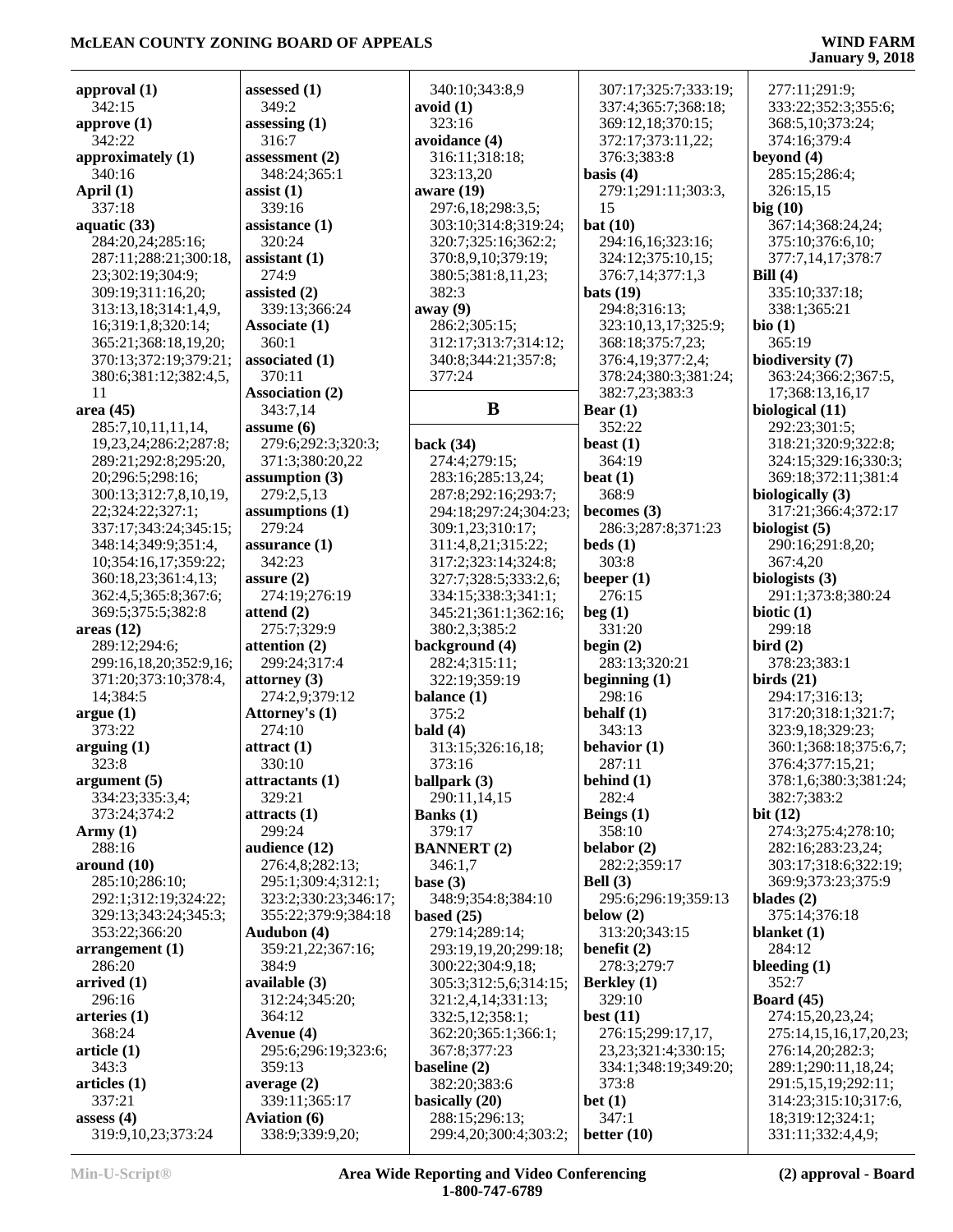**approval (1)**
342:15
**approve (1)**
342:22
**approximately (1)**
340:16
**April (1)**
337:18
**aquatic (33)**
284:20,24;285:16;
287:11;288:21;300:18,
23;302:19;304:9;
309:19;311:16,20;
313:13,18;314:1,4,9,
16;319:1,8;320:14;
365:21;368:18,19,20;
370:13;372:19;379:21;
380:6;381:12;382:4,5,
11
**area (45)**
285:7,10,11,11,14,
19,23,24;286:2;287:8;
289:21;292:8;295:20,
20;296:5;298:16;
300:13;312:7,8,10,19,
22;324:22;327:1;
337:17;343:24;345:15;
348:14;349:9;351:4,
10;354:16,17;359:22;
360:18,23;361:4,13;
362:4,5;365:8;367:6;
369:5;375:5;382:8
**areas (12)**
289:12;294:6;
299:16,18,20;352:9,16;
371:20;373:10;378:4,
14;384:5
**argue (1)**
373:22
**arguing (1)**
323:8
**argument (5)**
334:23;335:3,4;
373:24;374:2
**Army (1)**
288:16
**around (10)**
285:10;286:10;
292:1;312:19;324:22;
329:13;343:24;345:3;
353:22;366:20
**arrangement (1)**
286:20
**arrived (1)**
296:16
**arteries (1)**
368:24
**article (1)**
343:3
**articles (1)**
337:21
**assess (4)**
319:9,10,23;373:24
**assessed (1)**
349:2
**assessing (1)**
316:7
**assessment (2)**
348:24;365:1
**assist (1)**
339:16
**assistance (1)**
320:24
**assistant (1)**
274:9
**assisted (2)**
339:13;366:24
**Associate (1)**
360:1
**associated (1)**
370:11
**Association (2)**
343:7,14
**assume (6)**
279:6;292:3;320:3;
371:3;380:20,22
**assumption (3)**
279:2,5,13
**assumptions (1)**
279:24
**assurance (1)**
342:23
**assure (2)**
274:19;276:19
**attend (2)**
275:7;329:9
**attention (2)**
299:24;317:4
**attorney (3)**
274:2,9;379:12
**Attorney's (1)**
274:10
**attract (1)**
330:10
**attractants (1)**
329:21
**attracts (1)**
299:24
**audience (12)**
276:4,8;282:13;
295:1;309:4;312:1;
323:2;330:23;346:17;
355:22;379:9;384:18
**Audubon (4)**
359:21,22;367:16;
384:9
**available (3)**
312:24;345:20;
364:12
**Avenue (4)**
295:6;296:19;323:6;
359:13
**average (2)**
339:11;365:17
**Aviation (6)**
338:9;339:9,20;
340:10;343:8,9
**avoid (1)**
323:16
**avoidance (4)**
316:11;318:18;
323:13,20
**aware (19)**
297:6,18;298:3,5;
303:10;314:8;319:24;
320:7;325:16;362:2;
370:8,9,10;379:19;
380:5;381:8,11,23;
382:3
**away (9)**
286:2;305:15;
312:17;313:7;314:12;
340:8;344:21;357:8;
377:24

## B

**back (34)**
274:4;279:15;
283:16;285:13,24;
287:8;292:16;293:7;
294:18;297:24;304:23;
309:1,23;310:17;
311:4,8,21;315:22;
317:2;323:14;324:8;
327:7;328:5;333:2,6;
334:15;338:3;341:1;
345:21;361:1;362:16;
380:2,3;385:2
**background (4)**
282:4;315:11;
322:19;359:19
**balance (1)**
375:2
**bald (4)**
313:15;326:16,18;
373:16
**ballpark (3)**
290:11,14,15
**Banks (1)**
379:17
**BANNERT (2)**
346:1,7
**base (3)**
348:9;354:8;384:10
**based (25)**
279:14;289:14;
293:19,19,20;299:18;
300:22;304:9,18;
305:3;312:5,6;314:15;
321:2,4,14;331:13;
332:5,12;358:1;
362:20;365:1;366:1;
367:8;377:23
**baseline (2)**
382:20;383:6
**basically (20)**
288:15;296:13;
299:4,20;300:4;303:2;
307:17;325:7;333:19;
337:4;365:7;368:18;
369:12,18;370:15;
372:17;373:11,22;
376:3;383:8
**basis (4)**
279:1;291:11;303:3,
15
**bat (10)**
294:16,16;323:16;
324:12;375:10,15;
376:7,14;377:1,3
**bats (19)**
294:8;316:13;
323:10,13,17;325:9;
368:18;375:7,23;
376:4,19;377:2,4;
378:24;380:3;381:24;
382:7,23;383:3
**Bear (1)**
352:22
**beast (1)**
364:19
**beat (1)**
368:9
**becomes (3)**
286:3;287:8;371:23
**beds (1)**
303:8
**beeper (1)**
276:15
**beg (1)**
331:20
**begin (2)**
283:13;320:21
**beginning (1)**
298:16
**behalf (1)**
343:13
**behavior (1)**
287:11
**behind (1)**
282:4
**Beings (1)**
358:10
**belabor (2)**
282:2;359:17
**Bell (3)**
295:6;296:19;359:13
**below (2)**
313:20;343:15
**benefit (2)**
278:3;279:7
**Berkley (1)**
329:10
**best (11)**
276:15;299:17,17,
23,23;321:4;330:15;
334:1;348:19;349:20;
373:8
**bet (1)**
347:1
**better (10)**
277:11;291:9;
333:22;352:3;355:6;
368:5,10;373:24;
374:16;379:4
**beyond (4)**
285:15;286:4;
326:15,15
**big (10)**
367:14;368:24,24;
375:10;376:6,10;
377:7,14,17;378:7
**Bill (4)**
335:10;337:18;
338:1;365:21
**bio (1)**
365:19
**biodiversity (7)**
363:24;366:2;367:5,
17;368:13,16,17
**biological (11)**
292:23;301:5;
318:21;320:9;322:8;
324:15;329:16;330:3;
369:18;372:11;381:4
**biologically (3)**
317:21;366:4;372:17
**biologist (5)**
290:16;291:8,20;
367:4,20
**biologists (3)**
291:1;373:8;380:24
**biotic (1)**
299:18
**bird (2)**
378:23;383:1
**birds (21)**
294:17;316:13;
317:20;318:1;321:7;
323:9,18;329:23;
360:1;368:18;375:6,7;
376:4;377:15,21;
378:1,6;380:3;381:24;
382:7;383:2
**bit (12)**
274:3;275:4;278:10;
282:16;283:23,24;
303:17;318:6;322:19;
369:9;373:23;375:9
**blades (2)**
375:14;376:18
**blanket (1)**
284:12
**bleeding (1)**
352:7
**Board (45)**
274:15,20,23,24;
275:14,15,16,17,20,23;
276:14,20;282:3;
289:1;290:11,18,24;
291:5,15,19;292:11;
314:23;315:10;317:6,
18;319:12;324:1;
331:11;332:4,4,9;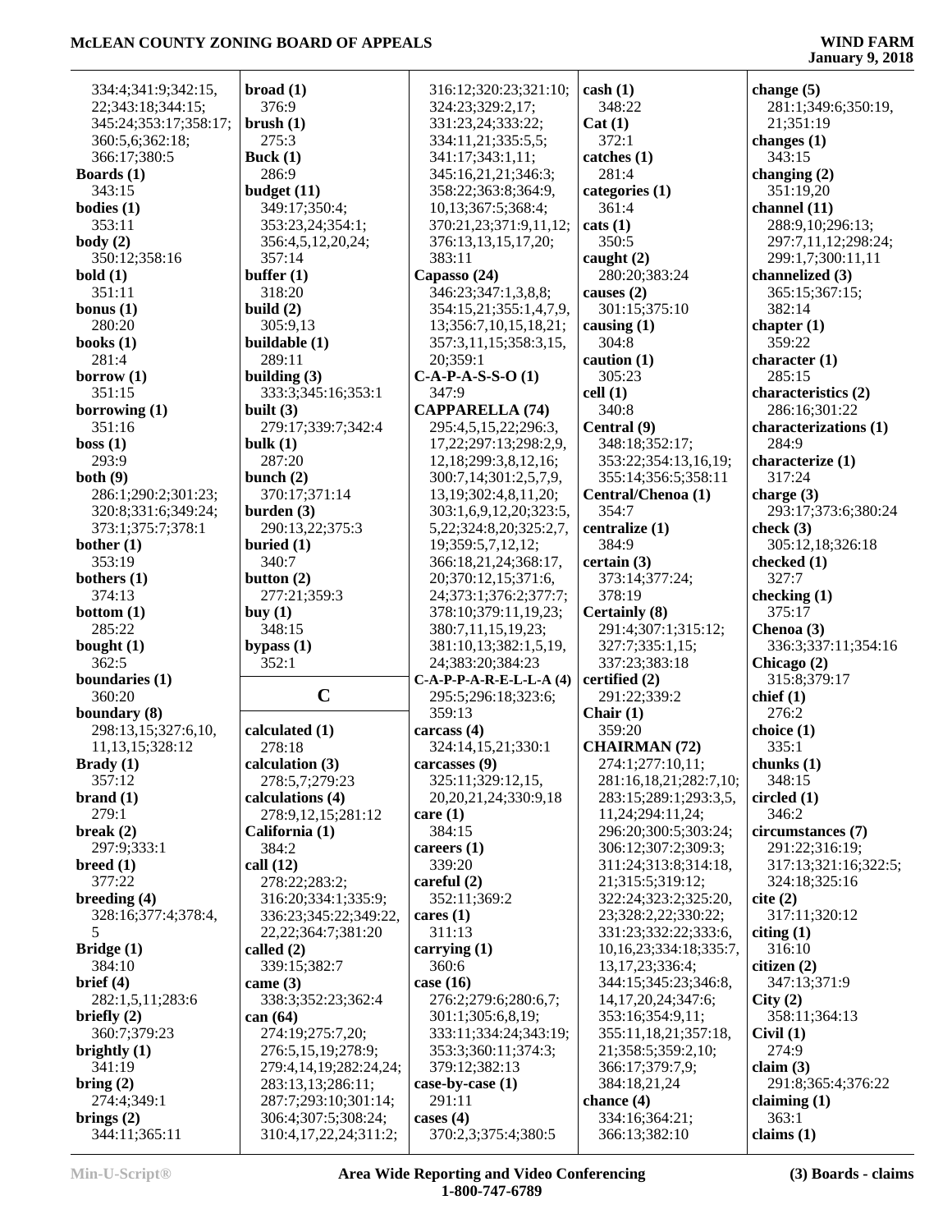334:4;341:9;342:15, 22;343:18;344:15; 345:24;353:17;358:17; 360:5,6;362:18; 366:17;380:5

**Boards (1)**
343:15

**bodies (1)**
353:11

**body (2)**
350:12;358:16

**bold (1)**
351:11

**bonus (1)**
280:20

**books (1)**
281:4

**borrow (1)**
351:15

**borrowing (1)**
351:16

**boss (1)**
293:9

**both (9)**
286:1;290:2;301:23; 320:8;331:6;349:24; 373:1;375:7;378:1

**bother (1)**
353:19

**bothers (1)**
374:13

**bottom (1)**
285:22

**bought (1)**
362:5

**boundaries (1)**
360:20

**boundary (8)**
298:13,15;327:6,10, 11,13,15;328:12

**Brady (1)**
357:12

**brand (1)**
279:1

**break (2)**
297:9;333:1

**breed (1)**
377:22

**breeding (4)**
328:16;377:4;378:4, 5

**Bridge (1)**
384:10

**brief (4)**
282:1,5,11;283:6

**briefly (2)**
360:7;379:23

**brightly (1)**
341:19

**bring (2)**
274:4;349:1

**brings (2)**
344:11;365:11

**broad (1)**
376:9

**brush (1)**
275:3

**Buck (1)**
286:9

**budget (11)**
349:17;350:4; 353:23,24;354:1; 356:4,5,12,20,24; 357:14

**buffer (1)**
318:20

**build (2)**
305:9,13

**buildable (1)**
289:11

**building (3)**
333:3;345:16;353:1

**built (3)**
279:17;339:7;342:4

**bulk (1)**
287:20

**bunch (2)**
370:17;371:14

**burden (3)**
290:13,22;375:3

**buried (1)**
340:7

**button (2)**
277:21;359:3

**buy (1)**
348:15

**bypass (1)**
352:1

## C

**calculated (1)**
278:18

**calculation (3)**
278:5,7;279:23

**calculations (4)**
278:9,12,15;281:12

**California (1)**
384:2

**call (12)**
278:22;283:2; 316:20;334:1;335:9; 336:23;345:22;349:22, 22,22;364:7;381:20

**called (2)**
339:15;382:7

**came (3)**
338:3;352:23;362:4

**can (64)**
274:19;275:7,20; 276:5,15,19;278:9; 279:4,14,19;282:24,24; 283:13,13;286:11; 287:7;293:10;301:14; 306:4;307:5;308:24; 310:4,17,22,24;311:2; 316:12;320:23;321:10; 324:23;329:2,17; 331:23,24;333:22; 334:11,21;335:5,5; 341:17;343:1,11; 345:16,21,21;346:3; 358:22;363:8;364:9, 10,13;367:5;368:4; 370:21,23;371:9,11,12; 376:13,13,15,17,20; 383:11

**Capasso (24)**
346:23;347:1,3,8,8; 354:15,21;355:1,4,7,9, 13;356:7,10,15,18,21; 357:3,11,15;358:3,15, 20;359:1

**C-A-P-A-S-S-O (1)**
347:9

**CAPPARELLA (74)**
295:4,5,15,22;296:3, 17,22;297:13;298:2,9, 12,18;299:3,8,12,16; 300:7,14;301:2,5,7,9, 13,19;302:4,8,11,20; 303:1,6,9,12,20,23; 5,22;324:8,20;325:2,7, 19;359:5,7,12,12; 366:18,21,24;368:17, 20;370:12,15;371:6, 24;373:1;376:2;377:7; 378:10;379:11,19,23; 380:7,11,15,19,23; 381:10,13;382:1,5,19, 24;383:20;384:23

**C-A-P-P-A-R-E-L-L-A (4)**
295:5;296:18;323:6; 359:13

**carcass (4)**
324:14,15,21;330:1

**carcasses (9)**
325:11;329:12,15, 20,20,21,24;330:9,18

**care (1)**
384:15

**careers (1)**
339:20

**careful (2)**
352:11;369:2

**cares (1)**
311:13

**carrying (1)**
360:6

**case (16)**
276:2;279:6;280:6,7; 301:1;305:6,8,19; 333:11;334:24;343:19; 353:3;360:11;374:3; 379:12;382:13

**case-by-case (1)**
291:11

**cases (4)**
370:2,3;375:4;380:5

**cash (1)**
348:22

**Cat (1)**
372:1

**catches (1)**
281:4

**categories (1)**
361:4

**cats (1)**
350:5

**caught (2)**
280:20;383:24

**causes (2)**
301:15;375:10

**causing (1)**
304:8

**caution (1)**
305:23

**cell (1)**
340:8

**Central (9)**
348:18;352:17; 353:22;354:13,16,19; 355:14;356:5;358:11

**Central/Chenoa (1)**
354:7

**centralize (1)**
384:9

**certain (3)**
373:14;377:24; 378:19

**Certainly (8)**
291:4;307:1;315:12; 327:7;335:1,15; 337:23;383:18

**certified (2)**
291:22;339:2

**Chair (1)**
359:20

**CHAIRMAN (72)**
274:1;277:10,11; 281:16,18,21;282:7,10; 283:15;289:1;293:3,5, 11,24;294:11,24; 296:20;300:5;303:24; 306:12;307:2;309:3; 311:24;313:8;314:18, 21;315:5;319:12; 322:24;323:2;325:20, 23;328:2,22;330:22; 331:23;332:22;333:6, 10,16,23;334:18;335:7, 13,17,23;336:4; 344:15;345:23;346:8, 14,17,20,24;347:6; 353:16;354:9,11; 355:11,18,21;357:18, 21;358:5;359:2,10; 366:17;379:7,9; 384:18,21,24

**chance (4)**
334:16;364:21; 366:13;382:10

**change (5)**
281:1;349:6;350:19, 21;351:19

**changes (1)**
343:15

**changing (2)**
351:19,20

**channel (11)**
288:9,10;296:13; 297:7,11,12;298:24; 299:1,7;300:11,11

**channelized (3)**
365:15;367:15; 382:14

**chapter (1)**
359:22

**character (1)**
285:15

**characteristics (2)**
286:16;301:22

**characterizations (1)**
284:9

**characterize (1)**
317:24

**charge (3)**
293:17;373:6;380:24

**check (3)**
305:12,18;326:18

**checked (1)**
327:7

**checking (1)**
375:17

**Chenoa (3)**
336:3;337:11;354:16

**Chicago (2)**
315:8;379:17

**chief (1)**
276:2

**choice (1)**
335:1

**chunks (1)**
348:15

**circled (1)**
346:2

**circumstances (7)**
291:22;316:19; 317:13;321:16;322:5; 324:18;325:16

**cite (2)**
317:11;320:12

**citing (1)**
316:10

**citizen (2)**
347:13;371:9

**City (2)**
358:11;364:13

**Civil (1)**
274:9

**claim (3)**
291:8;365:4;376:22

**claiming (1)**
363:1

**claims (1)**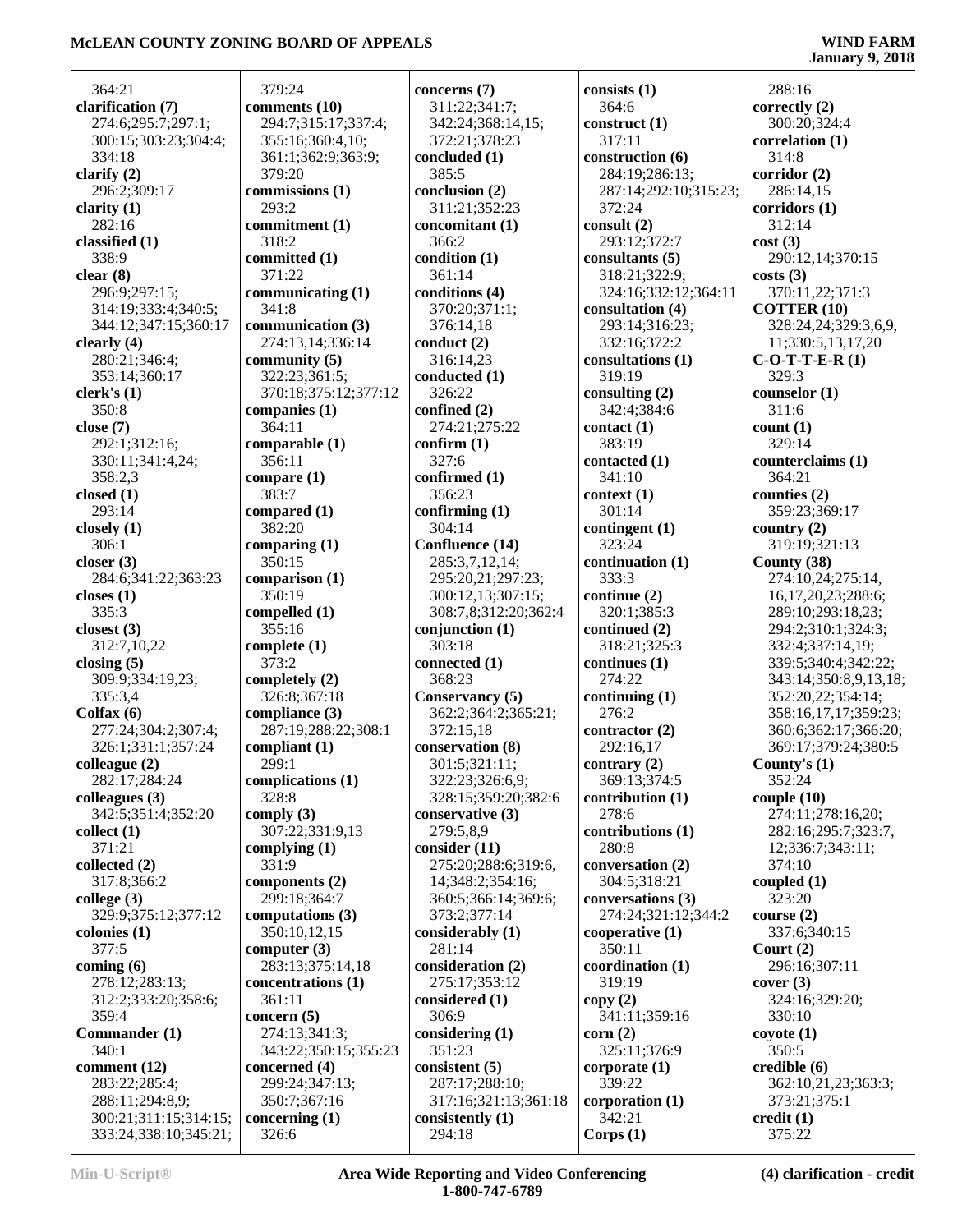364:21
**clarification (7)**
274:6;295:7;297:1;
300:15;303:23;304:4;
334:18
**clarify (2)**
296:2;309:17
**clarity (1)**
282:16
**classified (1)**
338:9
**clear (8)**
296:9;297:15;
314:19;333:4;340:5;
344:12;347:15;360:17
**clearly (4)**
280:21;346:4;
353:14;360:17
**clerk's (1)**
350:8
**close (7)**
292:1;312:16;
330:11;341:4,24;
358:2,3
**closed (1)**
293:14
**closely (1)**
306:1
**closer (3)**
284:6;341:22;363:23
**closes (1)**
335:3
**closest (3)**
312:7,10,22
**closing (5)**
309:9;334:19,23;
335:3,4
**Colfax (6)**
277:24;304:2;307:4;
326:1;331:1;357:24
**colleague (2)**
282:17;284:24
**colleagues (3)**
342:5;351:4;352:20
**collect (1)**
371:21
**collected (2)**
317:8;366:2
**college (3)**
329:9;375:12;377:12
**colonies (1)**
377:5
**coming (6)**
278:12;283:13;
312:2;333:20;358:6;
359:4
**Commander (1)**
340:1
**comment (12)**
283:22;285:4;
288:11;294:8,9;
300:21;311:15;314:15;
333:24;338:10;345:21;
379:24
**comments (10)**
294:7;315:17;337:4;
355:16;360:4,10;
361:1;362:9;363:9;
379:20
**commissions (1)**
293:2
**commitment (1)**
318:2
**committed (1)**
371:22
**communicating (1)**
341:8
**communication (3)**
274:13,14;336:14
**community (5)**
322:23;361:5;
370:18;375:12;377:12
**companies (1)**
364:11
**comparable (1)**
356:11
**compare (1)**
383:7
**compared (1)**
382:20
**comparing (1)**
350:15
**comparison (1)**
350:19
**compelled (1)**
355:16
**complete (1)**
373:2
**completely (2)**
326:8;367:18
**compliance (3)**
287:19;288:22;308:1
**compliant (1)**
299:1
**complications (1)**
328:8
**comply (3)**
307:22;331:9,13
**complying (1)**
331:9
**components (2)**
299:18;364:7
**computations (3)**
350:10,12,15
**computer (3)**
283:13;375:14,18
**concentrations (1)**
361:11
**concern (5)**
274:13;341:3;
343:22;350:15;355:23
**concerned (4)**
299:24;347:13;
350:7;367:16
**concerning (1)**
326:6
**concerns (7)**
311:22;341:7;
342:24;368:14,15;
372:21;378:23
**concluded (1)**
385:5
**conclusion (2)**
311:21;352:23
**concomitant (1)**
366:2
**condition (1)**
361:14
**conditions (4)**
370:20;371:1;
376:14,18
**conduct (2)**
316:14,23
**conducted (1)**
326:22
**confined (2)**
274:21;275:22
**confirm (1)**
327:6
**confirmed (1)**
356:23
**confirming (1)**
304:14
**Confluence (14)**
285:3,7,12,14;
295:20,21;297:23;
300:12,13;307:15;
308:7,8;312:20;362:4
**conjunction (1)**
303:18
**connected (1)**
368:23
**Conservancy (5)**
362:2;364:2;365:21;
372:15,18
**conservation (8)**
301:5;321:11;
322:23;326:6,9;
328:15;359:20;382:6
**conservative (3)**
279:5,8,9
**consider (11)**
275:20;288:6;319:6,
14;348:2;354:16;
360:5;366:14;369:6;
373:2;377:14
**considerably (1)**
281:14
**consideration (2)**
275:17;353:12
**considered (1)**
306:9
**considering (1)**
351:23
**consistent (5)**
287:17;288:10;
317:16;321:13;361:18
**consistently (1)**
294:18
**consists (1)**
364:6
**construct (1)**
317:11
**construction (6)**
284:19;286:13;
287:14;292:10;315:23;
372:24
**consult (2)**
293:12;372:7
**consultants (5)**
318:21;322:9;
324:16;332:12;364:11
**consultation (4)**
293:14;316:23;
332:16;372:2
**consultations (1)**
319:19
**consulting (2)**
342:4;384:6
**contact (1)**
383:19
**contacted (1)**
341:10
**context (1)**
301:14
**contingent (1)**
323:24
**continuation (1)**
333:3
**continue (2)**
320:1;385:3
**continued (2)**
318:21;325:3
**continues (1)**
274:22
**continuing (1)**
276:2
**contractor (2)**
292:16,17
**contrary (2)**
369:13;374:5
**contribution (1)**
278:6
**contributions (1)**
280:8
**conversation (2)**
304:5;318:21
**conversations (3)**
274:24;321:12;344:2
**cooperative (1)**
350:11
**coordination (1)**
319:19
**copy (2)**
341:11;359:16
**corn (2)**
325:11;376:9
**corporate (1)**
339:22
**corporation (1)**
342:21
**Corps (1)**
288:16
**correctly (2)**
300:20;324:4
**correlation (1)**
314:8
**corridor (2)**
286:14,15
**corridors (1)**
312:14
**cost (3)**
290:12,14;370:15
**costs (3)**
370:11,22;371:3
**COTTER (10)**
328:24,24;329:3,6,9,
11;330:5,13,17,20
**C-O-T-T-E-R (1)**
329:3
**counselor (1)**
311:6
**count (1)**
329:14
**counterclaims (1)**
364:21
**counties (2)**
359:23;369:17
**country (2)**
319:19;321:13
**County (38)**
274:10,24;275:14,
16,17,20,23;288:6;
289:10;293:18,23;
294:2;310:1;324:3;
332:4;337:14,19;
339:5;340:4;342:22;
343:14;350:8,9,13,18;
352:20,22;354:14;
358:16,17,17;359:23;
360:6;362:17;366:20;
369:17;379:24;380:5
**County's (1)**
352:24
**couple (10)**
274:11;278:16,20;
282:16;295:7;323:7,
12;336:7;343:11;
374:10
**coupled (1)**
323:20
**course (2)**
337:6;340:15
**Court (2)**
296:16;307:11
**cover (3)**
324:16;329:20;
330:10
**coyote (1)**
350:5
**credible (6)**
362:10,21,23;363:3;
373:21;375:1
**credit (1)**
375:22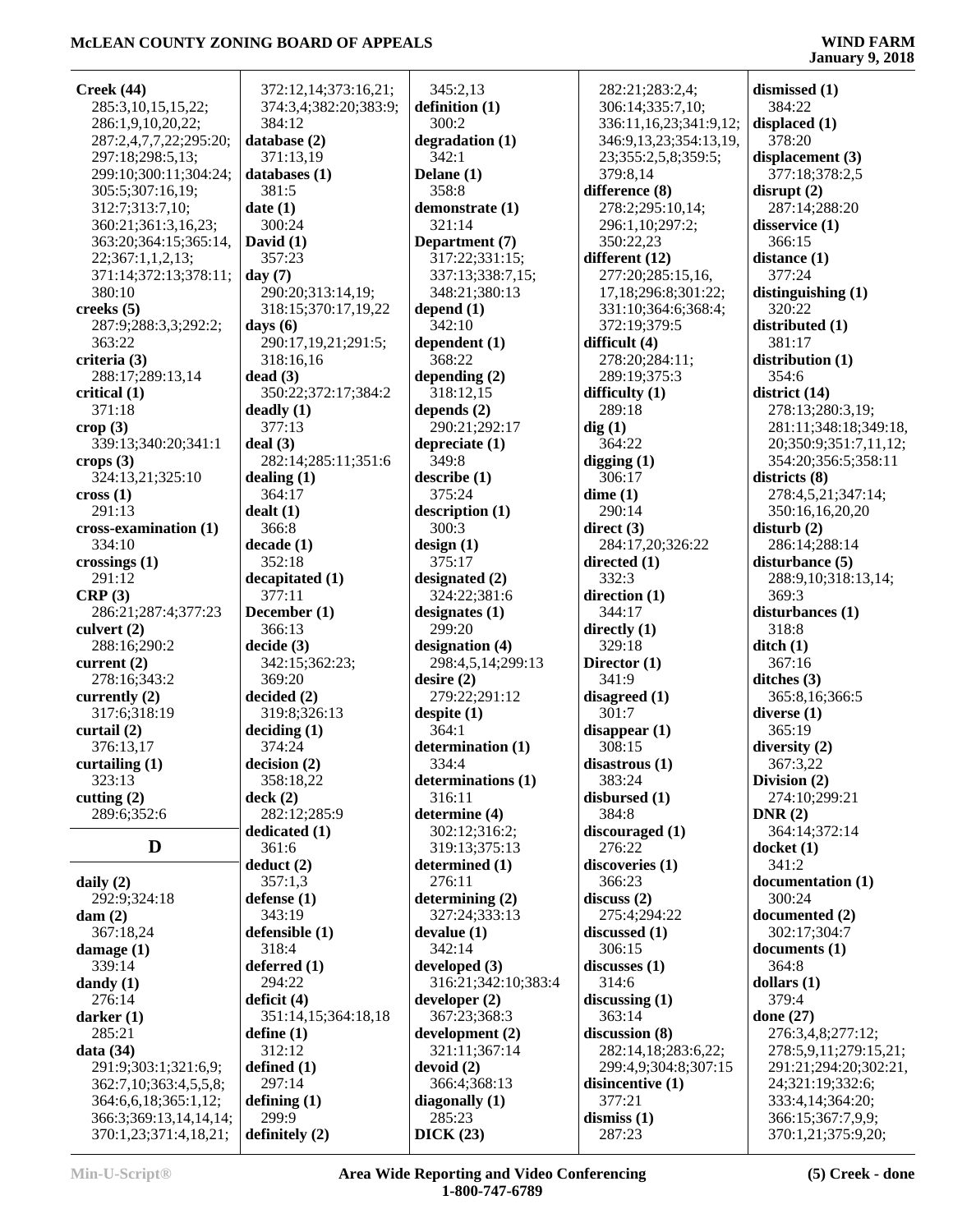**Creek (44)**
285:3,10,15,15,22;
286:1,9,10,20,22;
287:2,4,7,7,22;295:20;
297:18;298:5,13;
299:10;300:11;304:24;
305:5;307:16,19;
312:7;313:7,10;
360:21;361:3,16,23;
363:20;364:15;365:14,
22;367:1,1,2,13;
371:14;372:13;378:11;
380:10

**creeks (5)**
287:9;288:3,3;292:2;
363:22

**criteria (3)**
288:17;289:13,14

**critical (1)**
371:18

**crop (3)**
339:13;340:20;341:1

**crops (3)**
324:13,21;325:10

**cross (1)**
291:13

**cross-examination (1)**
334:10

**crossings (1)**
291:12

**CRP (3)**
286:21;287:4;377:23

**culvert (2)**
288:16;290:2

**current (2)**
278:16;343:2

**currently (2)**
317:6;318:19

**curtail (2)**
376:13,17

**curtailing (1)**
323:13

**cutting (2)**
289:6;352:6

## D

**daily (2)**
292:9;324:18

**dam (2)**
367:18,24

**damage (1)**
339:14

**dandy (1)**
276:14

**darker (1)**
285:21

**data (34)**
291:9;303:1;321:6,9;
362:7,10;363:4,5,5,8;
364:6,6,18;365:1,12;
366:3;369:13,14,14,14;
370:1,23;371:4,18,21;
372:12,14;373:16,21;
374:3,4;382:20;383:9;
384:12

**database (2)**
371:13,19

**databases (1)**
381:5

**date (1)**
300:24

**David (1)**
357:23

**day (7)**
290:20;313:14,19;
318:15;370:17,19,22

**days (6)**
290:17,19,21;291:5;
318:16,16

**dead (3)**
350:22;372:17;384:2

**deadly (1)**
377:13

**deal (3)**
282:14;285:11;351:6

**dealing (1)**
364:17

**dealt (1)**
366:8

**decade (1)**
352:18

**decapitated (1)**
377:11

**December (1)**
366:13

**decide (3)**
342:15;362:23;
369:20

**decided (2)**
319:8;326:13

**deciding (1)**
374:24

**decision (2)**
358:18,22

**deck (2)**
282:12;285:9

**dedicated (1)**
361:6

**deduct (2)**
357:1,3

**defense (1)**
343:19

**defensible (1)**
318:4

**deferred (1)**
294:22

**deficit (4)**
351:14,15;364:18,18

**define (1)**
312:12

**defined (1)**
297:14

**defining (1)**
299:9

**definitely (2)**
345:2,13

**definition (1)**
300:2

**degradation (1)**
342:1

**Delane (1)**
358:8

**demonstrate (1)**
321:14

**Department (7)**
317:22;331:15;
337:13;338:7,15;
348:21;380:13

**depend (1)**
342:10

**dependent (1)**
368:22

**depending (2)**
318:12,15

**depends (2)**
290:21;292:17

**depreciate (1)**
349:8

**describe (1)**
375:24

**description (1)**
300:3

**design (1)**
375:17

**designated (2)**
324:22;381:6

**designates (1)**
299:20

**designation (4)**
298:4,5,14;299:13

**desire (2)**
279:22;291:12

**despite (1)**
364:1

**determination (1)**
334:4

**determinations (1)**
316:11

**determine (4)**
302:12;316:2;
319:13;375:13

**determined (1)**
276:11

**determining (2)**
327:24;333:13

**devalue (1)**
342:14

**developed (3)**
316:21;342:10;383:4

**developer (2)**
367:23;368:3

**development (2)**
321:11;367:14

**devoid (2)**
366:4;368:13

**diagonally (1)**
285:23

**DICK (23)**
282:21;283:2,4;
306:14;335:7,10;
336:11,16,23;341:9,12;
346:9,13,23;354:13,19,
23;355:2,5,8;359:5;
379:8,14

**difference (8)**
278:2;295:10,14;
296:1,10;297:2;
350:22,23

**different (12)**
277:20;285:15,16,
17,18;296:8;301:22;
331:10;364:6;368:4;
372:19;379:5

**difficult (4)**
278:20;284:11;
289:19;375:3

**difficulty (1)**
289:18

**dig (1)**
364:22

**digging (1)**
306:17

**dime (1)**
290:14

**direct (3)**
284:17,20;326:22

**directed (1)**
332:3

**direction (1)**
344:17

**directly (1)**
329:18

**Director (1)**
341:9

**disagreed (1)**
301:7

**disappear (1)**
308:15

**disastrous (1)**
383:24

**disbursed (1)**
384:8

**discouraged (1)**
276:22

**discoveries (1)**
366:23

**discuss (2)**
275:4;294:22

**discussed (1)**
306:15

**discusses (1)**
314:6

**discussing (1)**
363:14

**discussion (8)**
282:14,18;283:6,22;
299:4,9;304:8;307:15

**disincentive (1)**
377:21

**dismiss (1)**
287:23

**dismissed (1)**
384:22

**displaced (1)**
378:20

**displacement (3)**
377:18;378:2,5

**disrupt (2)**
287:14;288:20

**disservice (1)**
366:15

**distance (1)**
377:24

**distinguishing (1)**
320:22

**distributed (1)**
381:17

**distribution (1)**
354:6

**district (14)**
278:13;280:3,19;
281:11;348:18;349:18,
20;350:9;351:7,11,12;
354:20;356:5;358:11

**districts (8)**
278:4,5,21;347:14;
350:16,16,20,20

**disturb (2)**
286:14;288:14

**disturbance (5)**
288:9,10;318:13,14;
369:3

**disturbances (1)**
318:8

**ditch (1)**
367:16

**ditches (3)**
365:8,16;366:5

**diverse (1)**
365:19

**diversity (2)**
367:3,22

**Division (2)**
274:10;299:21

**DNR (2)**
364:14;372:14

**docket (1)**
341:2

**documentation (1)**
300:24

**documented (2)**
302:17;304:7

**documents (1)**
364:8

**dollars (1)**
379:4

**done (27)**
276:3,4,8;277:12;
278:5,9,11;279:15,21;
291:21;294:20;302:21,
24;321:19;332:6;
333:4,14;364:20;
366:15;367:7,9,9;
370:1,21;375:9,20;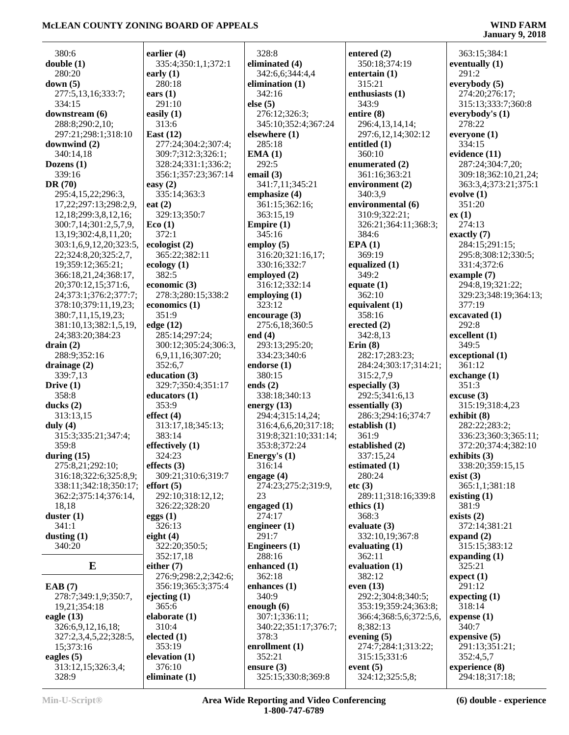380:6
**double (1)**
280:20
**down (5)**
277:5,13,16;333:7;
334:15
**downstream (6)**
288:8;290:2,10;
297:21;298:1;318:10
**downwind (2)**
340:14,18
**Dozens (1)**
339:16
**DR (70)**
295:4,15,22;296:3,
17,22;297:13;298:2,9,
12,18;299:3,8,12,16;
300:7,14;301:2,5,7,9,
13,19;302:4,8,11,20;
303:1,6,9,12,20;323:5,
22;324:8,20;325:2,7,
19;359:12;365:21;
366:18,21,24;368:17,
20;370:12,15;371:6,
24;373:1;376:2;377:7;
378:10;379:11,19,23;
380:7,11,15,19,23;
381:10,13;382:1,5,19,
24;383:20;384:23
**drain (2)**
288:9;352:16
**drainage (2)**
339:7,13
**Drive (1)**
358:8
**ducks (2)**
313:13,15
**duly (4)**
315:3;335:21;347:4;
359:8
**during (15)**
275:8,21;292:10;
316:18;322:6;325:8,9;
338:11;342:18;350:17;
362:2;375:14;376:14,
18,18
**duster (1)**
341:1
**dusting (1)**
340:20

## E

**EAB (7)**
278:7;349:1,9;350:7,
19,21;354:18
**eagle (13)**
326:6,9,12,16,18;
327:2,3,4,5,22;328:5,
15;373:16
**eagles (5)**
313:12,15;326:3,4;
328:9
**earlier (4)**
335:4;350:1,1;372:1
**early (1)**
280:18
**ears (1)**
291:10
**easily (1)**
313:6
**East (12)**
277:24;304:2;307:4;
309:7;312:3;326:1;
328:24;331:1;336:2;
356:1;357:23;367:14
**easy (2)**
335:14;363:3
**eat (2)**
329:13;350:7
**Eco (1)**
372:1
**ecologist (2)**
365:22;382:11
**ecology (1)**
382:5
**economic (3)**
278:3;280:15;338:2
**economics (1)**
351:9
**edge (12)**
285:14;297:24;
300:12;305:24;306:3,
6,9,11,16;307:20;
352:6,7
**education (3)**
329:7;350:4;351:17
**educators (1)**
353:9
**effect (4)**
313:17,18;345:13;
383:14
**effectively (1)**
324:23
**effects (3)**
309:21;310:6;319:7
**effort (5)**
292:10;318:12,12;
326:22;328:20
**eggs (1)**
326:13
**eight (4)**
322:20;350:5;
352:17,18
**either (7)**
276:9;298:2,2;342:6;
356:19;365:3;375:4
**ejecting (1)**
365:6
**elaborate (1)**
310:4
**elected (1)**
353:19
**elevation (1)**
376:10
**eliminate (1)**
328:8
**eliminated (4)**
342:6,6;344:4,4
**elimination (1)**
342:16
**else (5)**
276:12;326:3;
345:10;352:4;367:24
**elsewhere (1)**
285:18
**EMA (1)**
292:5
**email (3)**
341:7,11;345:21
**emphasize (4)**
361:15;362:16;
363:15,19
**Empire (1)**
345:16
**employ (5)**
316:20;321:16,17;
330:16;332:7
**employed (2)**
316:12;332:14
**employing (1)**
323:12
**encourage (3)**
275:6,18;360:5
**end (4)**
293:13;295:20;
334:23;340:6
**endorse (1)**
380:15
**ends (2)**
338:18;340:13
**energy (13)**
294:4;315:14,24;
316:4,6,6,20;317:18;
319:8;321:10;331:14;
353:8;372:24
**Energy's (1)**
316:14
**engage (4)**
274:23;275:2;319:9,
23
**engaged (1)**
274:17
**engineer (1)**
291:7
**Engineers (1)**
288:16
**enhanced (1)**
362:18
**enhances (1)**
340:9
**enough (6)**
307:1;336:11;
340:22;351:17;376:7;
378:3
**enrollment (1)**
352:21
**ensure (3)**
325:15;330:8;369:8
**entered (2)**
350:18;374:19
**entertain (1)**
315:21
**enthusiasts (1)**
343:9
**entire (8)**
296:4,13,14,14;
297:6,12,14;302:12
**entitled (1)**
360:10
**enumerated (2)**
361:16;363:21
**environment (2)**
340:3,9
**environmental (6)**
310:9;322:21;
326:21;364:11;368:3;
384:6
**EPA (1)**
369:19
**equalized (1)**
349:2
**equate (1)**
362:10
**equivalent (1)**
358:16
**erected (2)**
342:8,13
**Erin (8)**
282:17;283:23;
284:24;303:17;314:21;
315:2,7,9
**especially (3)**
292:5;341:6,13
**essentially (3)**
286:3;294:16;374:7
**establish (1)**
361:9
**established (2)**
337:15,24
**estimated (1)**
280:24
**etc (3)**
289:11;318:16;339:8
**ethics (1)**
368:3
**evaluate (3)**
332:10,19;367:8
**evaluating (1)**
362:11
**evaluation (1)**
382:12
**even (13)**
292:2;304:8;340:5;
353:19;359:24;363:8;
366:4;368:5,6;372:5,6,
8;382:13
**evening (5)**
274:7;284:1;313:22;
315:15;331:6
**event (5)**
324:12;325:5,8;
363:15;384:1
**eventually (1)**
291:2
**everybody (5)**
274:20;276:17;
315:13;333:7;360:8
**everybody's (1)**
278:22
**everyone (1)**
334:15
**evidence (11)**
287:24;304:7,20;
309:18;362:10,21,24;
363:3,4;373:21;375:1
**evolve (1)**
351:20
**ex (1)**
274:13
**exactly (7)**
284:15;291:15;
295:8;308:12;330:5;
331:4;372:6
**example (7)**
294:8,19;321:22;
329:23;348:19;364:13;
377:19
**excavated (1)**
292:8
**excellent (1)**
349:5
**exceptional (1)**
361:12
**exchange (1)**
351:3
**excuse (3)**
315:19;318:4,23
**exhibit (8)**
282:22;283:2;
336:23;360:3;365:11;
372:20;374:4;382:10
**exhibits (3)**
338:20;359:15,15
**exist (3)**
365:1,1;381:18
**existing (1)**
381:9
**exists (2)**
372:14;381:21
**expand (2)**
315:15;383:12
**expanding (1)**
325:21
**expect (1)**
291:12
**expecting (1)**
318:14
**expense (1)**
340:7
**expensive (5)**
291:13;351:21;
352:4,5,7
**experience (8)**
294:18;317:18;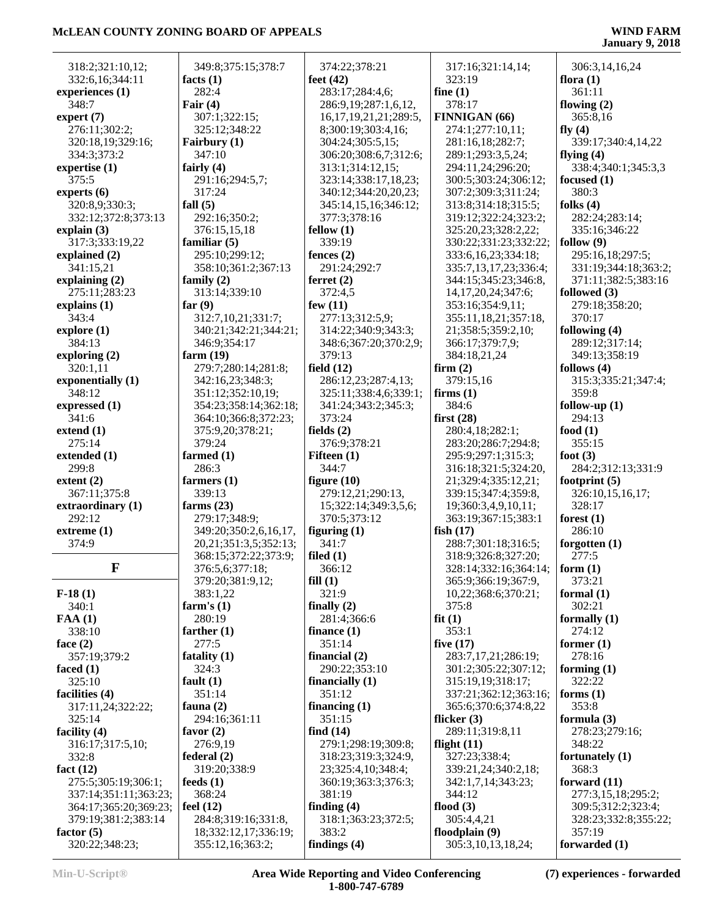318:2;321:10,12;
332:6,16;344:11
**experiences (1)**
348:7
**expert (7)**
276:11;302:2;
320:18,19;329:16;
334:3;373:2
**expertise (1)**
375:5
**experts (6)**
320:8,9;330:3;
332:12;372:8;373:13
**explain (3)**
317:3;333:19,22
**explained (2)**
341:15,21
**explaining (2)**
275:11;283:23
**explains (1)**
343:4
**explore (1)**
384:13
**exploring (2)**
320:1,11
**exponentially (1)**
348:12
**expressed (1)**
341:6
**extend (1)**
275:14
**extended (1)**
299:8
**extent (2)**
367:11;375:8
**extraordinary (1)**
292:12
**extreme (1)**
374:9

## F

**F-18 (1)**
340:1
**FAA (1)**
338:10
**face (2)**
357:19;379:2
**faced (1)**
325:10
**facilities (4)**
317:11,24;322:22;
325:14
**facility (4)**
316:17;317:5,10;
332:8
**fact (12)**
275:5;305:19;306:1;
337:14;351:11;363:23;
364:17;365:20;369:23;
379:19;381:2;383:14
**factor (5)**
320:22;348:23;
349:8;375:15;378:7
**facts (1)**
282:4
**Fair (4)**
307:1;322:15;
325:12;348:22
**Fairbury (1)**
347:10
**fairly (4)**
291:16;294:5,7;
317:24
**fall (5)**
292:16;350:2;
376:15,15,18
**familiar (5)**
295:10;299:12;
358:10;361:2;367:13
**family (2)**
313:14;339:10
**far (9)**
312:7,10,21;331:7;
340:21;342:21;344:21;
346:9;354:17
**farm (19)**
279:7;280:14;281:8;
342:16,23;348:3;
351:12;352:10,19;
354:23;358:14;362:18;
364:10;366:8;372:23;
375:9,20;378:21;
379:24
**farmed (1)**
286:3
**farmers (1)**
339:13
**farms (23)**
279:17;348:9;
349:20;350:2,6,16,17,
20,21;351:3,5;352:13;
368:15;372:22;373:9;
376:5,6;377:18;
379:20;381:9,12;
383:1,22
**farm's (1)**
280:19
**farther (1)**
277:5
**fatality (1)**
324:3
**fault (1)**
351:14
**fauna (2)**
294:16;361:11
**favor (2)**
276:9,19
**federal (2)**
319:20;338:9
**feeds (1)**
368:24
**feel (12)**
284:8;319:16;331:8,
18;332:12,17;336:19;
355:12,16;363:2;
374:22;378:21
**feet (42)**
283:17;284:4,6;
286:9,19;287:1,6,12,
16,17,19,21,21;289:5,
8;300:19;303:4,16;
304:24;305:5,15;
306:20;308:6,7;312:6;
313:1;314:12,15;
323:14;338:17,18,23;
340:12;344:20,20,23;
345:14,15,16;346:12;
377:3;378:16
**fellow (1)**
339:19
**fences (2)**
291:24;292:7
**ferret (2)**
372:4,5
**few (11)**
277:13;312:5,9;
314:22;340:9;343:3;
348:6;367:20;370:2,9;
379:13
**field (12)**
286:12,23;287:4,13;
325:11;338:4,6;339:1;
341:24;343:2;345:3;
373:24
**fields (2)**
376:9;378:21
**Fifteen (1)**
344:7
**figure (10)**
279:12,21;290:13,
15;322:14;349:3,5,6;
370:5;373:12
**figuring (1)**
341:7
**filed (1)**
366:12
**fill (1)**
321:9
**finally (2)**
281:4;366:6
**finance (1)**
351:14
**financial (2)**
290:22;353:10
**financially (1)**
351:12
**financing (1)**
351:15
**find (14)**
279:1;298:19;309:8;
318:23;319:3;324:9,
23;325:4,10;348:4;
360:19;363:3;376:3;
381:19
**finding (4)**
318:1;363:23;372:5;
383:2
**findings (4)**
317:16;321:14,14;
323:19
**fine (1)**
378:17
**FINNIGAN (66)**
274:1;277:10,11;
281:16,18;282:7;
289:1;293:3,5,24;
294:11,24;296:20;
300:5;303:24;306:12;
307:2;309:3;311:24;
313:8;314:18;315:5;
319:12;322:24;323:2;
325:20,23;328:2,22;
330:22;331:23;332:22;
333:6,16,23;334:18;
335:7,13,17,23;336:4;
344:15;345:23;346:8,
14,17,20,24;347:6;
353:16;354:9,11;
355:11,18,21;357:18,
21;358:5;359:2,10;
366:17;379:7,9;
384:18,21,24
**firm (2)**
379:15,16
**firms (1)**
384:6
**first (28)**
280:4,18;282:1;
283:20;286:7;294:8;
295:9;297:1;315:3;
316:18;321:5;324:20,
21;329:4;335:12,21;
339:15;347:4;359:8,
19;360:3,4,9,10,11;
363:19;367:15;383:1
**fish (17)**
288:7;301:18;316:5;
318:9;326:8;327:20;
328:14;332:16;364:14;
365:9;366:19;367:9,
10,22;368:6;370:21;
375:8
**fit (1)**
353:1
**five (17)**
283:7,17,21;286:19;
301:2;305:22;307:12;
315:19,19;318:17;
337:21;362:12;363:16;
365:6;370:6;374:8,22
**flicker (3)**
289:11;319:8,11
**flight (11)**
327:23;338:4;
339:21,24;340:2,18;
342:1,7,14;343:23;
344:12
**flood (3)**
305:4,4,21
**floodplain (9)**
305:3,10,13,18,24;
306:3,14,16,24
**flora (1)**
361:11
**flowing (2)**
365:8,16
**fly (4)**
339:17;340:4,14,22
**flying (4)**
338:4;340:1;345:3,3
**focused (1)**
380:3
**folks (4)**
282:24;283:14;
335:16;346:22
**follow (9)**
295:16,18;297:5;
331:19;344:18;363:2;
371:11;382:5;383:16
**followed (3)**
279:18;358:20;
370:17
**following (4)**
289:12;317:14;
349:13;358:19
**follows (4)**
315:3;335:21;347:4;
359:8
**follow-up (1)**
294:13
**food (1)**
355:15
**foot (3)**
284:2;312:13;331:9
**footprint (5)**
326:10,15,16,17;
328:17
**forest (1)**
286:10
**forgotten (1)**
277:5
**form (1)**
373:21
**formal (1)**
302:21
**formally (1)**
274:12
**former (1)**
278:16
**forming (1)**
322:22
**forms (1)**
353:8
**formula (3)**
278:23;279:16;
348:22
**fortunately (1)**
368:3
**forward (11)**
277:3,15,18;295:2;
309:5;312:2;323:4;
328:23;332:8;355:22;
357:19
**forwarded (1)**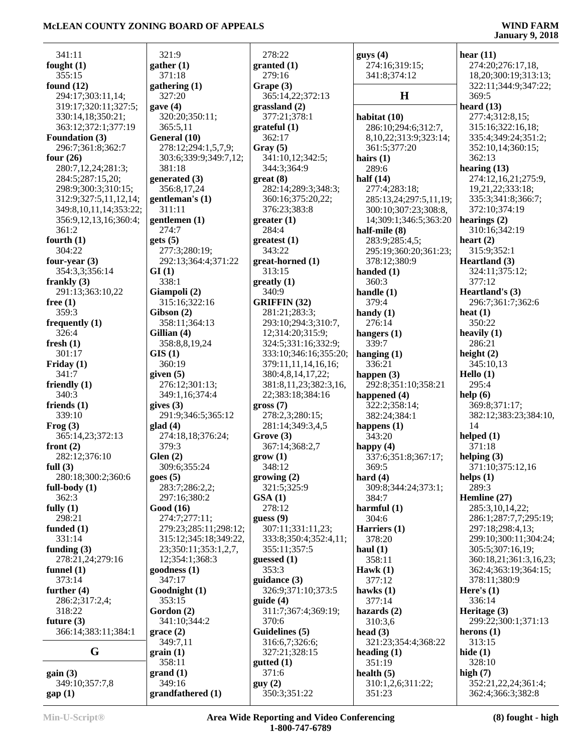341:11
**fought (1)**
355:15
**found (12)**
294:17;303:11,14;
319:17;320:11;327:5;
330:14,18;350:21;
363:12;372:1;377:19
**Foundation (3)**
296:7;361:8;362:7
**four (26)**
280:7,12,24;281:3;
284:5;287:15,20;
298:9;300:3;310:15;
312:9;327:5,11,12,14;
349:8,10,11,14;353:22;
356:9,12,13,16;360:4;
361:2
**fourth (1)**
304:22
**four-year (3)**
354:3,3;356:14
**frankly (3)**
291:13;363:10,22
**free (1)**
359:3
**frequently (1)**
326:4
**fresh (1)**
301:17
**Friday (1)**
341:7
**friendly (1)**
340:3
**friends (1)**
339:10
**Frog (3)**
365:14,23;372:13
**front (2)**
282:12;376:10
**full (3)**
280:18;300:2;360:6
**full-body (1)**
362:3
**fully (1)**
298:21
**funded (1)**
331:14
**funding (3)**
278:21,24;279:16
**funnel (1)**
373:14
**further (4)**
286:2;317:2,4;
318:22
**future (3)**
366:14;383:11;384:1

## G

**gain (3)**
349:10;357:7,8
**gap (1)**
321:9
**gather (1)**
371:18
**gathering (1)**
327:20
**gave (4)**
320:20;350:11;
365:5,11
**General (10)**
278:12;294:1,5,7,9;
303:6;339:9;349:7,12;
381:18
**gentleman's (1)**
311:11
**gentlemen (1)**
274:7
**gets (5)**
277:3;280:19;
292:13;364:4;371:22
**GI (1)**
338:1
**Giampoli (2)**
315:16;322:16
**Gibson (2)**
358:11;364:13
**Gillian (4)**
358:8,8,19,24
**GIS (1)**
360:19
**given (5)**
276:12;301:13;
349:1,16;374:4
**gives (3)**
291:9;346:5;365:12
**glad (4)**
274:18,18;376:24;
379:3
**Glen (2)**
309:6;355:24
**goes (5)**
283:7;286:2,2;
297:16;380:2
**Good (16)**
274:7;277:11;
279:23;285:11;298:12;
315:12;345:18;349:22,
23;350:11;353:1,2,7,
12;354:1;368:3
**goodness (1)**
347:17
**Goodnight (1)**
353:15
**Gordon (2)**
341:10;344:2
**grace (2)**
349:7,11
**grain (1)**
358:11
**grand (1)**
349:16
**grandfathered (1)**
278:22
**granted (1)**
279:16
**Grape (3)**
365:14,22;372:13
**grassland (2)**
377:21;378:1
**grateful (1)**
362:17
**Gray (5)**
341:10,12;342:5;
344:3;364:9
**great (8)**
282:14;289:3;348:3;
360:16;375:20,22;
376:23;383:8
**greater (1)**
284:4
**greatest (1)**
343:22
**great-horned (1)**
313:15
**greatly (1)**
340:9
**GRIFFIN (32)**
281:21;283:3;
293:10;294:3;310:7,
12;314:20;315:9;
324:5;331:16;332:9;
333:10;346:16;355:20;
379:11,11,14,16,16;
380:4,8,14,17,22;
381:8,11,23;382:3,16,
22;383:18;384:16
**gross (7)**
278:2,3;280:15;
281:14;349:3,4,5
**Grove (3)**
367:14;368:2,7
**grow (1)**
348:12
**growing (2)**
321:5;325:9
**GSA (1)**
278:12
**guess (9)**
307:11;331:11,23;
333:8;350:4;352:4,11;
355:11;357:5
**guessed (1)**
353:3
**guidance (3)**
326:9;371:10;373:5
**guide (4)**
311:7;367:4;369:19;
370:6
**Guidelines (5)**
316:6,7;326:6;
327:21;328:15
**gutted (1)**
371:6
**guy (2)**
350:3;351:22
**guys (4)**
274:16;319:15;
341:8;374:12

## H

**habitat (10)**
286:10;294:6;312:7,
8,10,22;313:9;323:14;
361:5;377:20
**hairs (1)**
289:6
**half (14)**
277:4;283:18;
285:13,24;297:5,11,19;
300:10;307:23;308:8,
14;309:1;346:5;363:20
**half-mile (8)**
283:9;285:4,5;
295:19;360:20;361:23;
378:12;380:9
**handed (1)**
360:3
**handle (1)**
379:4
**handy (1)**
276:14
**hangers (1)**
339:7
**hanging (1)**
336:21
**happen (3)**
292:8;351:10;358:21
**happened (4)**
322:2;358:14;
382:24;384:1
**happens (1)**
343:20
**happy (4)**
337:6;351:8;367:17;
369:5
**hard (4)**
309:8;344:24;373:1;
384:7
**harmful (1)**
304:6
**Harriers (1)**
378:20
**haul (1)**
358:11
**Hawk (1)**
377:12
**hawks (1)**
377:14
**hazards (2)**
310:3,6
**head (3)**
321:23;354:4;368:22
**heading (1)**
351:19
**health (5)**
310:1,2,6;311:22;
351:23
**hear (11)**
274:20;276:17,18,
18,20;300:19;313:13;
322:11;344:9;347:22;
369:5
**heard (13)**
277:4;312:8,15;
315:16;322:16,18;
335:4;349:24;351:2;
352:10,14;360:15;
362:13
**hearing (13)**
274:12,16,21;275:9,
19,21,22;333:18;
335:3;341:8;366:7;
372:10;374:19
**hearings (2)**
310:16;342:19
**heart (2)**
315:9;352:1
**Heartland (3)**
324:11;375:12;
377:12
**Heartland's (3)**
296:7;361:7;362:6
**heat (1)**
350:22
**heavily (1)**
286:21
**height (2)**
345:10,13
**Hello (1)**
295:4
**help (6)**
369:8;371:17;
382:12;383:23;384:10,
14
**helped (1)**
371:18
**helping (3)**
371:10;375:12,16
**helps (1)**
289:3
**Hemline (27)**
285:3,10,14,22;
286:1;287:7,7;295:19;
297:18;298:4,13;
299:10;300:11;304:24;
305:5;307:16,19;
360:18,21;361:3,16,23;
362:4;363:19;364:15;
378:11;380:9
**Here's (1)**
336:14
**Heritage (3)**
299:22;300:1;371:13
**herons (1)**
313:15
**hide (1)**
328:10
**high (7)**
352:21,22,24;361:4;
362:4;366:3;382:8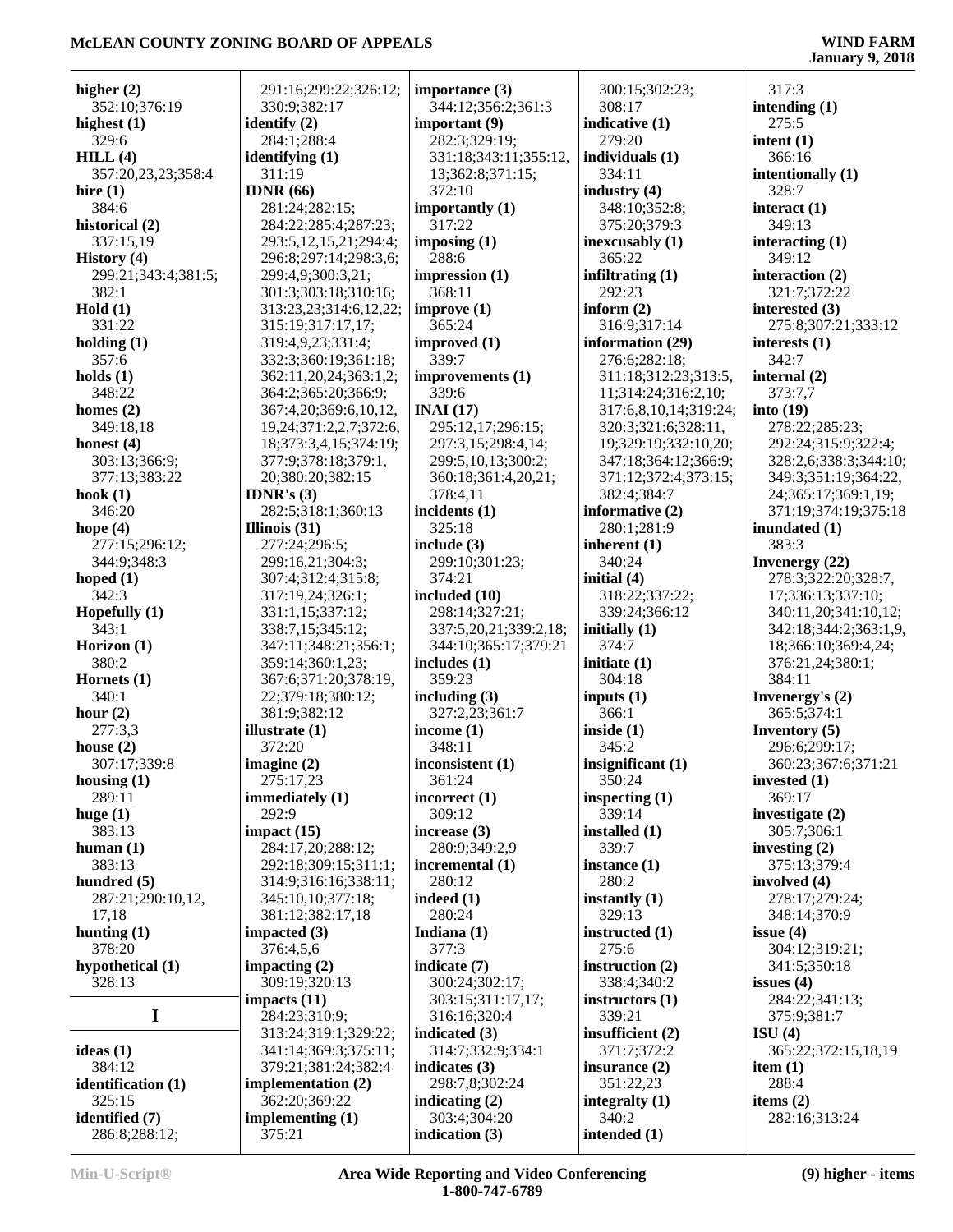**higher (2)**
352:10;376:19
**highest (1)**
329:6
**HILL (4)**
357:20,23,23;358:4
**hire (1)**
384:6
**historical (2)**
337:15,19
**History (4)**
299:21;343:4;381:5;
382:1
**Hold (1)**
331:22
**holding (1)**
357:6
**holds (1)**
348:22
**homes (2)**
349:18,18
**honest (4)**
303:13;366:9;
377:13;383:22
**hook (1)**
346:20
**hope (4)**
277:15;296:12;
344:9;348:3
**hoped (1)**
342:3
**Hopefully (1)**
343:1
**Horizon (1)**
380:2
**Hornets (1)**
340:1
**hour (2)**
277:3,3
**house (2)**
307:17;339:8
**housing (1)**
289:11
**huge (1)**
383:13
**human (1)**
383:13
**hundred (5)**
287:21;290:10,12,
17,18
**hunting (1)**
378:20
**hypothetical (1)**
328:13

## I

**ideas (1)**
384:12
**identification (1)**
325:15
**identified (7)**
286:8;288:12;
291:16;299:22;326:12;
330:9;382:17
**identify (2)**
284:1;288:4
**identifying (1)**
311:19
**IDNR (66)**
281:24;282:15;
284:22;285:4;287:23;
293:5,12,15,21;294:4;
296:8;297:14;298:3,6;
299:4,9;300:3,21;
301:3;303:18;310:16;
313:23,23;314:6,12,22;
315:19;317:17,17;
319:4,9,23;331:4;
332:3;360:19;361:18;
362:11,20,24;363:1,2;
364:2;365:20;366:9;
367:4,20;369:6,10,12,
19,24;371:2,2,7;372:6,
18;373:3,4,15;374:19;
377:9;378:18;379:1,
20;380:20;382:15
**IDNR's (3)**
282:5;318:1;360:13
**Illinois (31)**
277:24;296:5;
299:16,21;304:3;
307:4;312:4;315:8;
317:19,24;326:1;
331:1,15;337:12;
338:7,15;345:12;
347:11;348:21;356:1;
359:14;360:1,23;
367:6;371:20;378:19,
22;379:18;380:12;
381:9;382:12
**illustrate (1)**
372:20
**imagine (2)**
275:17,23
**immediately (1)**
292:9
**impact (15)**
284:17,20;288:12;
292:18;309:15;311:1;
314:9;316:16;338:11;
345:10,10;377:18;
381:12;382:17,18
**impacted (3)**
376:4,5,6
**impacting (2)**
309:19;320:13
**impacts (11)**
284:23;310:9;
313:24;319:1;329:22;
341:14;369:3;375:11;
379:21;381:24;382:4
**implementation (2)**
362:20;369:22
**implementing (1)**
375:21
**importance (3)**
344:12;356:2;361:3
**important (9)**
282:3;329:19;
331:18;343:11;355:12,
13;362:8;371:15;
372:10
**importantly (1)**
317:22
**imposing (1)**
288:6
**impression (1)**
368:11
**improve (1)**
365:24
**improved (1)**
339:7
**improvements (1)**
339:6
**INAI (17)**
295:12,17;296:15;
297:3,15;298:4,14;
299:5,10,13;300:2;
360:18;361:4,20,21;
378:4,11
**incidents (1)**
325:18
**include (3)**
299:10;301:23;
374:21
**included (10)**
298:14;327:21;
337:5,20,21;339:2,18;
344:10;365:17;379:21
**includes (1)**
359:23
**including (3)**
327:2,23;361:7
**income (1)**
348:11
**inconsistent (1)**
361:24
**incorrect (1)**
309:12
**increase (3)**
280:9;349:2,9
**incremental (1)**
280:12
**indeed (1)**
280:24
**Indiana (1)**
377:3
**indicate (7)**
300:24;302:17;
303:15;311:17,17;
316:16;320:4
**indicated (3)**
314:7;332:9;334:1
**indicates (3)**
298:7,8;302:24
**indicating (2)**
303:4;304:20
**indication (3)**
300:15;302:23;
308:17
**indicative (1)**
279:20
**individuals (1)**
334:11
**industry (4)**
348:10;352:8;
375:20;379:3
**inexcusably (1)**
365:22
**infiltrating (1)**
292:23
**inform (2)**
316:9;317:14
**information (29)**
276:6;282:18;
311:18;312:23;313:5,
11;314:24;316:2,10;
317:6,8,10,14;319:24;
320:3;321:6;328:11,
19;329:19;332:10,20;
347:18;364:12;366:9;
371:12;372:4;373:15;
382:4;384:7
**informative (2)**
280:1;281:9
**inherent (1)**
340:24
**initial (4)**
318:22;337:22;
339:24;366:12
**initially (1)**
374:7
**initiate (1)**
304:18
**inputs (1)**
366:1
**inside (1)**
345:2
**insignificant (1)**
350:24
**inspecting (1)**
339:14
**installed (1)**
339:7
**instance (1)**
280:2
**instantly (1)**
329:13
**instructed (1)**
275:6
**instruction (2)**
338:4;340:2
**instructors (1)**
339:21
**insufficient (2)**
371:7;372:2
**insurance (2)**
351:22,23
**integralty (1)**
340:2
**intended (1)**
317:3
**intending (1)**
275:5
**intent (1)**
366:16
**intentionally (1)**
328:7
**interact (1)**
349:13
**interacting (1)**
349:12
**interaction (2)**
321:7;372:22
**interested (3)**
275:8;307:21;333:12
**interests (1)**
342:7
**internal (2)**
373:7,7
**into (19)**
278:22;285:23;
292:24;315:9;322:4;
328:2,6;338:3;344:10;
349:3;351:19;364:22,
24;365:17;369:1,19;
371:19;374:19;375:18
**inundated (1)**
383:3
**Invenergy (22)**
278:3;322:20;328:7,
17;336:13;337:10;
340:11,20;341:10,12;
342:18;344:2;363:1,9,
18;366:10;369:4,24;
376:21,24;380:1;
384:11
**Invenergy's (2)**
365:5;374:1
**Inventory (5)**
296:6;299:17;
360:23;367:6;371:21
**invested (1)**
369:17
**investigate (2)**
305:7;306:1
**investing (2)**
375:13;379:4
**involved (4)**
278:17;279:24;
348:14;370:9
**issue (4)**
304:12;319:21;
341:5;350:18
**issues (4)**
284:22;341:13;
375:9;381:7
**ISU (4)**
365:22;372:15,18,19
**item (1)**
288:4
**items (2)**
282:16;313:24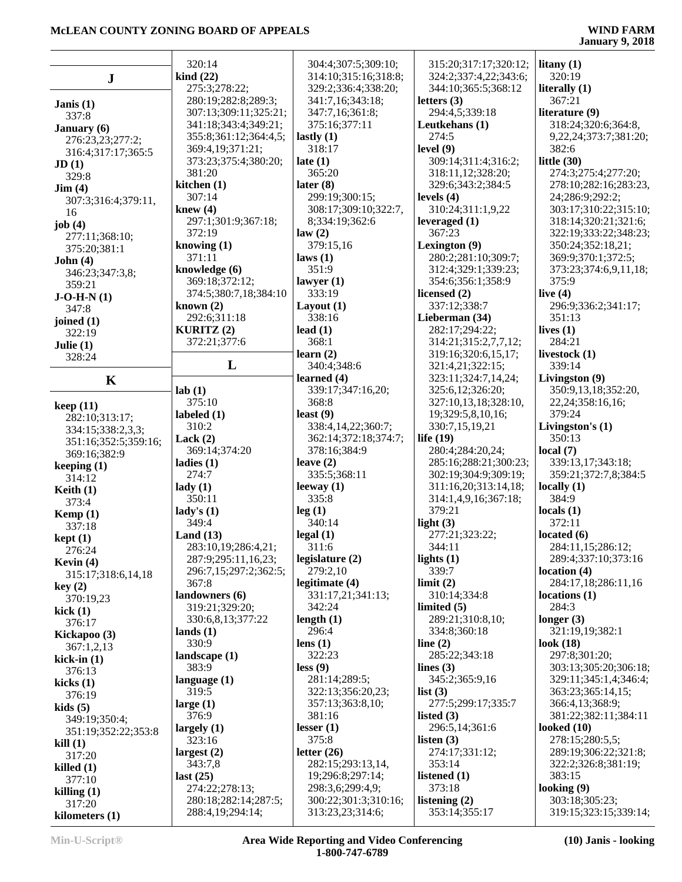**J**

**Janis (1)**
337:8
**January (6)**
276:23,23;277:2;
316:4;317:17;365:5
**JD (1)**
329:8
**Jim (4)**
307:3;316:4;379:11,
16
**job (4)**
277:11;368:10;
375:20;381:1
**John (4)**
346:23;347:3,8;
359:21
**J-O-H-N (1)**
347:8
**joined (1)**
322:19
**Julie (1)**
328:24

**K**

**keep (11)**
282:10;313:17;
334:15;338:2,3,3;
351:16;352:5;359:16;
369:16;382:9
**keeping (1)**
314:12
**Keith (1)**
373:4
**Kemp (1)**
337:18
**kept (1)**
276:24
**Kevin (4)**
315:17;318:6,14,18
**key (2)**
370:19,23
**kick (1)**
376:17
**Kickapoo (3)**
367:1,2,13
**kick-in (1)**
376:13
**kicks (1)**
376:19
**kids (5)**
349:19;350:4;
351:19;352:22;353:8
**kill (1)**
317:20
**killed (1)**
377:10
**killing (1)**
317:20
**kilometers (1)**
320:14
**kind (22)**
275:3;278:22;
280:19;282:8;289:3;
307:13;309:11;325:21;
341:18;343:4;349:21;
355:8;361:12;364:4,5;
369:4,19;371:21;
373:23;375:4;380:20;
381:20
**kitchen (1)**
307:14
**knew (4)**
297:1;301:9;367:18;
372:19
**knowing (1)**
371:11
**knowledge (6)**
369:18;372:12;
374:5;380:7,18;384:10
**known (2)**
292:6;311:18
**KURITZ (2)**
372:21;377:6

**L**

**lab (1)**
375:10
**labeled (1)**
310:2
**Lack (2)**
369:14;374:20
**ladies (1)**
274:7
**lady (1)**
350:11
**lady's (1)**
349:4
**Land (13)**
283:10,19;286:4,21;
287:9;295:11,16,23;
296:7,15;297:2;362:5;
367:8
**landowners (6)**
319:21;329:20;
330:6,8,13;377:22
**lands (1)**
330:9
**landscape (1)**
383:9
**language (1)**
319:5
**large (1)**
376:9
**largely (1)**
323:16
**largest (2)**
343:7,8
**last (25)**
274:22;278:13;
280:18;282:14;287:5;
288:4,19;294:14;
304:4;307:5;309:10;
314:10;315:16;318:8;
329:2;336:4;338:20;
341:7,16;343:18;
347:7,16;361:8;
375:16;377:11
**lastly (1)**
318:17
**late (1)**
365:20
**later (8)**
299:19;300:15;
308:17;309:10;322:7,
8;334:19;362:6
**law (2)**
379:15,16
**laws (1)**
351:9
**lawyer (1)**
333:19
**Layout (1)**
338:16
**lead (1)**
368:1
**learn (2)**
340:4;348:6
**learned (4)**
339:17;347:16,20;
368:8
**least (9)**
338:4,14,22;360:7;
362:14;372:18;374:7;
378:16;384:9
**leave (2)**
335:5;368:11
**leeway (1)**
335:8
**leg (1)**
340:14
**legal (1)**
311:6
**legislature (2)**
279:2,10
**legitimate (4)**
331:17,21;341:13;
342:24
**length (1)**
296:4
**lens (1)**
322:23
**less (9)**
281:14;289:5;
322:13;356:20,23;
357:13;363:8,10;
381:16
**lesser (1)**
375:8
**letter (26)**
282:15;293:13,14,
19;296:8;297:14;
298:3,6;299:4,9;
300:22;301:3;310:16;
313:23,23;314:6;
315:20;317:17;320:12;
324:2;337:4,22;343:6;
344:10;365:5;368:12
**letters (3)**
294:4,5;339:18
**Leutkehans (1)**
274:5
**level (9)**
309:14;311:4;316:2;
318:11,12;328:20;
329:6;343:2;384:5
**levels (4)**
310:24;311:1,9,22
**leveraged (1)**
367:23
**Lexington (9)**
280:2;281:10;309:7;
312:4;329:1;339:23;
354:6;356:1;358:9
**licensed (2)**
337:12;338:7
**Lieberman (34)**
282:17;294:22;
314:21;315:2,7,7,12;
319:16;320:6,15,17;
321:4,21;322:15;
323:11;324:7,14,24;
325:6,12;326:20;
327:10,13,18;328:10,
19;329:5,8,10,16;
330:7,15,19,21
**life (19)**
280:4;284:20,24;
285:16;288:21;300:23;
302:19;304:9;309:19;
311:16,20;313:14,18;
314:1,4,9,16;367:18;
379:21
**light (3)**
277:21;323:22;
344:11
**lights (1)**
339:7
**limit (2)**
310:14;334:8
**limited (5)**
289:21;310:8,10;
334:8;360:18
**line (2)**
285:22;343:18
**lines (3)**
345:2;365:9,16
**list (3)**
277:5;299:17;335:7
**listed (3)**
296:5,14;361:6
**listen (3)**
274:17;331:12;
353:14
**listened (1)**
373:18
**listening (2)**
353:14;355:17
**litany (1)**
320:19
**literally (1)**
367:21
**literature (9)**
318:24;320:6;364:8,
9,22,24;373:7;381:20;
382:6
**little (30)**
274:3;275:4;277:20;
278:10;282:16;283:23,
24;286:9;292:2;
303:17;310:22;315:10;
318:14;320:21;321:6;
322:19;333:22;348:23;
350:24;352:18,21;
369:9;370:1;372:5;
373:23;374:6,9,11,18;
375:9
**live (4)**
296:9;336:2;341:17;
351:13
**lives (1)**
284:21
**livestock (1)**
339:14
**Livingston (9)**
350:9,13,18;352:20,
22,24;358:16,16;
379:24
**Livingston's (1)**
350:13
**local (7)**
339:13,17;343:18;
359:21;372:7,8;384:5
**locally (1)**
384:9
**locals (1)**
372:11
**located (6)**
284:11,15;286:12;
289:4;337:10;373:16
**location (4)**
284:17,18;286:11,16
**locations (1)**
284:3
**longer (3)**
321:19,19;382:1
**look (18)**
297:8;301:20;
303:13;305:20;306:18;
329:11;345:1,4;346:4;
363:23;365:14,15;
366:4,13;368:9;
381:22;382:11;384:11
**looked (10)**
278:15;280:5,5;
289:19;306:22;321:8;
322:2;326:8;381:19;
383:15
**looking (9)**
303:18;305:23;
319:15;323:15;339:14;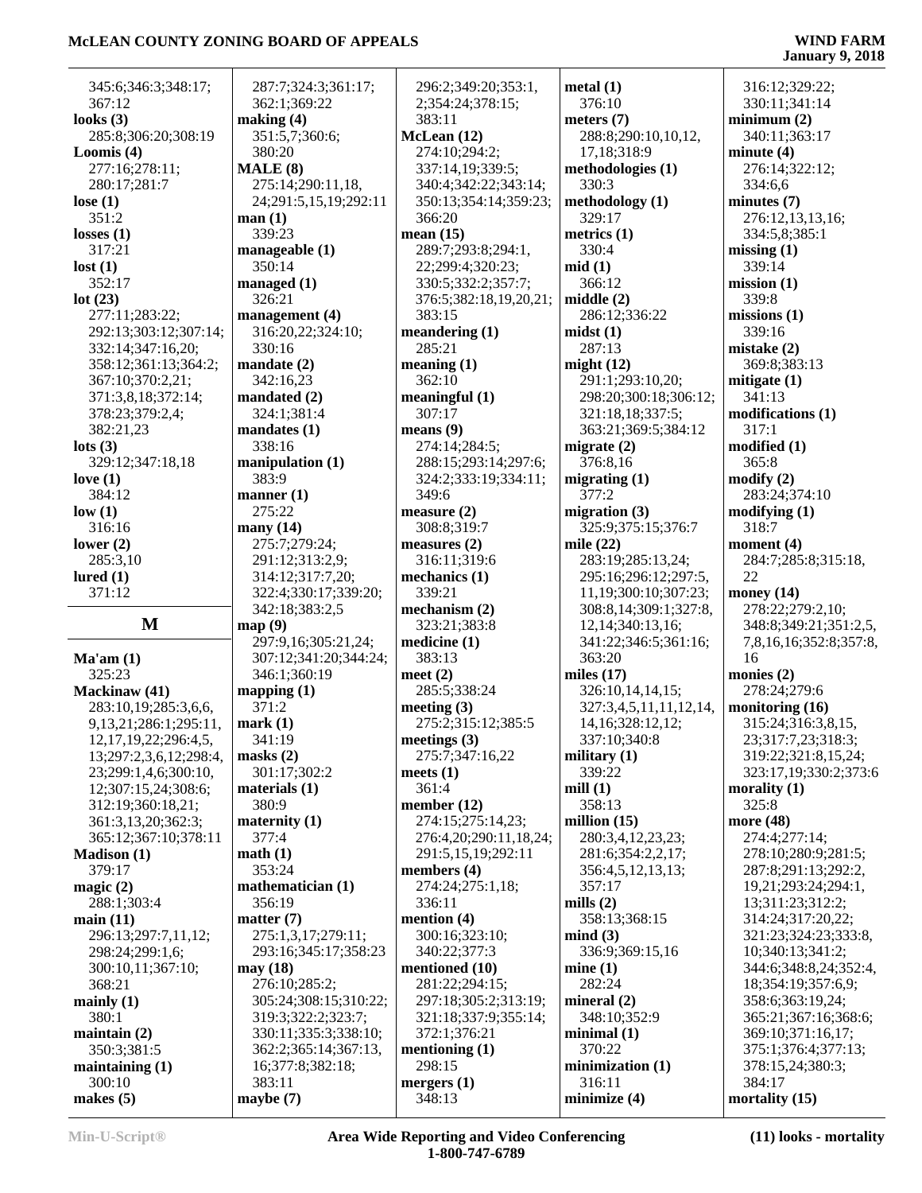345:6;346:3;348:17;
367:12

**looks (3)**
285:8;306:20;308:19

**Loomis (4)**
277:16;278:11;
280:17;281:7

**lose (1)**
351:2

**losses (1)**
317:21

**lost (1)**
352:17

**lot (23)**
277:11;283:22;
292:13;303:12;307:14;
332:14;347:16,20;
358:12;361:13;364:2;
367:10;370:2,21;
371:3,8,18;372:14;
378:23;379:2,4;
382:21,23

**lots (3)**
329:12;347:18,18

**love (1)**
384:12

**low (1)**
316:16

**lower (2)**
285:3,10

**lured (1)**
371:12

## M

**Ma'am (1)**
325:23

**Mackinaw (41)**
283:10,19;285:3,6,6,
9,13,21;286:1;295:11,
12,17,19,22;296:4,5,
13;297:2,3,6,12;298:4,
23;299:1,4,6;300:10,
12;307:15,24;308:6;
312:19;360:18,21;
361:3,13,20;362:3;
365:12;367:10;378:11

**Madison (1)**
379:17

**magic (2)**
288:1;303:4

**main (11)**
296:13;297:7,11,12;
298:24;299:1,6;
300:10,11;367:10;
368:21

**mainly (1)**
380:1

**maintain (2)**
350:3;381:5

**maintaining (1)**
300:10

**makes (5)**
287:7;324:3;361:17;
362:1;369:22

**making (4)**
351:5,7;360:6;
380:20

**MALE (8)**
275:14;290:11,18,
24;291:5,15,19;292:11

**man (1)**
339:23

**manageable (1)**
350:14

**managed (1)**
326:21

**management (4)**
316:20,22;324:10;
330:16

**mandate (2)**
342:16,23

**mandated (2)**
324:1;381:4

**mandates (1)**
338:16

**manipulation (1)**
383:9

**manner (1)**
275:22

**many (14)**
275:7;279:24;
291:12;313:2,9;
314:12;317:7,20;
322:4;330:17;339:20;
342:18;383:2,5

**map (9)**
297:9,16;305:21,24;
307:12;341:20;344:24;
346:1;360:19

**mapping (1)**
371:2

**mark (1)**
341:19

**masks (2)**
301:17;302:2

**materials (1)**
380:9

**maternity (1)**
377:4

**math (1)**
353:24

**mathematician (1)**
356:19

**matter (7)**
275:1,3,17;279:11;
293:16;345:17;358:23

**may (18)**
276:10;285:2;
305:24;308:15;310:22;
319:3;322:2;323:7;
330:11;335:3;338:10;
362:2;365:14;367:13,
16;377:8;382:18;
383:11

**maybe (7)**
296:2;349:20;353:1,
2;354:24;378:15;
383:11

**McLean (12)**
274:10;294:2;
337:14,19;339:5;
340:4;342:22;343:14;
350:13;354:14;359:23;
366:20

**mean (15)**
289:7;293:8;294:1,
22;299:4;320:23;
330:5;332:2;357:7;
376:5;382:18,19,20,21;
383:15

**meandering (1)**
285:21

**meaning (1)**
362:10

**meaningful (1)**
307:17

**means (9)**
274:14;284:5;
288:15;293:14;297:6;
324:2;333:19;334:11;
349:6

**measure (2)**
308:8;319:7

**measures (2)**
316:11;319:6

**mechanics (1)**
339:21

**mechanism (2)**
323:21;383:8

**medicine (1)**
383:13

**meet (2)**
285:5;338:24

**meeting (3)**
275:2;315:12;385:5

**meetings (3)**
275:7;347:16,22

**meets (1)**
361:4

**member (12)**
274:15;275:14,23;
276:4,20;290:11,18,24;
291:5,15,19;292:11

**members (4)**
274:24;275:1,18;
336:11

**mention (4)**
300:16;323:10;
340:22;377:3

**mentioned (10)**
281:22;294:15;
297:18;305:2;313:19;
321:18;337:9;355:14;
372:1;376:21

**mentioning (1)**
298:15

**mergers (1)**
348:13

**metal (1)**
376:10

**meters (7)**
288:8;290:10,10,12,
17,18;318:9

**methodologies (1)**
330:3

**methodology (1)**
329:17

**metrics (1)**
330:4

**mid (1)**
366:12

**middle (2)**
286:12;336:22

**midst (1)**
287:13

**might (12)**
291:1;293:10,20;
298:20;300:18;306:12;
321:18,18;337:5;
363:21;369:5;384:12

**migrate (2)**
376:8,16

**migrating (1)**
377:2

**migration (3)**
325:9;375:15;376:7

**mile (22)**
283:19;285:13,24;
295:16;296:12;297:5,
11,19;300:10;307:23;
308:8,14;309:1;327:8,
12,14;340:13,16;
341:22;346:5;361:16;
363:20

**miles (17)**
326:10,14,14,15;
327:3,4,5,11,11,12,14,
14,16;328:12,12;
337:10;340:8

**military (1)**
339:22

**mill (1)**
358:13

**million (15)**
280:3,4,12,23,23;
281:6;354:2,2,17;
356:4,5,12,13,13;
357:17

**mills (2)**
358:13;368:15

**mind (3)**
336:9;369:15,16

**mine (1)**
282:24

**mineral (2)**
348:10;352:9

**minimal (1)**
370:22

**minimization (1)**
316:11

**minimize (4)**
316:12;329:22;
330:11;341:14

**minimum (2)**
340:11;363:17

**minute (4)**
276:14;322:12;
334:6,6

**minutes (7)**
276:12,13,13,16;
334:5,8;385:1

**missing (1)**
339:14

**mission (1)**
339:8

**missions (1)**
339:16

**mistake (2)**
369:8;383:13

**mitigate (1)**
341:13

**modifications (1)**
317:1

**modified (1)**
365:8

**modify (2)**
283:24;374:10

**modifying (1)**
318:7

**moment (4)**
284:7;285:8;315:18,
22

**money (14)**
278:22;279:2,10;
348:8;349:21;351:2,5,
7,8,16,16;352:8;357:8,
16

**monies (2)**
278:24;279:6

**monitoring (16)**
315:24;316:3,8,15,
23;317:7,23;318:3;
319:22;321:8,15,24;
323:17,19;330:2;373:6

**morality (1)**
325:8

**more (48)**
274:4;277:14;
278:10;280:9;281:5;
287:8;291:13;292:2,
19,21;293:24;294:1,
13;311:23;312:2;
314:24;317:20,22;
321:23;324:23;333:8,
10;340:13;341:2;
344:6;348:8,24;352:4,
18;354:19;357:6,9;
358:6;363:19,24;
365:21;367:16;368:6;
369:10;371:16,17;
375:1;376:4;377:13;
378:15,24;380:3;
384:17

**mortality (15)**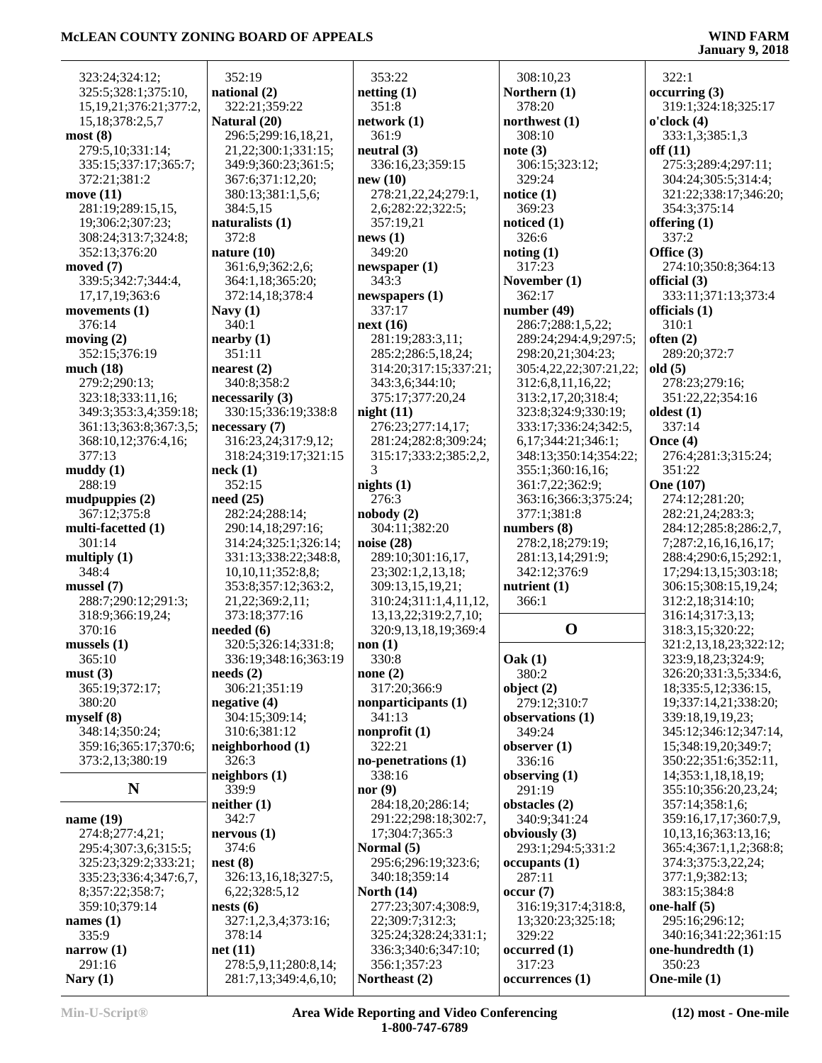323:24;324:12;
325:5;328:1;375:10,
15,19,21;376:21;377:2,
15,18;378:2,5,7

**most (8)**
279:5,10;331:14;
335:15;337:17;365:7;
372:21;381:2

**move (11)**
281:19;289:15,15,
19;306:2;307:23;
308:24;313:7;324:8;
352:13;376:20

**moved (7)**
339:5;342:7;344:4,
17,17,19;363:6

**movements (1)**
376:14

**moving (2)**
352:15;376:19

**much (18)**
279:2;290:13;
323:18;333:11,16;
349:3;353:3,4;359:18;
361:13;363:8;367:3,5;
368:10,12;376:4,16;
377:13

**muddy (1)**
288:19

**mudpuppies (2)**
367:12;375:8

**multi-facetted (1)**
301:14

**multiply (1)**
348:4

**mussel (7)**
288:7;290:12;291:3;
318:9;366:19,24;
370:16

**mussels (1)**
365:10

**must (3)**
365:19;372:17;
380:20

**myself (8)**
348:14;350:24;
359:16;365:17;370:6;
373:2,13;380:19

## N

**name (19)**
274:8;277:4,21;
295:4;307:3,6;315:5;
325:23;329:2;333:21;
335:23;336:4;347:6,7,
8;357:22;358:7;
359:10;379:14

**names (1)**
335:9

**narrow (1)**
291:16

**Nary (1)**
352:19

**national (2)**
322:21;359:22

**Natural (20)**
296:5;299:16,18,21,
21,22;300:1;331:15;
349:9;360:23;361:5;
367:6;371:12,20;
380:13;381:1,5,6;
384:5,15

**naturalists (1)**
372:8

**nature (10)**
361:6,9;362:2,6;
364:1,18;365:20;
372:14,18;378:4

**Navy (1)**
340:1

**nearby (1)**
351:11

**nearest (2)**
340:8;358:2

**necessarily (3)**
330:15;336:19;338:8

**necessary (7)**
316:23,24;317:9,12;
318:24;319:17;321:15

**neck (1)**
352:15

**need (25)**
282:24;288:14;
290:14,18;297:16;
314:24;325:1;326:14;
331:13;338:22;348:8,
10,10,11;352:8,8;
353:8;357:12;363:2,
21,22;369:2,11;
373:18;377:16

**needed (6)**
320:5;326:14;331:8;
336:19;348:16;363:19

**needs (2)**
306:21;351:19

**negative (4)**
304:15;309:14;
310:6;381:12

**neighborhood (1)**
326:3

**neighbors (1)**
339:9

**neither (1)**
342:7

**nervous (1)**
374:6

**nest (8)**
326:13,16,18;327:5,
6,22;328:5,12

**nests (6)**
327:1,2,3,4;373:16;
378:14

**net (11)**
278:5,9,11;280:8,14;
281:7,13;349:4,6,10;
353:22

**netting (1)**
351:8

**network (1)**
361:9

**neutral (3)**
336:16,23;359:15

**new (10)**
278:21,22,24;279:1,
2,6;282:22;322:5;
357:19,21

**news (1)**
349:20

**newspaper (1)**
343:3

**newspapers (1)**
337:17

**next (16)**
281:19;283:3,11;
285:2;286:5,18,24;
314:20;317:15;337:21;
343:3,6;344:10;
375:17;377:20,24

**night (11)**
276:23;277:14,17;
281:24;282:8;309:24;
315:17;333:2;385:2,2,
3

**nights (1)**
276:3

**nobody (2)**
304:11;382:20

**noise (28)**
289:10;301:16,17,
23;302:1,2,13,18;
309:13,15,19,21;
310:24;311:1,4,11,12,
13,13,22;319:2,7,10;
320:9,13,18,19;369:4

**non (1)**
330:8

**none (2)**
317:20;366:9

**nonparticipants (1)**
341:13

**nonprofit (1)**
322:21

**no-penetrations (1)**
338:16

**nor (9)**
284:18,20;286:14;
291:22;298:18;302:7,
17;304:7;365:3

**Normal (5)**
295:6;296:19;323:6;
340:18;359:14

**North (14)**
277:23;307:4;308:9,
22;309:7;312:3;
325:24;328:24;331:1;
336:3;340:6;347:10;
356:1;357:23

**Northeast (2)**
308:10,23

**Northern (1)**
378:20

**northwest (1)**
308:10

**note (3)**
306:15;323:12;
329:24

**notice (1)**
369:23

**noticed (1)**
326:6

**noting (1)**
317:23

**November (1)**
362:17

**number (49)**
286:7;288:1,5,22;
289:24;294:4,9;297:5;
298:20,21;304:23;
305:4,22,22;307:21,22;
312:6,8,11,16,22;
313:2,17,20;318:4;
323:8;324:9;330:19;
333:17;336:24;342:5,
6,17;344:21;346:1;
348:13;350:14;354:22;
355:1;360:16,16;
361:7,22;362:9;
363:16;366:3;375:24;
377:1;381:8

**numbers (8)**
278:2,18;279:19;
281:13,14;291:9;
342:12;376:9

**nutrient (1)**
366:1

## O

**Oak (1)**
380:2

**object (2)**
279:12;310:7

**observations (1)**
349:24

**observer (1)**
336:16

**observing (1)**
291:19

**obstacles (2)**
340:9;341:24

**obviously (3)**
293:1;294:5;331:2

**occupants (1)**
287:11

**occur (7)**
316:19;317:4;318:8,
13;320:23;325:18;
329:22

**occurred (1)**
317:23

**occurrences (1)**
322:1

**occurring (3)**
319:1;324:18;325:17

**o'clock (4)**
333:1,3;385:1,3

**off (11)**
275:3;289:4;297:11;
304:24;305:5;314:4;
321:22;338:17;346:20;
354:3;375:14

**offering (1)**
337:2

**Office (3)**
274:10;350:8;364:13

**official (3)**
333:11;371:13;373:4

**officials (1)**
310:1

**often (2)**
289:20;372:7

**old (5)**
278:23;279:16;
351:22,22;354:16

**oldest (1)**
337:14

**Once (4)**
276:4;281:3;315:24;
351:22

**One (107)**
274:12;281:20;
282:21,24;283:3;
284:12;285:8;286:2,7,
7;287:2,16,16,17;
288:4;290:6,15;292:1,
17;294:13,15;303:18;
306:15;308:15,19,24;
312:2,18;314:10;
316:14;317:3,13;
318:3,15;320:22;
321:2,13,18,23;322:12;
323:9,18,23;324:9;
326:20;331:3,5;334:6,
18;335:5,12;336:15,
19;337:14,21;338:20;
339:18,19,19,23;
345:12;346:12;347:14,
15;348:19,20;349:7;
350:22;351:6;352:11,
14;353:1,18,18,19;
355:10;356:20,23,24;
357:14;358:1,6;
359:16,17,17;360:7,9,
10,13,16;363:13,16;
365:4;367:1,1,2;368:8;
374:3;375:3,22,24;
377:1,9;382:13;
383:15;384:8

**one-half (5)**
295:16;296:12;
340:16;341:22;361:15

**one-hundredth (1)**
350:23

**One-mile (1)**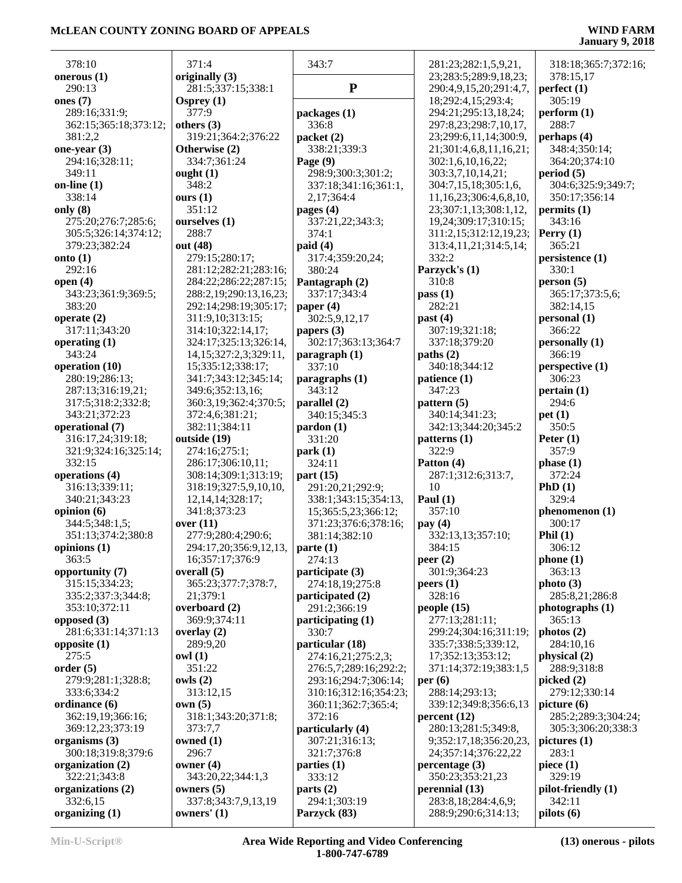378:10
**onerous (1)**
290:13
**ones (7)**
289:16;331:9;
362:15;365:18;373:12;
381:2,2
**one-year (3)**
294:16;328:11;
349:11
**on-line (1)**
338:14
**only (8)**
275:20;276:7;285:6;
305:5;326:14;374:12;
379:23;382:24
**onto (1)**
292:16
**open (4)**
343:23;361:9;369:5;
383:20
**operate (2)**
317:11;343:20
**operating (1)**
343:24
**operation (10)**
280:19;286:13;
287:13;316:19,21;
317:5;318:2;332:8;
343:21;372:23
**operational (7)**
316:17,24;319:18;
321:9;324:16;325:14;
332:15
**operations (4)**
316:13;339:11;
340:21;343:23
**opinion (6)**
344:5;348:1,5;
351:13;374:2;380:8
**opinions (1)**
363:5
**opportunity (7)**
315:15;334:23;
335:2;337:3;344:8;
353:10;372:11
**opposed (3)**
281:6;331:14;371:13
**opposite (1)**
275:5
**order (5)**
279:9;281:1;328:8;
333:6;334:2
**ordinance (6)**
362:19,19;366:16;
369:12,23;373:19
**organisms (3)**
300:18;319:8;379:6
**organization (2)**
322:21;343:8
**organizations (2)**
332:6,15
**organizing (1)**
371:4
**originally (3)**
281:5;337:15;338:1
**Osprey (1)**
377:9
**others (3)**
319:21;364:2;376:22
**Otherwise (2)**
334:7;361:24
**ought (1)**
348:2
**ours (1)**
351:12
**ourselves (1)**
288:7
**out (48)**
279:15;280:17;
281:12;282:21;283:16;
284:22;286:22;287:15;
288:2,19;290:13,16,23;
292:14;298:19;305:17;
311:9,10;313:15;
314:10;322:14,17;
324:17;325:13;326:14,
14,15;327:2,3;329:11,
15;335:12;338:17;
341:7;343:12;345:14;
349:6;352:13,16;
360:3,19;362:4;370:5;
372:4,6;381:21;
382:11;384:11
**outside (19)**
274:16;275:1;
286:17;306:10,11;
308:14;309:1;313:19;
318:19;327:5,9,10,10,
12,14,14;328:17;
341:8;373:23
**over (11)**
277:9;280:4;290:6;
294:17,20;356:9,12,13,
16;357:17;376:9
**overall (5)**
365:23;377:7;378:7,
21;379:1
**overboard (2)**
369:9;374:11
**overlay (2)**
289:9,20
**owl (1)**
351:22
**owls (2)**
313:12,15
**own (5)**
318:1;343:20;371:8;
373:7,7
**owned (1)**
296:7
**owner (4)**
343:20,22;344:1,3
**owners (5)**
337:8;343:7,9,13,19
**owners' (1)**
343:7

## P

**packages (1)**
336:8
**packet (2)**
338:21;339:3
**Page (9)**
298:9;300:3;301:2;
337:18;341:16;361:1,
2,17;364:4
**pages (4)**
337:21,22;343:3;
374:1
**paid (4)**
317:4;359:20,24;
380:24
**Pantagraph (2)**
337:17;343:4
**paper (4)**
302:5,9,12,17
**papers (3)**
302:17;363:13;364:7
**paragraph (1)**
337:10
**paragraphs (1)**
343:12
**parallel (2)**
340:15;345:3
**pardon (1)**
331:20
**park (1)**
324:11
**part (15)**
291:20,21;292:9;
338:1;343:15;354:13,
15;365:5,23;366:12;
371:23;376:6;378:16;
381:14;382:10
**parte (1)**
274:13
**participate (3)**
274:18,19;275:8
**participated (2)**
291:2;366:19
**participating (1)**
330:7
**particular (18)**
274:16,21;275:2,3;
276:5,7;289:16;292:2;
293:16;294:7;306:14;
310:16;312:16;354:23;
360:11;362:7;365:4;
372:16
**particularly (4)**
307:21;316:13;
321:7;376:8
**parties (1)**
333:12
**parts (2)**
294:1;303:19
**Parzyck (83)**
281:23;282:1,5,9,21,
23;283:5;289:9,18,23;
290:4,9,15,20;291:4,7,
18;292:4,15;293:4;
294:21;295:13,18,24;
297:8,23;298:7,10,17,
23;299:6,11,14;300:9,
21;301:4,6,8,11,16,21;
302:1,6,10,16,22;
303:3,7,10,14,21;
304:7,15,18;305:1,6,
11,16,23;306:4,6,8,10,
23;307:1,13;308:1,12,
19,24;309:17;310:15;
311:2,15;312:12,19,23;
313:4,11,21;314:5,14;
332:2
**Parzyck's (1)**
310:8
**pass (1)**
282:21
**past (4)**
307:19;321:18;
337:18;379:20
**paths (2)**
340:18;344:12
**patience (1)**
347:23
**pattern (5)**
340:14;341:23;
342:13;344:20;345:2
**patterns (1)**
322:9
**Patton (4)**
287:1;312:6;313:7,
10
**Paul (1)**
357:10
**pay (4)**
332:13,13;357:10;
384:15
**peer (2)**
301:9;364:23
**peers (1)**
328:16
**people (15)**
277:13;281:11;
299:24;304:16;311:19;
335:7;338:5;339:12,
17;352:13;353:12;
371:14;372:19;383:1,5
**per (6)**
288:14;293:13;
339:12;349:8;356:6,13
**percent (12)**
280:13;281:5;349:8,
9;352:17,18;356:20,23,
24;357:14;376:22,22
**percentage (3)**
350:23;353:21,23
**perennial (13)**
283:8,18;284:4,6,9;
288:9;290:6;314:13;
318:18;365:7;372:16;
378:15,17
**perfect (1)**
305:19
**perform (1)**
288:7
**perhaps (4)**
348:4;350:14;
364:20;374:10
**period (5)**
304:6;325:9;349:7;
350:17;356:14
**permits (1)**
343:16
**Perry (1)**
365:21
**persistence (1)**
330:1
**person (5)**
365:17;373:5,6;
382:14,15
**personal (1)**
366:22
**personally (1)**
366:19
**perspective (1)**
306:23
**pertain (1)**
294:6
**pet (1)**
350:5
**Peter (1)**
357:9
**phase (1)**
372:24
**PhD (1)**
329:4
**phenomenon (1)**
300:17
**Phil (1)**
306:12
**phone (1)**
363:13
**photo (3)**
285:8,21;286:8
**photographs (1)**
365:13
**photos (2)**
284:10,16
**physical (2)**
288:9;318:8
**picked (2)**
279:12;330:14
**picture (6)**
285:2;289:3;304:24;
305:3;306:20;338:3
**pictures (1)**
283:1
**piece (1)**
329:19
**pilot-friendly (1)**
342:11
**pilots (6)**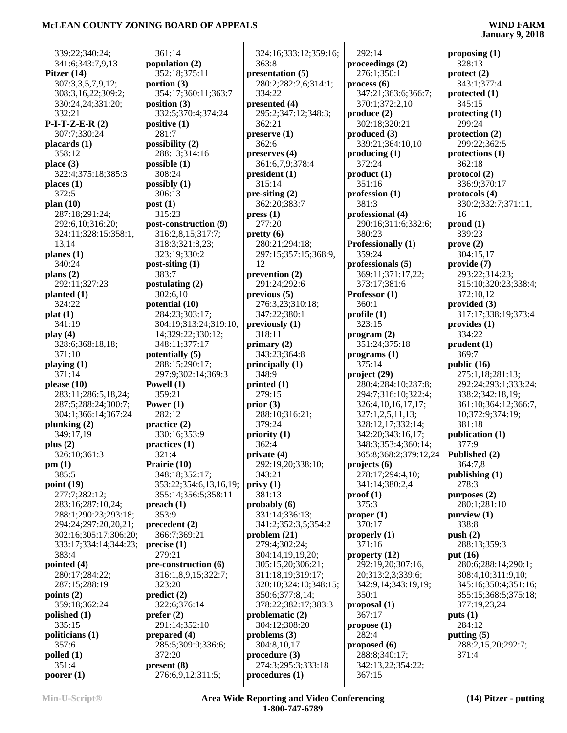339:22;340:24;
341:6;343:7,9,13
**Pitzer (14)**
307:3,3,5,7,9,12;
308:3,16,22;309:2;
330:24,24;331:20;
332:21
**P-I-T-Z-E-R (2)**
307:7;330:24
**placards (1)**
358:12
**place (3)**
322:4;375:18;385:3
**places (1)**
372:5
**plan (10)**
287:18;291:24;
292:6,10;316:20;
324:11;328:15;358:1,
13,14
**planes (1)**
340:24
**plans (2)**
292:11;327:23
**planted (1)**
324:22
**plat (1)**
341:19
**play (4)**
328:6;368:18,18;
371:10
**playing (1)**
371:14
**please (10)**
283:11;286:5,18,24;
287:5;288:24;300:7;
304:1;366:14;367:24
**plunking (2)**
349:17,19
**plus (2)**
326:10;361:3
**pm (1)**
385:5
**point (19)**
277:7;282:12;
283:16;287:10,24;
288:1;290:23;293:18;
294:24;297:20,20,21;
302:16;305:17;306:20;
333:17;334:14;344:23;
383:4
**pointed (4)**
280:17;284:22;
287:15;288:19
**points (2)**
359:18;362:24
**polished (1)**
335:15
**politicians (1)**
357:6
**polled (1)**
351:4
**poorer (1)**
361:14
**population (2)**
352:18;375:11
**portion (3)**
354:17;360:11;363:7
**position (3)**
332:5;370:4;374:24
**positive (1)**
281:7
**possibility (2)**
288:13;314:16
**possible (1)**
308:24
**possibly (1)**
306:13
**post (1)**
315:23
**post-construction (9)**
316:2,8,15;317:7;
318:3;321:8,23;
323:19;330:2
**post-siting (1)**
383:7
**postulating (2)**
302:6,10
**potential (10)**
284:23;303:17;
304:19;313:24;319:10,
14;329:22;330:12;
348:11;377:17
**potentially (5)**
288:15;290:17;
297:9;302:14;369:3
**Powell (1)**
359:21
**Power (1)**
282:12
**practice (2)**
330:16;353:9
**practices (1)**
321:4
**Prairie (10)**
348:18;352:17;
353:22;354:6,13,16,19;
355:14;356:5;358:11
**preach (1)**
353:9
**precedent (2)**
366:7;369:21
**precise (1)**
279:21
**pre-construction (6)**
316:1,8,9,15;322:7;
323:20
**predict (2)**
322:6;376:14
**prefer (2)**
291:14;352:10
**prepared (4)**
285:5;309:9;336:6;
372:20
**present (8)**
276:6,9,12;311:5;
324:16;333:12;359:16;
363:8
**presentation (5)**
280:2;282:2,6;314:1;
334:22
**presented (4)**
295:2;347:12;348:3;
362:21
**preserve (1)**
362:6
**preserves (4)**
361:6,7,9;378:4
**president (1)**
315:14
**pre-siting (2)**
362:20;383:7
**press (1)**
277:20
**pretty (6)**
280:21;294:18;
297:15;357:15;368:9,
12
**prevention (2)**
291:24;292:6
**previous (5)**
276:3,23;310:18;
347:22;380:1
**previously (1)**
318:11
**primary (2)**
343:23;364:8
**principally (1)**
348:9
**printed (1)**
279:15
**prior (3)**
288:10;316:21;
379:24
**priority (1)**
362:4
**private (4)**
292:19,20;338:10;
343:21
**privy (1)**
381:13
**probably (6)**
331:14;336:13;
341:2;352:3,5;354:2
**problem (21)**
279:4;302:24;
304:14,19,19,20;
305:15,20;306:21;
311:18,19;319:17;
320:10;324:10;348:15;
350:6;377:8,14;
378:22;382:17;383:3
**problematic (2)**
304:12;308:20
**problems (3)**
304:8,10,17
**procedure (3)**
274:3;295:3;333:18
**procedures (1)**
292:14
**proceedings (2)**
276:1;350:1
**process (6)**
347:21;363:6;366:7;
370:1;372:2,10
**produce (2)**
302:18;320:21
**produced (3)**
339:21;364:10,10
**producing (1)**
372:24
**product (1)**
351:16
**profession (1)**
381:3
**professional (4)**
290:16;311:6;332:6;
380:23
**Professionally (1)**
359:24
**professionals (5)**
369:11;371:17,22;
373:17;381:6
**Professor (1)**
360:1
**profile (1)**
323:15
**program (2)**
351:24;375:18
**programs (1)**
375:14
**project (29)**
280:4;284:10;287:8;
294:7;316:10;322:4;
326:4,10,16,17,17;
327:1,2,5,11,13;
328:12,17;332:14;
342:20;343:16,17;
348:3;353:4;360:14;
365:8;368:2;379:12,24
**projects (6)**
278:17;294:4,10;
341:14;380:2,4
**proof (1)**
375:3
**proper (1)**
370:17
**properly (1)**
371:16
**property (12)**
292:19,20;307:16,
20;313:2,3;339:6;
342:9,14;343:19,19;
350:1
**proposal (1)**
367:17
**propose (1)**
282:4
**proposed (6)**
288:8;340:17;
342:13,22;354:22;
367:15
**proposing (1)**
328:13
**protect (2)**
343:1;377:4
**protected (1)**
345:15
**protecting (1)**
299:24
**protection (2)**
299:22;362:5
**protections (1)**
362:18
**protocol (2)**
336:9;370:17
**protocols (4)**
330:2;332:7;371:11,
16
**proud (1)**
339:23
**prove (2)**
304:15,17
**provide (7)**
293:22;314:23;
315:10;320:23;338:4;
372:10,12
**provided (3)**
317:17;338:19;373:4
**provides (1)**
334:22
**prudent (1)**
369:7
**public (16)**
275:1,18;281:13;
292:24;293:1;333:24;
338:2;342:18,19;
361:10;364:12;366:7,
10;372:9;374:19;
381:18
**publication (1)**
377:9
**Published (2)**
364:7,8
**publishing (1)**
278:3
**purposes (2)**
280:1;281:10
**purview (1)**
338:8
**push (2)**
288:13;359:3
**put (16)**
280:6;288:14;290:1;
308:4,10;311:9,10;
345:16;350:4;351:16;
355:15;368:5;375:18;
377:19,23,24
**puts (1)**
284:12
**putting (5)**
288:2,15,20;292:7;
371:4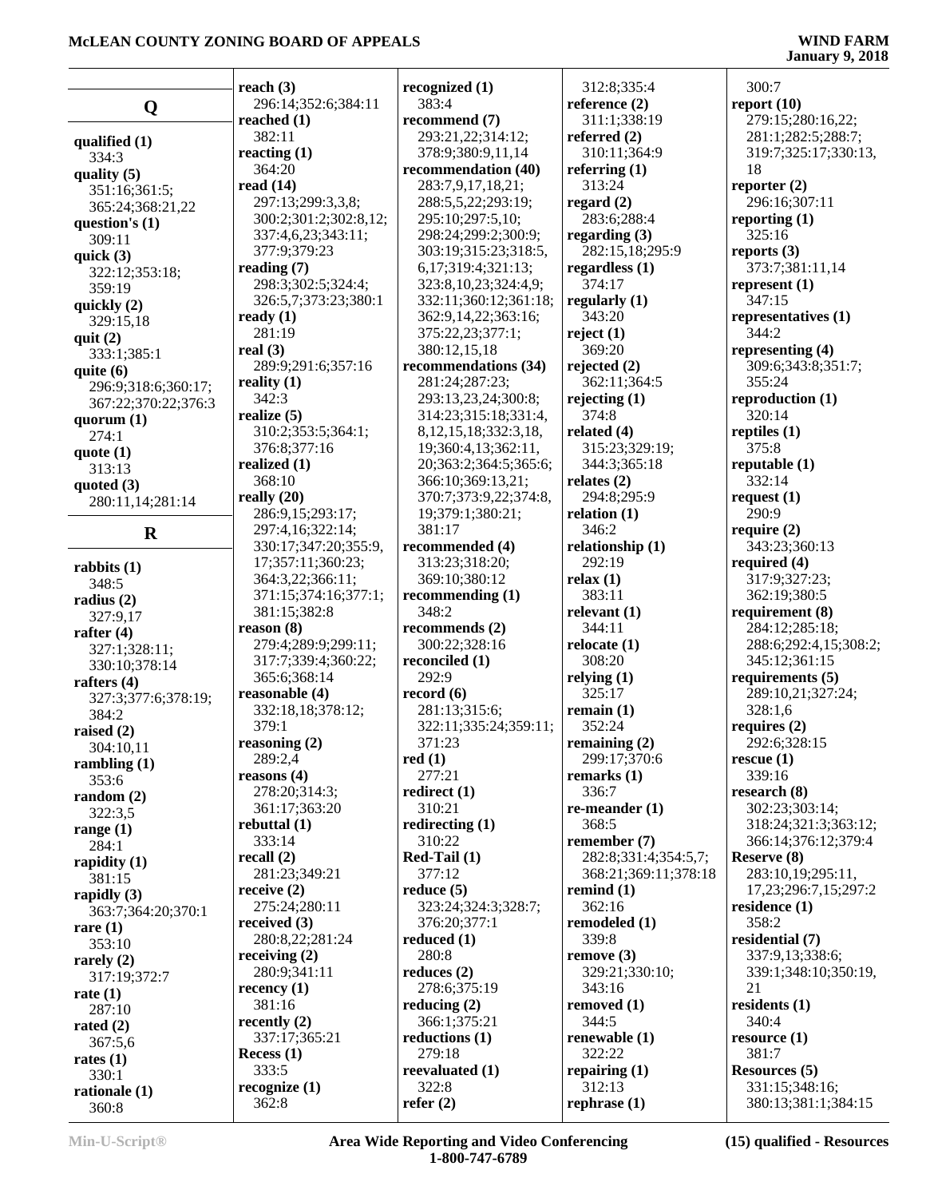## Q

**qualified (1)**
334:3
**quality (5)**
351:16;361:5;
365:24;368:21,22
**question's (1)**
309:11
**quick (3)**
322:12;353:18;
359:19
**quickly (2)**
329:15,18
**quit (2)**
333:1;385:1
**quite (6)**
296:9;318:6;360:17;
367:22;370:22;376:3
**quorum (1)**
274:1
**quote (1)**
313:13
**quoted (3)**
280:11,14;281:14

## R

**rabbits (1)**
348:5
**radius (2)**
327:9,17
**rafter (4)**
327:1;328:11;
330:10;378:14
**rafters (4)**
327:3;377:6;378:19;
384:2
**raised (2)**
304:10,11
**rambling (1)**
353:6
**random (2)**
322:3,5
**range (1)**
284:1
**rapidity (1)**
381:15
**rapidly (3)**
363:7;364:20;370:1
**rare (1)**
353:10
**rarely (2)**
317:19;372:7
**rate (1)**
287:10
**rated (2)**
367:5,6
**rates (1)**
330:1
**rationale (1)**
360:8
**reach (3)**
296:14;352:6;384:11
**reached (1)**
382:11
**reacting (1)**
364:20
**read (14)**
297:13;299:3,3,8;
300:2;301:2;302:8,12;
337:4,6,23;343:11;
377:9;379:23
**reading (7)**
298:3;302:5;324:4;
326:5,7;373:23;380:1
**ready (1)**
281:19
**real (3)**
289:9;291:6;357:16
**reality (1)**
342:3
**realize (5)**
310:2;353:5;364:1;
376:8;377:16
**realized (1)**
368:10
**really (20)**
286:9,15;293:17;
297:4,16;322:14;
330:17;347:20;355:9,
17;357:11;360:23;
364:3,22;366:11;
371:15;374:16;377:1;
381:15;382:8
**reason (8)**
279:4;289:9;299:11;
317:7;339:4;360:22;
365:6;368:14
**reasonable (4)**
332:18,18;378:12;
379:1
**reasoning (2)**
289:2,4
**reasons (4)**
278:20;314:3;
361:17;363:20
**rebuttal (1)**
333:14
**recall (2)**
281:23;349:21
**receive (2)**
275:24;280:11
**received (3)**
280:8,22;281:24
**receiving (2)**
280:9;341:11
**recency (1)**
381:16
**recently (2)**
337:17;365:21
**Recess (1)**
333:5
**recognize (1)**
362:8
**recognized (1)**
383:4
**recommend (7)**
293:21,22;314:12;
378:9;380:9,11,14
**recommendation (40)**
283:7,9,17,18,21;
288:5,5,22;293:19;
295:10;297:5,10;
298:24;299:2;300:9;
303:19;315:23;318:5,
6,17;319:4;321:13;
323:8,10,23;324:4,9;
332:11;360:12;361:18;
362:9,14,22;363:16;
375:22,23;377:1;
380:12,15,18
**recommendations (34)**
281:24;287:23;
293:13,23,24;300:8;
314:23;315:18;331:4,
8,12,15,18;332:3,18,
19;360:4,13;362:11,
20;363:2;364:5;365:6;
366:10;369:13,21;
370:7;373:9,22;374:8,
19;379:1;380:21;
381:17
**recommended (4)**
313:23;318:20;
369:10;380:12
**recommending (1)**
348:2
**recommends (2)**
300:22;328:16
**reconciled (1)**
292:9
**record (6)**
281:13;315:6;
322:11;335:24;359:11;
371:23
**red (1)**
277:21
**redirect (1)**
310:21
**redirecting (1)**
310:22
**Red-Tail (1)**
377:12
**reduce (5)**
323:24;324:3;328:7;
376:20;377:1
**reduced (1)**
280:8
**reduces (2)**
278:6;375:19
**reducing (2)**
366:1;375:21
**reductions (1)**
279:18
**reevaluated (1)**
322:8
**refer (2)**
312:8;335:4
**reference (2)**
311:1;338:19
**referred (2)**
310:11;364:9
**referring (1)**
313:24
**regard (2)**
283:6;288:4
**regarding (3)**
282:15,18;295:9
**regardless (1)**
374:17
**regularly (1)**
343:20
**reject (1)**
369:20
**rejected (2)**
362:11;364:5
**rejecting (1)**
374:8
**related (4)**
315:23;329:19;
344:3;365:18
**relates (2)**
294:8;295:9
**relation (1)**
346:2
**relationship (1)**
292:19
**relax (1)**
383:11
**relevant (1)**
344:11
**relocate (1)**
308:20
**relying (1)**
325:17
**remain (1)**
352:24
**remaining (2)**
299:17;370:6
**remarks (1)**
336:7
**re-meander (1)**
368:5
**remember (7)**
282:8;331:4;354:5,7;
368:21;369:11;378:18
**remind (1)**
362:16
**remodeled (1)**
339:8
**remove (3)**
329:21;330:10;
343:16
**removed (1)**
344:5
**renewable (1)**
322:22
**repairing (1)**
312:13
**rephrase (1)**
300:7
**report (10)**
279:15;280:16,22;
281:1;282:5;288:7;
319:7;325:17;330:13,
18
**reporter (2)**
296:16;307:11
**reporting (1)**
325:16
**reports (3)**
373:7;381:11,14
**represent (1)**
347:15
**representatives (1)**
344:2
**representing (4)**
309:6;343:8;351:7;
355:24
**reproduction (1)**
320:14
**reptiles (1)**
375:8
**reputable (1)**
332:14
**request (1)**
290:9
**require (2)**
343:23;360:13
**required (4)**
317:9;327:23;
362:19;380:5
**requirement (8)**
284:12;285:18;
288:6;292:4,15;308:2;
345:12;361:15
**requirements (5)**
289:10,21;327:24;
328:1,6
**requires (2)**
292:6;328:15
**rescue (1)**
339:16
**research (8)**
302:23;303:14;
318:24;321:3;363:12;
366:14;376:12;379:4
**Reserve (8)**
283:10,19;295:11,
17,23;296:7,15;297:2
**residence (1)**
358:2
**residential (7)**
337:9,13;338:6;
339:1;348:10;350:19,
21
**residents (1)**
340:4
**resource (1)**
381:7
**Resources (5)**
331:15;348:16;
380:13;381:1;384:15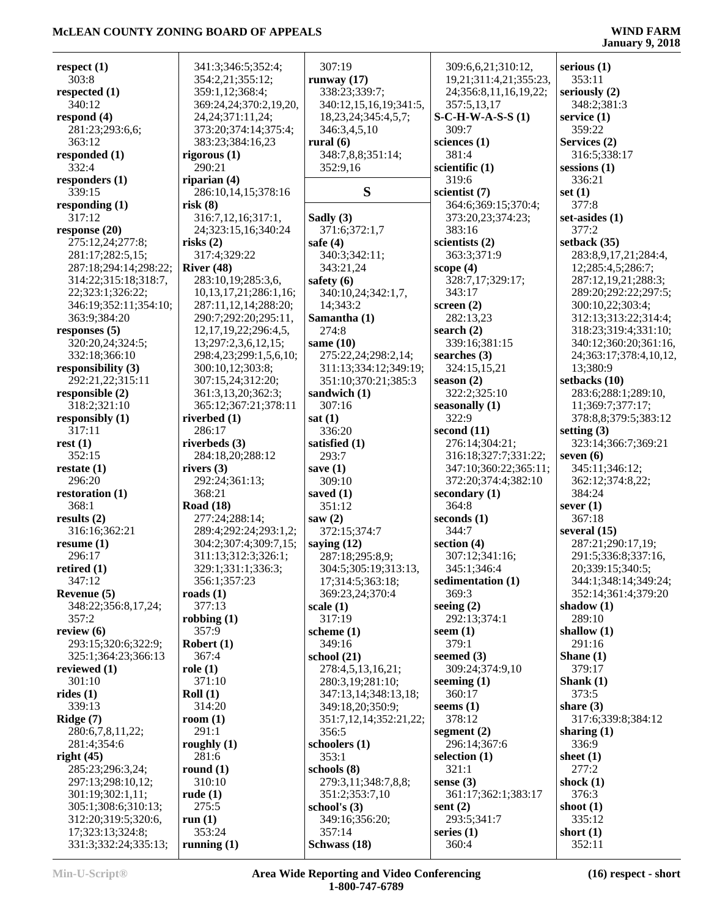**respect (1)**
303:8
**respected (1)**
340:12
**respond (4)**
281:23;293:6,6;
363:12
**responded (1)**
332:4
**responders (1)**
339:15
**responding (1)**
317:12
**response (20)**
275:12,24;277:8;
281:17;282:5,15;
287:18;294:14;298:22;
314:22;315:18;318:7,
22;323:1;326:22;
346:19;352:11;354:10;
363:9;384:20
**responses (5)**
320:20,24;324:5;
332:18;366:10
**responsibility (3)**
292:21,22;315:11
**responsible (2)**
318:2;321:10
**responsibly (1)**
317:11
**rest (1)**
352:15
**restate (1)**
296:20
**restoration (1)**
368:1
**results (2)**
316:16;362:21
**resume (1)**
296:17
**retired (1)**
347:12
**Revenue (5)**
348:22;356:8,17,24;
357:2
**review (6)**
293:15;320:6;322:9;
325:1;364:23;366:13
**reviewed (1)**
301:10
**rides (1)**
339:13
**Ridge (7)**
280:6,7,8,11,22;
281:4;354:6
**right (45)**
285:23;296:3,24;
297:13;298:10,12;
301:19;302:1,11;
305:1;308:6;310:13;
312:20;319:5;320:6,
17;323:13;324:8;
331:3;332:24;335:13;
341:3;346:5;352:4;
354:2,21;355:12;
359:1,12;368:4;
369:24,24;370:2,19,20,
24,24;371:11,24;
373:20;374:14;375:4;
383:23;384:16,23
**rigorous (1)**
290:21
**riparian (4)**
286:10,14,15;378:16
**risk (8)**
316:7,12,16;317:1,
24;323:15,16;340:24
**risks (2)**
317:4;329:22
**River (48)**
283:10,19;285:3,6,
10,13,17,21;286:1,16;
287:11,12,14;288:20;
290:7;292:20;295:11,
12,17,19,22;296:4,5,
13;297:2,3,6,12,15;
298:4,23;299:1,5,6,10;
300:10,12;303:8;
307:15,24;312:20;
361:3,13,20;362:3;
365:12;367:21;378:11
**riverbed (1)**
286:17
**riverbeds (3)**
284:18,20;288:12
**rivers (3)**
292:24;361:13;
368:21
**Road (18)**
277:24;288:14;
289:4;292:24;293:1,2;
304:2;307:4;309:7,15;
311:13;312:3;326:1;
329:1;331:1;336:3;
356:1;357:23
**roads (1)**
377:13
**robbing (1)**
357:9
**Robert (1)**
367:4
**role (1)**
371:10
**Roll (1)**
314:20
**room (1)**
291:1
**roughly (1)**
281:6
**round (1)**
310:10
**rude (1)**
275:5
**run (1)**
353:24
**running (1)**
307:19
**runway (17)**
338:23;339:7;
340:12,15,16,19;341:5,
18,23,24;345:4,5,7;
346:3,4,5,10
**rural (6)**
348:7,8,8;351:14;
352:9,16

## S

**Sadly (3)**
371:6;372:1,7
**safe (4)**
340:3;342:11;
343:21,24
**safety (6)**
340:10,24;342:1,7,
14;343:2
**Samantha (1)**
274:8
**same (10)**
275:22,24;298:2,14;
311:13;334:12;349:19;
351:10;370:21;385:3
**sandwich (1)**
307:16
**sat (1)**
336:20
**satisfied (1)**
293:7
**save (1)**
309:10
**saved (1)**
351:12
**saw (2)**
372:15;374:7
**saying (12)**
287:18;295:8,9;
304:5;305:19;313:13,
17;314:5;363:18;
369:23,24;370:4
**scale (1)**
317:19
**scheme (1)**
349:16
**school (21)**
278:4,5,13,16,21;
280:3,19;281:10;
347:13,14;348:13,18;
349:18,20;350:9;
351:7,12,14;352:21,22;
356:5
**schoolers (1)**
353:1
**schools (8)**
279:3,11;348:7,8,8;
351:2;353:7,10
**school's (3)**
349:16;356:20;
357:14
**Schwass (18)**
309:6,6,21;310:12,
19,21;311:4,21;355:23,
24;356:8,11,16,19,22;
357:5,13,17
**S-C-H-W-A-S-S (1)**
309:7
**sciences (1)**
381:4
**scientific (1)**
319:6
**scientist (7)**
364:6;369:15;370:4;
373:20,23;374:23;
383:16
**scientists (2)**
363:3;371:9
**scope (4)**
328:7,17;329:17;
343:17
**screen (2)**
282:13,23
**search (2)**
339:16;381:15
**searches (3)**
324:15,15,21
**season (2)**
322:2;325:10
**seasonally (1)**
322:9
**second (11)**
276:14;304:21;
316:18;327:7;331:22;
347:10;360:22;365:11;
372:20;374:4;382:10
**secondary (1)**
364:8
**seconds (1)**
344:7
**section (4)**
307:12;341:16;
345:1;346:4
**sedimentation (1)**
369:3
**seeing (2)**
292:13;374:1
**seem (1)**
379:1
**seemed (3)**
309:24;374:9,10
**seeming (1)**
360:17
**seems (1)**
378:12
**segment (2)**
296:14;367:6
**selection (1)**
321:1
**sense (3)**
361:17;362:1;383:17
**sent (2)**
293:5;341:7
**series (1)**
360:4
**serious (1)**
353:11
**seriously (2)**
348:2;381:3
**service (1)**
359:22
**Services (2)**
316:5;338:17
**sessions (1)**
336:21
**set (1)**
377:8
**set-asides (1)**
377:2
**setback (35)**
283:8,9,17,21;284:4,
12;285:4,5;286:7;
287:12,19,21;288:3;
289:20;292:22;297:5;
300:10,22;303:4;
312:13;313:22;314:4;
318:23;319:4;331:10;
340:12;360:20;361:16,
24;363:17;378:4,10,12,
13;380:9
**setbacks (10)**
283:6;288:1;289:10,
11;369:7;377:17;
378:8,8;379:5;383:12
**setting (3)**
323:14;366:7;369:21
**seven (6)**
345:11;346:12;
362:12;374:8,22;
384:24
**sever (1)**
367:18
**several (15)**
287:21;290:17,19;
291:5;336:8;337:16,
20;339:15;340:5;
344:1;348:14;349:24;
352:14;361:4;379:20
**shadow (1)**
289:10
**shallow (1)**
291:16
**Shane (1)**
379:17
**Shank (1)**
373:5
**share (3)**
317:6;339:8;384:12
**sharing (1)**
336:9
**sheet (1)**
277:2
**shock (1)**
376:3
**shoot (1)**
335:12
**short (1)**
352:11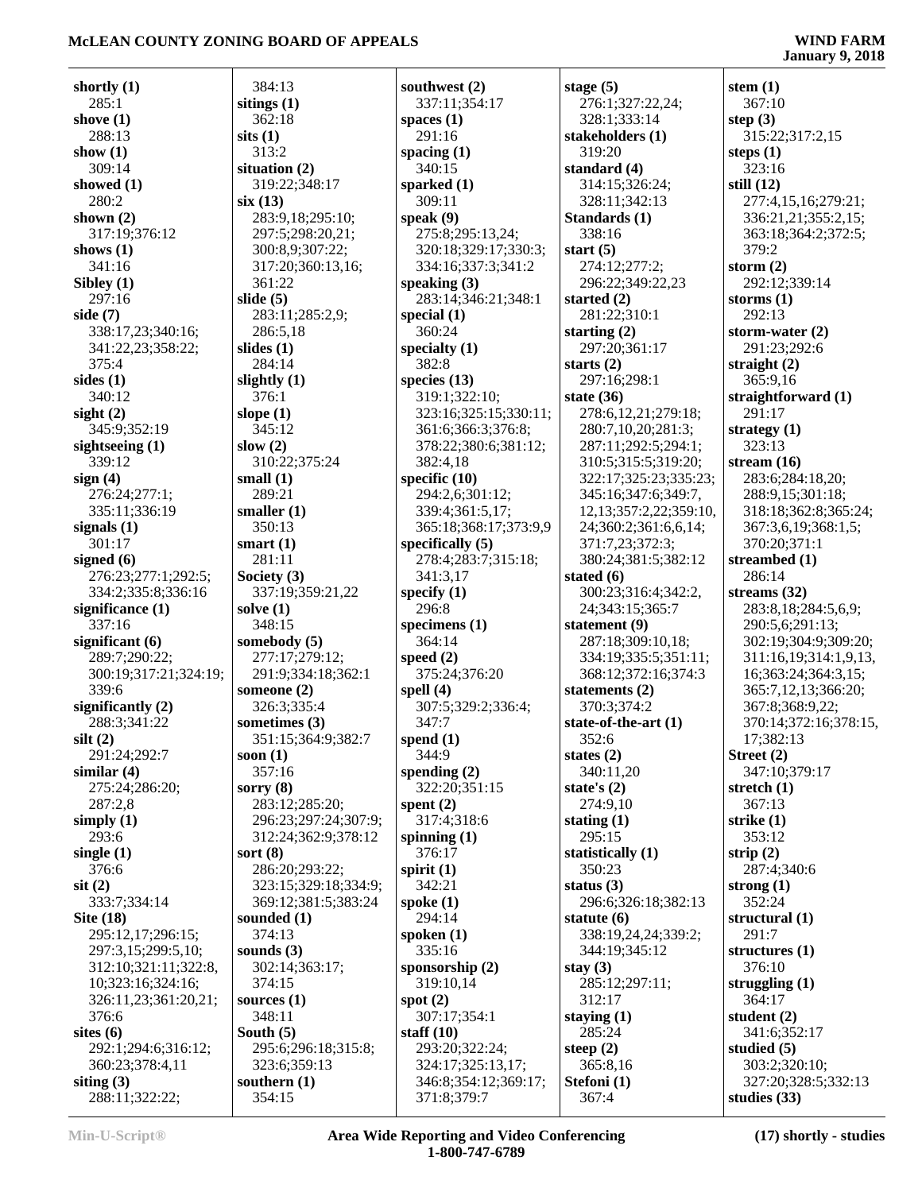**shortly (1)**
285:1
**shove (1)**
288:13
**show (1)**
309:14
**showed (1)**
280:2
**shown (2)**
317:19;376:12
**shows (1)**
341:16
**Sibley (1)**
297:16
**side (7)**
338:17,23;340:16;
341:22,23;358:22;
375:4
**sides (1)**
340:12
**sight (2)**
345:9;352:19
**sightseeing (1)**
339:12
**sign (4)**
276:24;277:1;
335:11;336:19
**signals (1)**
301:17
**signed (6)**
276:23;277:1;292:5;
334:2;335:8;336:16
**significance (1)**
337:16
**significant (6)**
289:7;290:22;
300:19;317:21;324:19;
339:6
**significantly (2)**
288:3;341:22
**silt (2)**
291:24;292:7
**similar (4)**
275:24;286:20;
287:2,8
**simply (1)**
293:6
**single (1)**
376:6
**sit (2)**
333:7;334:14
**Site (18)**
295:12,17;296:15;
297:3,15;299:5,10;
312:10;321:11;322:8,
10;323:16;324:16;
326:11,23;361:20,21;
376:6
**sites (6)**
292:1;294:6;316:12;
360:23;378:4,11
**siting (3)**
288:11;322:22;
384:13
**sitings (1)**
362:18
**sits (1)**
313:2
**situation (2)**
319:22;348:17
**six (13)**
283:9,18;295:10;
297:5;298:20,21;
300:8,9;307:22;
317:20;360:13,16;
361:22
**slide (5)**
283:11;285:2,9;
286:5,18
**slides (1)**
284:14
**slightly (1)**
376:1
**slope (1)**
345:12
**slow (2)**
310:22;375:24
**small (1)**
289:21
**smaller (1)**
350:13
**smart (1)**
281:11
**Society (3)**
337:19;359:21,22
**solve (1)**
348:15
**somebody (5)**
277:17;279:12;
291:9;334:18;362:1
**someone (2)**
326:3;335:4
**sometimes (3)**
351:15;364:9;382:7
**soon (1)**
357:16
**sorry (8)**
283:12;285:20;
296:23;297:24;307:9;
312:24;362:9;378:12
**sort (8)**
286:20;293:22;
323:15;329:18;334:9;
369:12;381:5;383:24
**sounded (1)**
374:13
**sounds (3)**
302:14;363:17;
374:15
**sources (1)**
348:11
**South (5)**
295:6;296:18;315:8;
323:6;359:13
**southern (1)**
354:15
**southwest (2)**
337:11;354:17
**spaces (1)**
291:16
**spacing (1)**
340:15
**sparked (1)**
309:11
**speak (9)**
275:8;295:13,24;
320:18;329:17;330:3;
334:16;337:3;341:2
**speaking (3)**
283:14;346:21;348:1
**special (1)**
360:24
**specialty (1)**
382:8
**species (13)**
319:1;322:10;
323:16;325:15;330:11;
361:6;366:3;376:8;
378:22;380:6;381:12;
382:4,18
**specific (10)**
294:2,6;301:12;
339:4;361:5,17;
365:18;368:17;373:9,9
**specifically (5)**
278:4;283:7;315:18;
341:3,17
**specify (1)**
296:8
**specimens (1)**
364:14
**speed (2)**
375:24;376:20
**spell (4)**
307:5;329:2;336:4;
347:7
**spend (1)**
344:9
**spending (2)**
322:20;351:15
**spent (2)**
317:4;318:6
**spinning (1)**
376:17
**spirit (1)**
342:21
**spoke (1)**
294:14
**spoken (1)**
335:16
**sponsorship (2)**
319:10,14
**spot (2)**
307:17;354:1
**staff (10)**
293:20;322:24;
324:17;325:13,17;
346:8;354:12;369:17;
371:8;379:7
**stage (5)**
276:1;327:22,24;
328:1;333:14
**stakeholders (1)**
319:20
**standard (4)**
314:15;326:24;
328:11;342:13
**Standards (1)**
338:16
**start (5)**
274:12;277:2;
296:22;349:22,23
**started (2)**
281:22;310:1
**starting (2)**
297:20;361:17
**starts (2)**
297:16;298:1
**state (36)**
278:6,12,21;279:18;
280:7,10,20;281:3;
287:11;292:5;294:1;
310:5;315:5;319:20;
322:17;325:23;335:23;
345:16;347:6;349:7,
12,13;357:2,22;359:10,
24;360:2;361:6,6,14;
371:7,23;372:3;
380:24;381:5;382:12
**stated (6)**
300:23;316:4;342:2,
24;343:15;365:7
**statement (9)**
287:18;309:10,18;
334:19;335:5;351:11;
368:12;372:16;374:3
**statements (2)**
370:3;374:2
**state-of-the-art (1)**
352:6
**states (2)**
340:11,20
**state's (2)**
274:9,10
**stating (1)**
295:15
**statistically (1)**
350:23
**status (3)**
296:6;326:18;382:13
**statute (6)**
338:19,24,24;339:2;
344:19;345:12
**stay (3)**
285:12;297:11;
312:17
**staying (1)**
285:24
**steep (2)**
365:8,16
**Stefoni (1)**
367:4
**stem (1)**
367:10
**step (3)**
315:22;317:2,15
**steps (1)**
323:16
**still (12)**
277:4,15,16;279:21;
336:21,21;355:2,15;
363:18;364:2;372:5;
379:2
**storm (2)**
292:12;339:14
**storms (1)**
292:13
**storm-water (2)**
291:23;292:6
**straight (2)**
365:9,16
**straightforward (1)**
291:17
**strategy (1)**
323:13
**stream (16)**
283:6;284:18,20;
288:9,15;301:18;
318:18;362:8;365:24;
367:3,6,19;368:1,5;
370:20;371:1
**streambed (1)**
286:14
**streams (32)**
283:8,18;284:5,6,9;
290:5,6;291:13;
302:19;304:9;309:20;
311:16,19;314:1,9,13,
16;363:24;364:3,15;
365:7,12,13;366:20;
367:8;368:9,22;
370:14;372:16;378:15,
17;382:13
**Street (2)**
347:10;379:17
**stretch (1)**
367:13
**strike (1)**
353:12
**strip (2)**
287:4;340:6
**strong (1)**
352:24
**structural (1)**
291:7
**structures (1)**
376:10
**struggling (1)**
364:17
**student (2)**
341:6;352:17
**studied (5)**
303:2;320:10;
327:20;328:5;332:13
**studies (33)**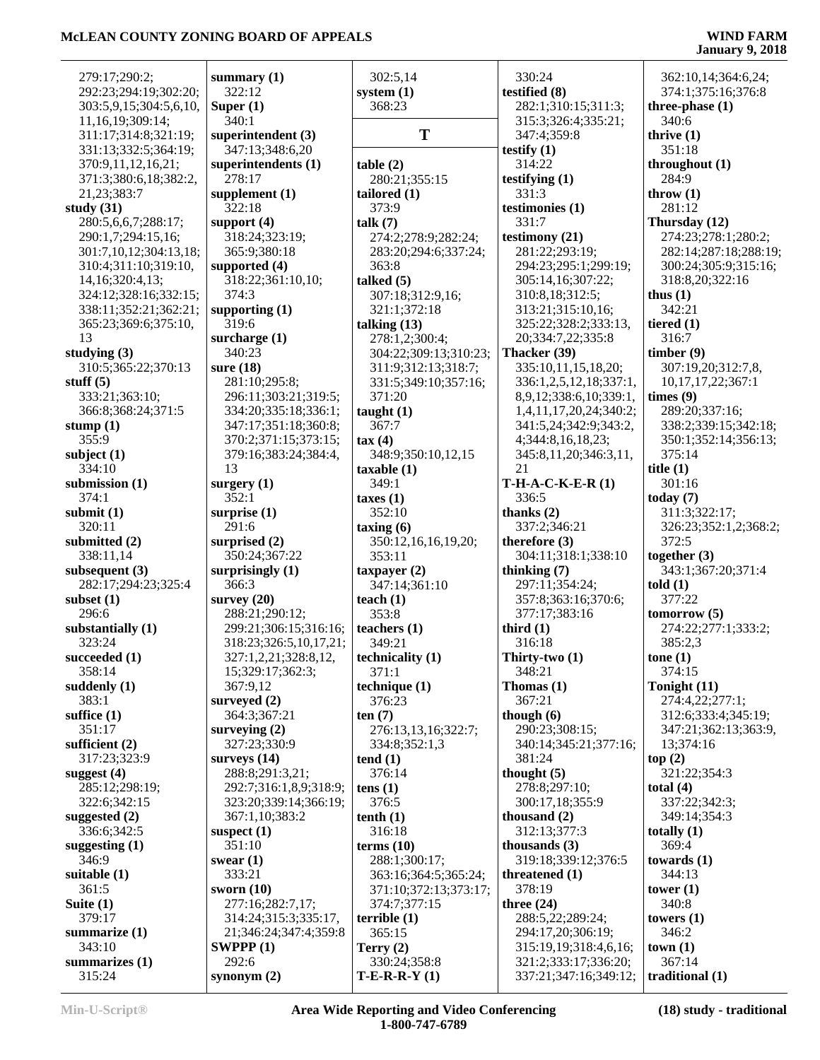279:17;290:2;
292:23;294:19;302:20;
303:5,9,15;304:5,6,10,
11,16,19;309:14;
311:17;314:8;321:19;
331:13;332:5;364:19;
370:9,11,12,16,21;
371:3;380:6,18;382:2,
21,23;383:7

**study (31)**
280:5,6,6,7;288:17;
290:1,7;294:15,16;
301:7,10,12;304:13,18;
310:4;311:10;319:10,
14,16;320:4,13;
324:12;328:16;332:15;
338:11;352:21;362:21;
365:23;369:6;375:10,
13

**studying (3)**
310:5;365:22;370:13

**stuff (5)**
333:21;363:10;
366:8;368:24;371:5

**stump (1)**
355:9

**subject (1)**
334:10

**submission (1)**
374:1

**submit (1)**
320:11

**submitted (2)**
338:11,14

**subsequent (3)**
282:17;294:23;325:4

**subset (1)**
296:6

**substantially (1)**
323:24

**succeeded (1)**
358:14

**suddenly (1)**
383:1

**suffice (1)**
351:17

**sufficient (2)**
317:23;323:9

**suggest (4)**
285:12;298:19;
322:6;342:15

**suggested (2)**
336:6;342:5

**suggesting (1)**
346:9

**suitable (1)**
361:5

**Suite (1)**
379:17

**summarize (1)**
343:10

**summarizes (1)**
315:24

**summary (1)**
322:12

**Super (1)**
340:1

**superintendent (3)**
347:13;348:6,20

**superintendents (1)**
278:17

**supplement (1)**
322:18

**support (4)**
318:24;323:19;
365:9;380:18

**supported (4)**
318:22;361:10,10;
374:3

**supporting (1)**
319:6

**surcharge (1)**
340:23

**sure (18)**
281:10;295:8;
296:11;303:21;319:5;
334:20;335:18;336:1;
347:17;351:18;360:8;
370:2;371:15;373:15;
379:16;383:24;384:4,
13

**surgery (1)**
352:1

**surprise (1)**
291:6

**surprised (2)**
350:24;367:22

**surprisingly (1)**
366:3

**survey (20)**
288:21;290:12;
299:21;306:15;316:16;
318:23;326:5,10,17,21;
327:1,2,21;328:8,12,
15;329:17;362:3;
367:9,12

**surveyed (2)**
364:3;367:21

**surveying (2)**
327:23;330:9

**surveys (14)**
288:8;291:3,21;
292:7;316:1,8,9;318:9;
323:20;339:14;366:19;
367:1,10;383:2

**suspect (1)**
351:10

**swear (1)**
333:21

**sworn (10)**
277:16;282:7,17;
314:24;315:3;335:17,
21;346:24;347:4;359:8

**SWPPP (1)**
292:6

**synonym (2)**
302:5,14

**system (1)**
368:23

## T

**table (2)**
280:21;355:15

**tailored (1)**
373:9

**talk (7)**
274:2;278:9;282:24;
283:20;294:6;337:24;
363:8

**talked (5)**
307:18;312:9,16;
321:1;372:18

**talking (13)**
278:1,2;300:4;
304:22;309:13;310:23;
311:9;312:13;318:7;
331:5;349:10;357:16;
371:20

**taught (1)**
367:7

**tax (4)**
348:9;350:10,12,15

**taxable (1)**
349:1

**taxes (1)**
352:10

**taxing (6)**
350:12,16,16,19,20;
353:11

**taxpayer (2)**
347:14;361:10

**teach (1)**
353:8

**teachers (1)**
349:21

**technicality (1)**
371:1

**technique (1)**
376:23

**ten (7)**
276:13,13,16;322:7;
334:8;352:1,3

**tend (1)**
376:14

**tens (1)**
376:5

**tenth (1)**
316:18

**terms (10)**
288:1;300:17;
363:16;364:5;365:24;
371:10;372:13;373:17;
374:7;377:15

**terrible (1)**
365:15

**Terry (2)**
330:24;358:8

**T-E-R-R-Y (1)**
330:24

**testified (8)**
282:1;310:15;311:3;
315:3;326:4;335:21;
347:4;359:8

**testify (1)**
314:22

**testifying (1)**
331:3

**testimonies (1)**
331:7

**testimony (21)**
281:22;293:19;
294:23;295:1;299:19;
305:14,16;307:22;
310:8,18;312:5;
313:21;315:10,16;
325:22;328:2;333:13,
20;334:7,22;335:8

**Thacker (39)**
335:10,11,15,18,20;
336:1,2,5,12,18;337:1,
8,9,12;338:6,10;339:1,
1,4,11,17,20,24;340:2;
341:5,24;342:9;343:2,
4;344:8,16,18,23;
345:8,11,20;346:3,11,
21

**T-H-A-C-K-E-R (1)**
336:5

**thanks (2)**
337:2;346:21

**therefore (3)**
304:11;318:1;338:10

**thinking (7)**
297:11;354:24;
357:8;363:16;370:6;
377:17;383:16

**third (1)**
316:18

**Thirty-two (1)**
348:21

**Thomas (1)**
367:21

**though (6)**
290:23;308:15;
340:14;345:21;377:16;
381:24

**thought (5)**
278:8;297:10;
300:17,18;355:9

**thousand (2)**
312:13;377:3

**thousands (3)**
319:18;339:12;376:5

**threatened (1)**
378:19

**three (24)**
288:5,22;289:24;
294:17,20;306:19;
315:19,19;318:4,6,16;
321:2;333:17;336:20;
337:21;347:16;349:12;
362:10,14;364:6,24;
374:1;375:16;376:8

**three-phase (1)**
340:6

**thrive (1)**
351:18

**throughout (1)**
284:9

**throw (1)**
281:12

**Thursday (12)**
274:23;278:1;280:2;
282:14;287:18;288:19;
300:24;305:9;315:16;
318:8,20;322:16

**thus (1)**
342:21

**tiered (1)**
316:7

**timber (9)**
307:19,20;312:7,8,
10,17,17,22;367:1

**times (9)**
289:20;337:16;
338:2;339:15;342:18;
350:1;352:14;356:13;
375:14

**title (1)**
301:16

**today (7)**
311:3;322:17;
326:23;352:1,2;368:2;
372:5

**together (3)**
343:1;367:20;371:4

**told (1)**
377:22

**tomorrow (5)**
274:22;277:1;333:2;
385:2,3

**tone (1)**
374:15

**Tonight (11)**
274:4,22;277:1;
312:6;333:4;345:19;
347:21;362:13;363:9,
13;374:16

**top (2)**
321:22;354:3

**total (4)**
337:22;342:3;
349:14;354:3

**totally (1)**
369:4

**towards (1)**
344:13

**tower (1)**
340:8

**towers (1)**
346:2

**town (1)**
367:14

**traditional (1)**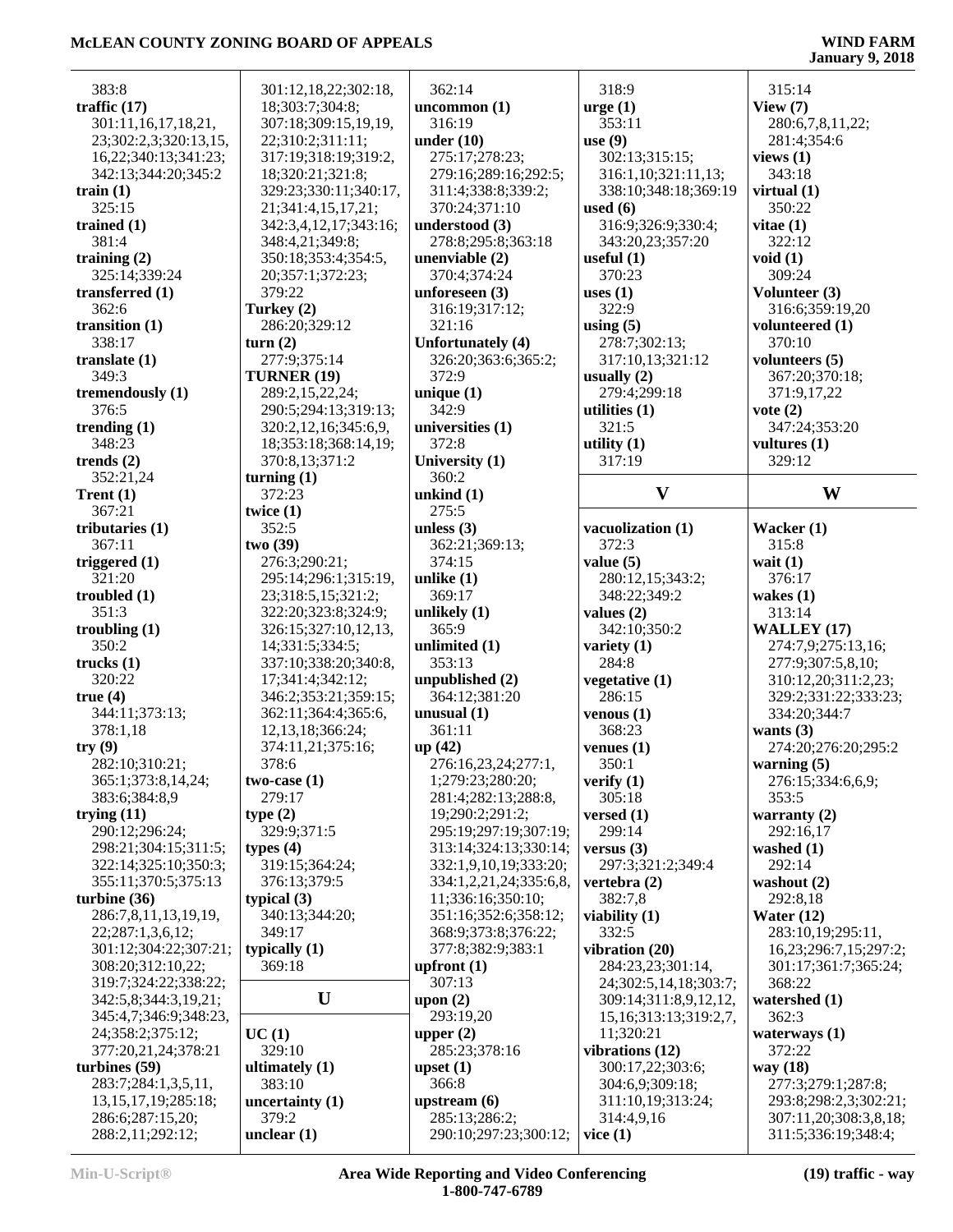383:8
**traffic (17)**
301:11,16,17,18,21,23;302:2,3;320:13,15,16,22;340:13;341:23;342:13;344:20;345:2
**train (1)**
325:15
**trained (1)**
381:4
**training (2)**
325:14;339:24
**transferred (1)**
362:6
**transition (1)**
338:17
**translate (1)**
349:3
**tremendously (1)**
376:5
**trending (1)**
348:23
**trends (2)**
352:21,24
**Trent (1)**
367:21
**tributaries (1)**
367:11
**triggered (1)**
321:20
**troubled (1)**
351:3
**troubling (1)**
350:2
**trucks (1)**
320:22
**true (4)**
344:11;373:13;378:1,18
**try (9)**
282:10;310:21;365:1;373:8,14,24;383:6;384:8,9
**trying (11)**
290:12;296:24;298:21;304:15;311:5;322:14;325:10;350:3;355:11;370:5;375:13
**turbine (36)**
286:7,8,11,13,19,19,22;287:1,3,6,12;301:12;304:22;307:21;308:20;312:10,22;319:7;324:22;338:22;342:5,8;344:3,19,21;345:4,7;346:9;348:23,24;358:2;375:12;377:20,21,24;378:21
**turbines (59)**
283:7;284:1,3,5,11,13,15,17,19;285:18;286:6;287:15,20;288:2,11;292:12;301:12,18,22;302:18,18;303:7;304:8;307:18;309:15,19,19,22;310:2;311:11;317:19;318:19;319:2,18;320:21;321:8;329:23;330:11;340:17,21;341:4,15,17,21;342:3,4,12,17;343:16;348:4,21;349:8;350:18;353:4;354:5,20;357:1;372:23;379:22
**Turkey (2)**
286:20;329:12
**turn (2)**
277:9;375:14
**TURNER (19)**
289:2,15,22,24;290:5;294:13;319:13;320:2,12,16;345:6,9,18;353:18;368:14,19;370:8,13;371:2
**turning (1)**
372:23
**twice (1)**
352:5
**two (39)**
276:3;290:21;295:14;296:1;315:19,23;318:5,15;321:2;322:20;323:8;324:9;326:15;327:10,12,13,14;331:5;334:5;337:10;338:20;340:8,17;341:4;342:12;346:2;353:21;359:15;362:11;364:4;365:6,12,13,18;366:24;374:11,21;375:16;378:6
**two-case (1)**
279:17
**type (2)**
329:9;371:5
**types (4)**
319:15;364:24;376:13;379:5
**typical (3)**
340:13;344:20;349:17
**typically (1)**
369:18

## U

**UC (1)**
329:10
**ultimately (1)**
383:10
**uncertainty (1)**
379:2
**unclear (1)**
362:14
**uncommon (1)**
316:19
**under (10)**
275:17;278:23;279:16;289:16;292:5;311:4;338:8;339:2;370:24;371:10
**understood (3)**
278:8;295:8;363:18
**unenviable (2)**
370:4;374:24
**unforeseen (3)**
316:19;317:12;321:16
**Unfortunately (4)**
326:20;363:6;365:2;372:9
**unique (1)**
342:9
**universities (1)**
372:8
**University (1)**
360:2
**unkind (1)**
275:5
**unless (3)**
362:21;369:13;374:15
**unlike (1)**
369:17
**unlikely (1)**
365:9
**unlimited (1)**
353:13
**unpublished (2)**
364:12;381:20
**unusual (1)**
361:11
**up (42)**
276:16,23,24;277:1,1;279:23;280:20;281:4;282:13;288:8,19;290:2;291:2;295:19;297:19;307:19;313:14;324:13;330:14;332:1,9,10,19;333:20;334:1,2,21,24;335:6,8,11;336:16;350:10;351:16;352:6;358:12;368:9;373:8;376:22;377:8;382:9;383:1
**upfront (1)**
307:13
**upon (2)**
293:19,20
**upper (2)**
285:23;378:16
**upset (1)**
366:8
**upstream (6)**
285:13;286:2;290:10;297:23;300:12;318:9
**urge (1)**
353:11
**use (9)**
302:13;315:15;316:1,10;321:11,13;338:10;348:18;369:19
**used (6)**
316:9;326:9;330:4;343:20,23;357:20
**useful (1)**
370:23
**uses (1)**
322:9
**using (5)**
278:7;302:13;317:10,13;321:12
**usually (2)**
279:4;299:18
**utilities (1)**
321:5
**utility (1)**
317:19

## V

**vacuolization (1)**
372:3
**value (5)**
280:12,15;343:2;348:22;349:2
**values (2)**
342:10;350:2
**variety (1)**
284:8
**vegetative (1)**
286:15
**venous (1)**
368:23
**venues (1)**
350:1
**verify (1)**
305:18
**versed (1)**
299:14
**versus (3)**
297:3;321:2;349:4
**vertebra (2)**
382:7,8
**viability (1)**
332:5
**vibration (20)**
284:23,23;301:14,24;302:5,14,18;303:7;309:14;311:8,9,12,12,15,16;313:13;319:2,7,11;320:21
**vibrations (12)**
300:17,22;303:6;304:6,9;309:18;311:10,19;313:24;314:4,9,16
**vice (1)**
315:14
**View (7)**
280:6,7,8,11,22;281:4;354:6
**views (1)**
343:18
**virtual (1)**
350:22
**vitae (1)**
322:12
**void (1)**
309:24
**Volunteer (3)**
316:6;359:19,20
**volunteered (1)**
370:10
**volunteers (5)**
367:20;370:18;371:9,17,22
**vote (2)**
347:24;353:20
**vultures (1)**
329:12

## W

**Wacker (1)**
315:8
**wait (1)**
376:17
**wakes (1)**
313:14
**WALLEY (17)**
274:7,9;275:13,16;277:9;307:5,8,10;310:12,20;311:2,23;329:2;331:22;333:23;334:20;344:7
**wants (3)**
274:20;276:20;295:2
**warning (5)**
276:15;334:6,6,9;353:5
**warranty (2)**
292:16,17
**washed (1)**
292:14
**washout (2)**
292:8,18
**Water (12)**
283:10,19;295:11,16,23;296:7,15;297:2;301:17;361:7;365:24;368:22
**watershed (1)**
362:3
**waterways (1)**
372:22
**way (18)**
277:3;279:1;287:8;293:8;298:2,3;302:21;307:11,20;308:3,8,18;311:5;336:19;348:4;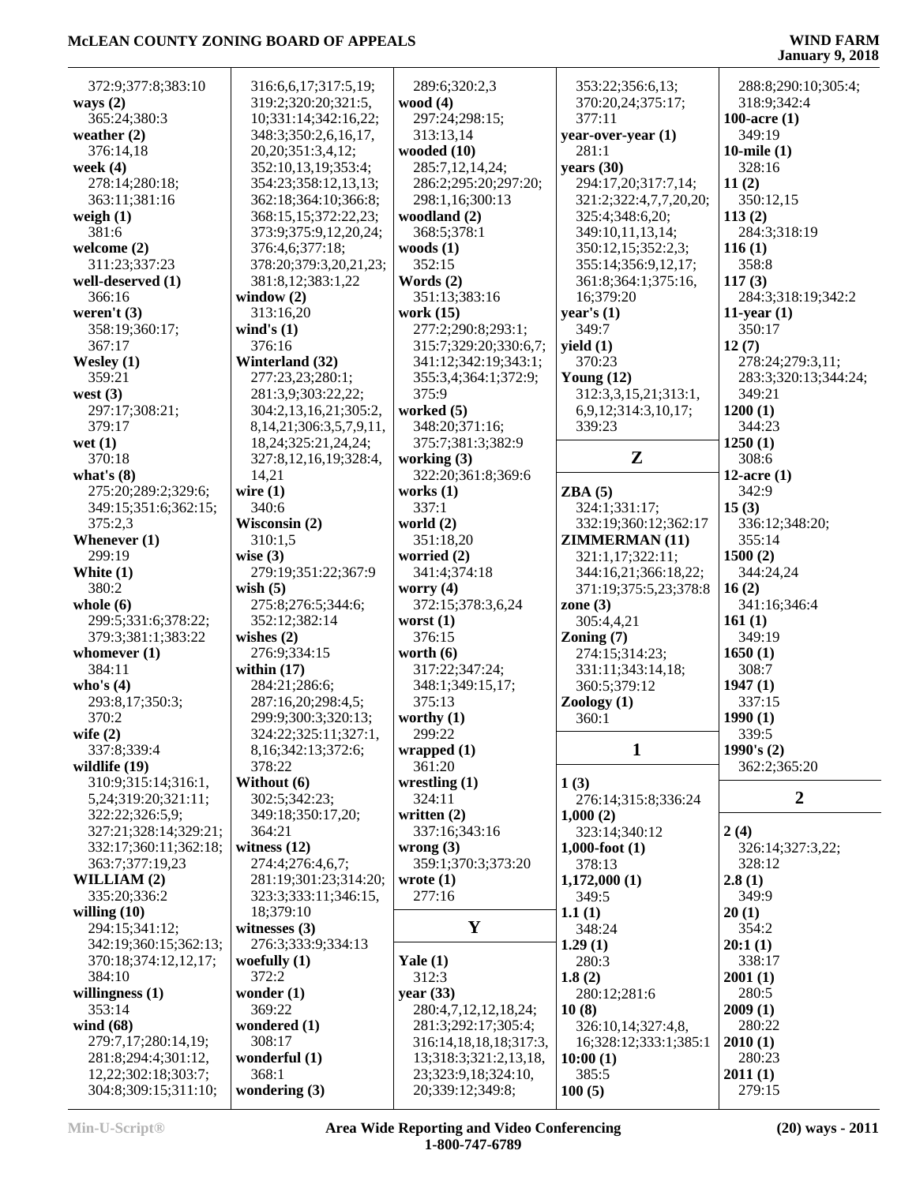372:9;377:8;383:10
**ways (2)**
365:24;380:3
**weather (2)**
376:14,18
**week (4)**
278:14;280:18;
363:11;381:16
**weigh (1)**
381:6
**welcome (2)**
311:23;337:23
**well-deserved (1)**
366:16
**weren't (3)**
358:19;360:17;
367:17
**Wesley (1)**
359:21
**west (3)**
297:17;308:21;
379:17
**wet (1)**
370:18
**what's (8)**
275:20;289:2;329:6;
349:15;351:6;362:15;
375:2,3
**Whenever (1)**
299:19
**White (1)**
380:2
**whole (6)**
299:5;331:6;378:22;
379:3;381:1;383:22
**whomever (1)**
384:11
**who's (4)**
293:8,17;350:3;
370:2
**wife (2)**
337:8;339:4
**wildlife (19)**
310:9;315:14;316:1,
5,24;319:20;321:11;
322:22;326:5,9;
327:21;328:14;329:21;
332:17;360:11;362:18;
363:7;377:19,23
**WILLIAM (2)**
335:20;336:2
**willing (10)**
294:15;341:12;
342:19;360:15;362:13;
370:18;374:12,12,17;
384:10
**willingness (1)**
353:14
**wind (68)**
279:7,17;280:14,19;
281:8;294:4;301:12,
12,22;302:18;303:7;
304:8;309:15;311:10;
316:6,6,17;317:5,19;
319:2;320:20;321:5,
10;331:14;342:16,22;
348:3;350:2,6,16,17,
20,20;351:3,4,12;
352:10,13,19;353:4;
354:23;358:12,13,13;
362:18;364:10;366:8;
368:15,15;372:22,23;
373:9;375:9,12,20,24;
376:4,6;377:18;
378:20;379:3,20,21,23;
381:8,12;383:1,22
**window (2)**
313:16,20
**wind's (1)**
376:16
**Winterland (32)**
277:23,23;280:1;
281:3,9;303:22,22;
304:2,13,16,21;305:2,
8,14,21;306:3,5,7,9,11,
18,24;325:21,24,24;
327:8,12,16,19;328:4,
14,21
**wire (1)**
340:6
**Wisconsin (2)**
310:1,5
**wise (3)**
279:19;351:22;367:9
**wish (5)**
275:8;276:5;344:6;
352:12;382:14
**wishes (2)**
276:9;334:15
**within (17)**
284:21;286:6;
287:16,20;298:4,5;
299:9;300:3;320:13;
324:22;325:11;327:1,
8,16;342:13;372:6;
378:22
**Without (6)**
302:5;342:23;
349:18;350:17,20;
364:21
**witness (12)**
274:4;276:4,6,7;
281:19;301:23;314:20;
323:3;333:11;346:15,
18;379:10
**witnesses (3)**
276:3;333:9;334:13
**woefully (1)**
372:2
**wonder (1)**
369:22
**wondered (1)**
308:17
**wonderful (1)**
368:1
**wondering (3)**
289:6;320:2,3
**wood (4)**
297:24;298:15;
313:13,14
**wooded (10)**
285:7,12,14,24;
286:2;295:20;297:20;
298:1,16;300:13
**woodland (2)**
368:5;378:1
**woods (1)**
352:15
**Words (2)**
351:13;383:16
**work (15)**
277:2;290:8;293:1;
315:7;329:20;330:6,7;
341:12;342:19;343:1;
355:3,4;364:1;372:9;
375:9
**worked (5)**
348:20;371:16;
375:7;381:3;382:9
**working (3)**
322:20;361:8;369:6
**works (1)**
337:1
**world (2)**
351:18,20
**worried (2)**
341:4;374:18
**worry (4)**
372:15;378:3,6,24
**worst (1)**
376:15
**worth (6)**
317:22;347:24;
348:1;349:15,17;
375:13
**worthy (1)**
299:22
**wrapped (1)**
361:20
**wrestling (1)**
324:11
**written (2)**
337:16;343:16
**wrong (3)**
359:1;370:3;373:20
**wrote (1)**
277:16

## Y

**Yale (1)**
312:3
**year (33)**
280:4,7,12,12,18,24;
281:3;292:17;305:4;
316:14,18,18,18;317:3,
13;318:3;321:2,13,18,
23;323:9,18;324:10,
20;339:12;349:8;
353:22;356:6,13;
370:20,24;375:17;
377:11
**year-over-year (1)**
281:1
**years (30)**
294:17,20;317:7,14;
321:2;322:4,7,7,20,20;
325:4;348:6,20;
349:10,11,13,14;
350:12,15;352:2,3;
355:14;356:9,12,17;
361:8;364:1;375:16,
16;379:20
**year's (1)**
349:7
**yield (1)**
370:23
**Young (12)**
312:3,3,15,21;313:1,
6,9,12;314:3,10,17;
339:23

## Z

**ZBA (5)**
324:1;331:17;
332:19;360:12;362:17
**ZIMMERMAN (11)**
321:1,17;322:11;
344:16,21;366:18,22;
371:19;375:5,23;378:8
**zone (3)**
305:4,4,21
**Zoning (7)**
274:15;314:23;
331:11;343:14,18;
360:5;379:12
**Zoology (1)**
360:1

## 1

**1 (3)**
276:14;315:8;336:24
**1,000 (2)**
323:14;340:12
**1,000-foot (1)**
378:13
**1,172,000 (1)**
349:5
**1.1 (1)**
348:24
**1.29 (1)**
280:3
**1.8 (2)**
280:12;281:6
**10 (8)**
326:10,14;327:4,8,
16;328:12;333:1;385:1
**10:00 (1)**
385:5
**100 (5)**
288:8;290:10;305:4;
318:9;342:4
**100-acre (1)**
349:19
**10-mile (1)**
328:16
**11 (2)**
350:12,15
**113 (2)**
284:3;318:19
**116 (1)**
358:8
**117 (3)**
284:3;318:19;342:2
**11-year (1)**
350:17
**12 (7)**
278:24;279:3,11;
283:3;320:13;344:24;
349:21
**1200 (1)**
344:23
**1250 (1)**
308:6
**12-acre (1)**
342:9
**15 (3)**
336:12;348:20;
355:14
**1500 (2)**
344:24,24
**16 (2)**
341:16;346:4
**161 (1)**
349:19
**1650 (1)**
308:7
**1947 (1)**
337:15
**1990 (1)**
339:5
**1990's (2)**
362:2;365:20

## 2

**2 (4)**
326:14;327:3,22;
328:12
**2.8 (1)**
349:9
**20 (1)**
354:2
**20:1 (1)**
338:17
**2001 (1)**
280:5
**2009 (1)**
280:22
**2010 (1)**
280:23
**2011 (1)**
279:15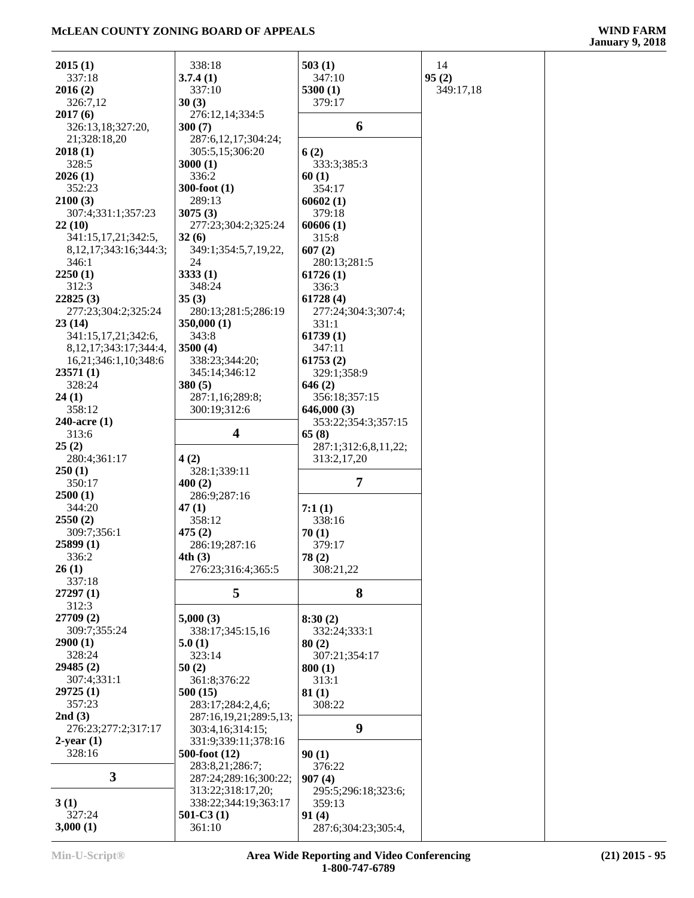**2015 (1)**
337:18
**2016 (2)**
326:7,12
**2017 (6)**
326:13,18;327:20,21;328:18,20
**2018 (1)**
328:5
**2026 (1)**
352:23
**2100 (3)**
307:4;331:1;357:23
**22 (10)**
341:15,17,21;342:5,8,12,17;343:16;344:3;346:1
**2250 (1)**
312:3
**22825 (3)**
277:23;304:2;325:24
**23 (14)**
341:15,17,21;342:6,8,12,17;343:17;344:4,16,21;346:1,10;348:6
**23571 (1)**
328:24
**24 (1)**
358:12
**240-acre (1)**
313:6
**25 (2)**
280:4;361:17
**250 (1)**
350:17
**2500 (1)**
344:20
**2550 (2)**
309:7;356:1
**25899 (1)**
336:2
**26 (1)**
337:18
**27297 (1)**
312:3
**27709 (2)**
309:7;355:24
**2900 (1)**
328:24
**29485 (2)**
307:4;331:1
**29725 (1)**
357:23
**2nd (3)**
276:23;277:2;317:17
**2-year (1)**
328:16

## 3

**3 (1)**
327:24
**3,000 (1)**
338:18
**3.7.4 (1)**
337:10
**30 (3)**
276:12,14;334:5
**300 (7)**
287:6,12,17;304:24;305:5,15;306:20
**3000 (1)**
336:2
**300-foot (1)**
289:13
**3075 (3)**
277:23;304:2;325:24
**32 (6)**
349:1;354:5,7,19,22,24
**3333 (1)**
348:24
**35 (3)**
280:13;281:5;286:19
**350,000 (1)**
343:8
**3500 (4)**
338:23;344:20;345:14;346:12
**380 (5)**
287:1,16;289:8;300:19;312:6

## 4

**4 (2)**
328:1;339:11
**400 (2)**
286:9;287:16
**47 (1)**
358:12
**475 (2)**
286:19;287:16
**4th (3)**
276:23;316:4;365:5

## 5

**5,000 (3)**
338:17;345:15,16
**5.0 (1)**
323:14
**50 (2)**
361:8;376:22
**500 (15)**
283:17;284:2,4,6;287:16,19,21;289:5,13;303:4,16;314:15;331:9;339:11;378:16
**500-foot (12)**
283:8,21;286:7;287:24;289:16;300:22;313:22;318:17,20;338:22;344:19;363:17
**501-C3 (1)**
361:10
**503 (1)**
347:10
**5300 (1)**
379:17

## 6

**6 (2)**
333:3;385:3
**60 (1)**
354:17
**60602 (1)**
379:18
**60606 (1)**
315:8
**607 (2)**
280:13;281:5
**61726 (1)**
336:3
**61728 (4)**
277:24;304:3;307:4;331:1
**61739 (1)**
347:11
**61753 (2)**
329:1;358:9
**646 (2)**
356:18;357:15
**646,000 (3)**
353:22;354:3;357:15
**65 (8)**
287:1;312:6,8,11,22;313:2,17,20

## 7

**7:1 (1)**
338:16
**70 (1)**
379:17
**78 (2)**
308:21,22

## 8

**8:30 (2)**
332:24;333:1
**80 (2)**
307:21;354:17
**800 (1)**
313:1
**81 (1)**
308:22

## 9

**90 (1)**
376:22
**907 (4)**
295:5;296:18;323:6;359:13
**91 (4)**
287:6;304:23;305:4,14
**95 (2)**
349:17,18